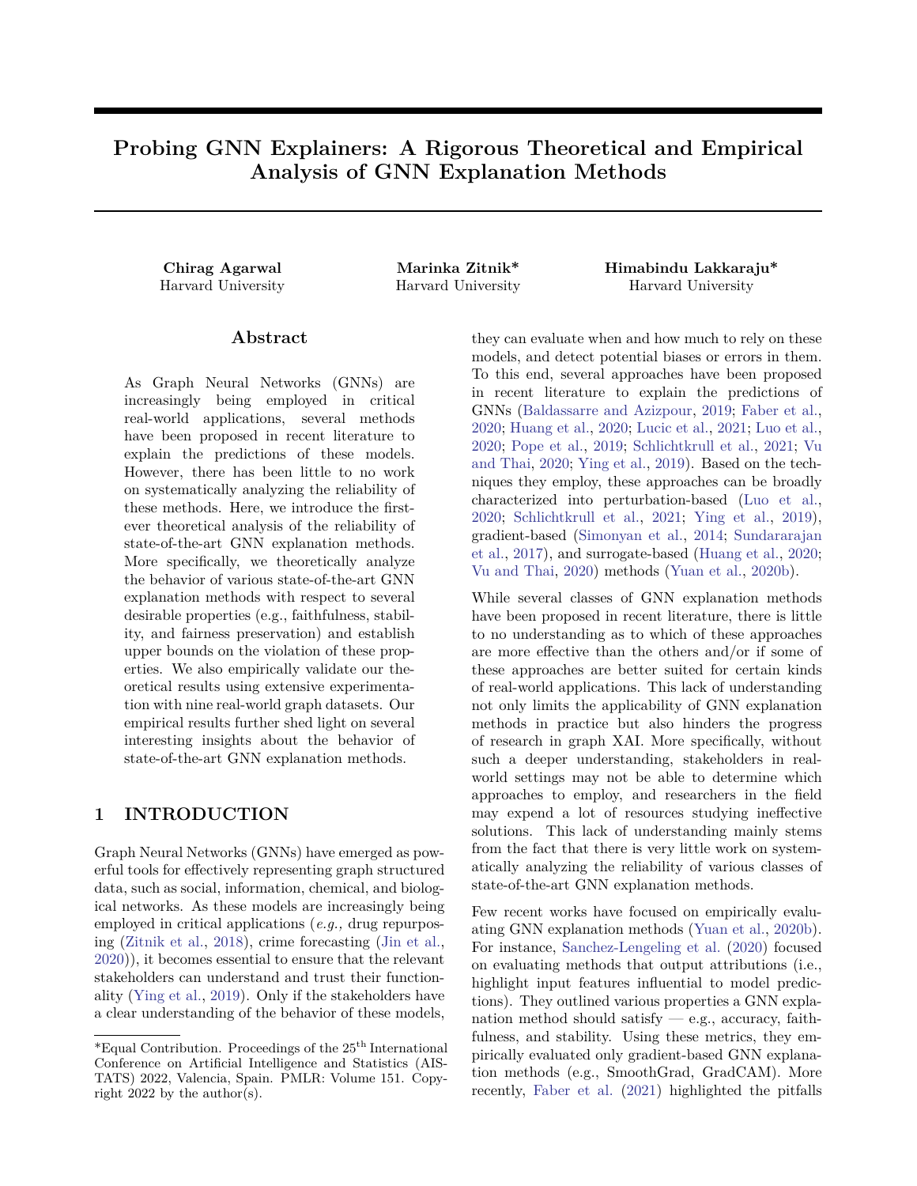# Probing GNN Explainers: A Rigorous Theoretical and Empirical Analysis of GNN Explanation Methods

**Chirag Agarwal**
Harvard University

**Marinka Zitnik***
Harvard University

**Himabindu Lakkaraju***
Harvard University

## Abstract

As Graph Neural Networks (GNNs) are increasingly being employed in critical real-world applications, several methods have been proposed in recent literature to explain the predictions of these models. However, there has been little to no work on systematically analyzing the reliability of these methods. Here, we introduce the first-ever theoretical analysis of the reliability of state-of-the-art GNN explanation methods. More specifically, we theoretically analyze the behavior of various state-of-the-art GNN explanation methods with respect to several desirable properties (e.g., faithfulness, stability, and fairness preservation) and establish upper bounds on the violation of these properties. We also empirically validate our theoretical results using extensive experimentation with nine real-world graph datasets. Our empirical results further shed light on several interesting insights about the behavior of state-of-the-art GNN explanation methods.

## 1 INTRODUCTION

Graph Neural Networks (GNNs) have emerged as powerful tools for effectively representing graph structured data, such as social, information, chemical, and biological networks. As these models are increasingly being employed in critical applications (*e.g.,* drug repurposing (Zitnik et al., 2018), crime forecasting (Jin et al., 2020)), it becomes essential to ensure that the relevant stakeholders can understand and trust their functionality (Ying et al., 2019). Only if the stakeholders have a clear understanding of the behavior of these models, they can evaluate when and how much to rely on these models, and detect potential biases or errors in them. To this end, several approaches have been proposed in recent literature to explain the predictions of GNNs (Baldassarre and Azizpour, 2019; Faber et al., 2020; Huang et al., 2020; Lucic et al., 2021; Luo et al., 2020; Pope et al., 2019; Schlichtkrull et al., 2021; Vu and Thai, 2020; Ying et al., 2019). Based on the techniques they employ, these approaches can be broadly characterized into perturbation-based (Luo et al., 2020; Schlichtkrull et al., 2021; Ying et al., 2019), gradient-based (Simonyan et al., 2014; Sundararajan et al., 2017), and surrogate-based (Huang et al., 2020; Vu and Thai, 2020) methods (Yuan et al., 2020b).

While several classes of GNN explanation methods have been proposed in recent literature, there is little to no understanding as to which of these approaches are more effective than the others and/or if some of these approaches are better suited for certain kinds of real-world applications. This lack of understanding not only limits the applicability of GNN explanation methods in practice but also hinders the progress of research in graph XAI. More specifically, without such a deeper understanding, stakeholders in real-world settings may not be able to determine which approaches to employ, and researchers in the field may expend a lot of resources studying ineffective solutions. This lack of understanding mainly stems from the fact that there is very little work on systematically analyzing the reliability of various classes of state-of-the-art GNN explanation methods.

Few recent works have focused on empirically evaluating GNN explanation methods (Yuan et al., 2020b). For instance, Sanchez-Lengeling et al. (2020) focused on evaluating methods that output attributions (i.e., highlight input features influential to model predictions). They outlined various properties a GNN explanation method should satisfy — e.g., accuracy, faithfulness, and stability. Using these metrics, they empirically evaluated only gradient-based GNN explanation methods (e.g., SmoothGrad, GradCAM). More recently, Faber et al. (2021) highlighted the pitfalls

*Equal Contribution. Proceedings of the 25th International Conference on Artificial Intelligence and Statistics (AISTATS) 2022, Valencia, Spain. PMLR: Volume 151. Copyright 2022 by the author(s).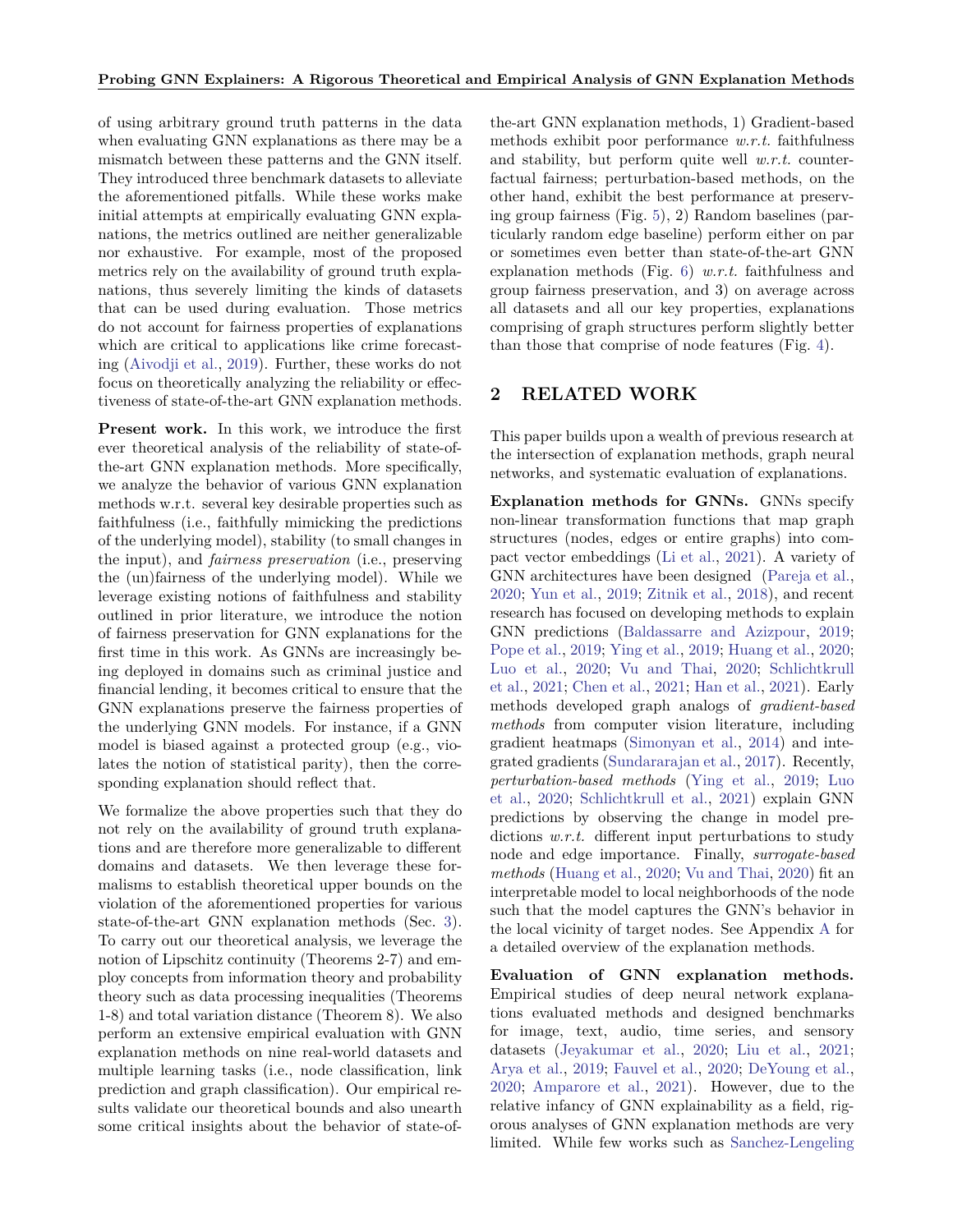of using arbitrary ground truth patterns in the data when evaluating GNN explanations as there may be a mismatch between these patterns and the GNN itself. They introduced three benchmark datasets to alleviate the aforementioned pitfalls. While these works make initial attempts at empirically evaluating GNN explanations, the metrics outlined are neither generalizable nor exhaustive. For example, most of the proposed metrics rely on the availability of ground truth explanations, thus severely limiting the kinds of datasets that can be used during evaluation. Those metrics do not account for fairness properties of explanations which are critical to applications like crime forecasting (Aivodji et al., 2019). Further, these works do not focus on theoretically analyzing the reliability or effectiveness of state-of-the-art GNN explanation methods.

**Present work.** In this work, we introduce the first ever theoretical analysis of the reliability of state-of-the-art GNN explanation methods. More specifically, we analyze the behavior of various GNN explanation methods w.r.t. several key desirable properties such as faithfulness (i.e., faithfully mimicking the predictions of the underlying model), stability (to small changes in the input), and *fairness preservation* (i.e., preserving the (un)fairness of the underlying model). While we leverage existing notions of faithfulness and stability outlined in prior literature, we introduce the notion of fairness preservation for GNN explanations for the first time in this work. As GNNs are increasingly being deployed in domains such as criminal justice and financial lending, it becomes critical to ensure that the GNN explanations preserve the fairness properties of the underlying GNN models. For instance, if a GNN model is biased against a protected group (e.g., violates the notion of statistical parity), then the corresponding explanation should reflect that.

We formalize the above properties such that they do not rely on the availability of ground truth explanations and are therefore more generalizable to different domains and datasets. We then leverage these formalisms to establish theoretical upper bounds on the violation of the aforementioned properties for various state-of-the-art GNN explanation methods (Sec. 3). To carry out our theoretical analysis, we leverage the notion of Lipschitz continuity (Theorems 2-7) and employ concepts from information theory and probability theory such as data processing inequalities (Theorems 1-8) and total variation distance (Theorem 8). We also perform an extensive empirical evaluation with GNN explanation methods on nine real-world datasets and multiple learning tasks (i.e., node classification, link prediction and graph classification). Our empirical results validate our theoretical bounds and also unearth some critical insights about the behavior of state-of-the-art GNN explanation methods, 1) Gradient-based methods exhibit poor performance *w.r.t.* faithfulness and stability, but perform quite well *w.r.t.* counterfactual fairness; perturbation-based methods, on the other hand, exhibit the best performance at preserving group fairness (Fig. 5), 2) Random baselines (particularly random edge baseline) perform either on par or sometimes even better than state-of-the-art GNN explanation methods (Fig. 6) *w.r.t.* faithfulness and group fairness preservation, and 3) on average across all datasets and all our key properties, explanations comprising of graph structures perform slightly better than those that comprise of node features (Fig. 4).

## 2 RELATED WORK

This paper builds upon a wealth of previous research at the intersection of explanation methods, graph neural networks, and systematic evaluation of explanations.

**Explanation methods for GNNs.** GNNs specify non-linear transformation functions that map graph structures (nodes, edges or entire graphs) into compact vector embeddings (Li et al., 2021). A variety of GNN architectures have been designed (Pareja et al., 2020; Yun et al., 2019; Zitnik et al., 2018), and recent research has focused on developing methods to explain GNN predictions (Baldassarre and Azizpour, 2019; Pope et al., 2019; Ying et al., 2019; Huang et al., 2020; Luo et al., 2020; Vu and Thai, 2020; Schlichtkrull et al., 2021; Chen et al., 2021; Han et al., 2021). Early methods developed graph analogs of *gradient-based methods* from computer vision literature, including gradient heatmaps (Simonyan et al., 2014) and integrated gradients (Sundararajan et al., 2017). Recently, *perturbation-based methods* (Ying et al., 2019; Luo et al., 2020; Schlichtkrull et al., 2021) explain GNN predictions by observing the change in model predictions *w.r.t.* different input perturbations to study node and edge importance. Finally, *surrogate-based methods* (Huang et al., 2020; Vu and Thai, 2020) fit an interpretable model to local neighborhoods of the node such that the model captures the GNN's behavior in the local vicinity of target nodes. See Appendix A for a detailed overview of the explanation methods.

**Evaluation of GNN explanation methods.** Empirical studies of deep neural network explanations evaluated methods and designed benchmarks for image, text, audio, time series, and sensory datasets (Jeyakumar et al., 2020; Liu et al., 2021; Arya et al., 2019; Fauvel et al., 2020; DeYoung et al., 2020; Amparore et al., 2021). However, due to the relative infancy of GNN explainability as a field, rigorous analyses of GNN explanation methods are very limited. While few works such as Sanchez-Lengeling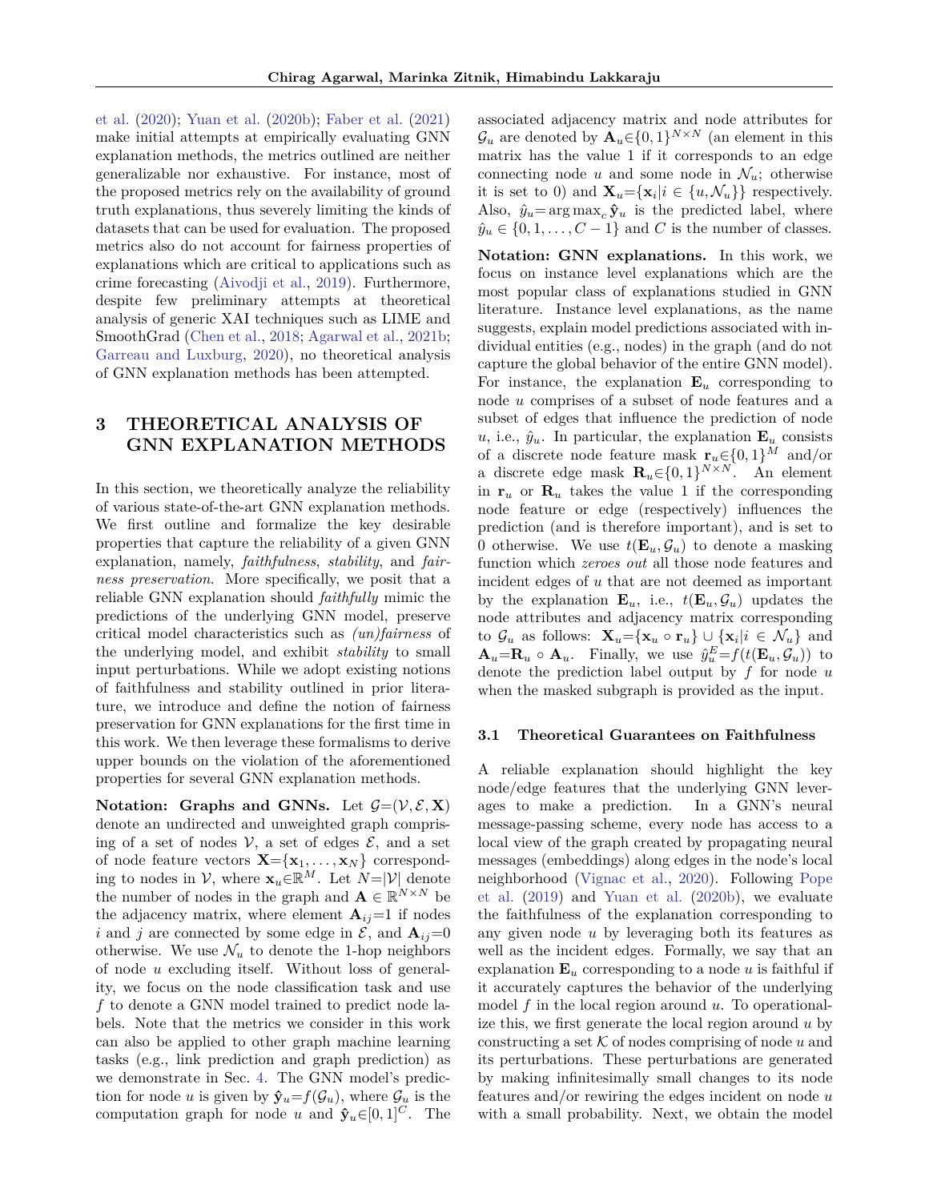et al. (2020); Yuan et al. (2020b); Faber et al. (2021) make initial attempts at empirically evaluating GNN explanation methods, the metrics outlined are neither generalizable nor exhaustive. For instance, most of the proposed metrics rely on the availability of ground truth explanations, thus severely limiting the kinds of datasets that can be used for evaluation. The proposed metrics also do not account for fairness properties of explanations which are critical to applications such as crime forecasting (Aivodji et al., 2019). Furthermore, despite few preliminary attempts at theoretical analysis of generic XAI techniques such as LIME and SmoothGrad (Chen et al., 2018; Agarwal et al., 2021b; Garreau and Luxburg, 2020), no theoretical analysis of GNN explanation methods has been attempted.

# 3 THEORETICAL ANALYSIS OF GNN EXPLANATION METHODS

In this section, we theoretically analyze the reliability of various state-of-the-art GNN explanation methods. We first outline and formalize the key desirable properties that capture the reliability of a given GNN explanation, namely, *faithfulness*, *stability*, and *fairness preservation*. More specifically, we posit that a reliable GNN explanation should *faithfully* mimic the predictions of the underlying GNN model, preserve critical model characteristics such as *(un)fairness* of the underlying model, and exhibit *stability* to small input perturbations. While we adopt existing notions of faithfulness and stability outlined in prior literature, we introduce and define the notion of fairness preservation for GNN explanations for the first time in this work. We then leverage these formalisms to derive upper bounds on the violation of the aforementioned properties for several GNN explanation methods.

**Notation: Graphs and GNNs.** Let $\mathcal{G}=(\mathcal{V},\mathcal{E},\mathbf{X})$ denote an undirected and unweighted graph comprising of a set of nodes $\mathcal{V}$, a set of edges $\mathcal{E}$, and a set of node feature vectors $\mathbf{X}=\{\mathbf{x}_1,\ldots,\mathbf{x}_N\}$ corresponding to nodes in $\mathcal{V}$, where $\mathbf{x}_u \in \mathbb{R}^M$. Let $N=|\mathcal{V}|$ denote the number of nodes in the graph and $\mathbf{A} \in \mathbb{R}^{N\times N}$ be the adjacency matrix, where element $\mathbf{A}_{ij}=1$ if nodes $i$ and $j$ are connected by some edge in $\mathcal{E}$, and $\mathbf{A}_{ij}=0$ otherwise. We use $\mathcal{N}_u$ to denote the 1-hop neighbors of node $u$ excluding itself. Without loss of generality, we focus on the node classification task and use $f$ to denote a GNN model trained to predict node labels. Note that the metrics we consider in this work can also be applied to other graph machine learning tasks (e.g., link prediction and graph prediction) as we demonstrate in Sec. 4. The GNN model's prediction for node $u$ is given by $\hat{\mathbf{y}}_u=f(\mathcal{G}_u)$, where $\mathcal{G}_u$ is the computation graph for node $u$ and $\hat{\mathbf{y}}_u \in [0,1]^C$. The associated adjacency matrix and node attributes for $\mathcal{G}_u$ are denoted by $\mathbf{A}_u \in \{0,1\}^{N\times N}$ (an element in this matrix has the value 1 if it corresponds to an edge connecting node $u$ and some node in $\mathcal{N}_u$; otherwise it is set to 0) and $\mathbf{X}_u=\{\mathbf{x}_i | i \in \{u, \mathcal{N}_u\}\}$ respectively. Also, $\hat{y}_u = \arg\max_c \hat{\mathbf{y}}_u$ is the predicted label, where $\hat{y}_u \in \{0,1,\ldots,C-1\}$ and $C$ is the number of classes.

**Notation: GNN explanations.** In this work, we focus on instance level explanations which are the most popular class of explanations studied in GNN literature. Instance level explanations, as the name suggests, explain model predictions associated with individual entities (e.g., nodes) in the graph (and do not capture the global behavior of the entire GNN model). For instance, the explanation $\mathbf{E}_u$ corresponding to node $u$ comprises of a subset of node features and a subset of edges that influence the prediction of node $u$, i.e., $\hat{y}_u$. In particular, the explanation $\mathbf{E}_u$ consists of a discrete node feature mask $\mathbf{r}_u \in \{0,1\}^M$ and/or a discrete edge mask $\mathbf{R}_u \in \{0,1\}^{N\times N}$. An element in $\mathbf{r}_u$ or $\mathbf{R}_u$ takes the value 1 if the corresponding node feature or edge (respectively) influences the prediction (and is therefore important), and is set to 0 otherwise. We use $t(\mathbf{E}_u, \mathcal{G}_u)$ to denote a masking function which *zeroes out* all those node features and incident edges of $u$ that are not deemed as important by the explanation $\mathbf{E}_u$, i.e., $t(\mathbf{E}_u, \mathcal{G}_u)$ updates the node attributes and adjacency matrix corresponding to $\mathcal{G}_u$ as follows: $\mathbf{X}_u=\{\mathbf{x}_u \circ \mathbf{r}_u\} \cup \{\mathbf{x}_i | i \in \mathcal{N}_u\}$ and $\mathbf{A}_u=\mathbf{R}_u \circ \mathbf{A}_u$. Finally, we use $\hat{y}_u^E=f(t(\mathbf{E}_u, \mathcal{G}_u))$ to denote the prediction label output by $f$ for node $u$ when the masked subgraph is provided as the input.

### 3.1 Theoretical Guarantees on Faithfulness

A reliable explanation should highlight the key node/edge features that the underlying GNN leverages to make a prediction. In a GNN's neural message-passing scheme, every node has access to a local view of the graph created by propagating neural messages (embeddings) along edges in the node's local neighborhood (Vignac et al., 2020). Following Pope et al. (2019) and Yuan et al. (2020b), we evaluate the faithfulness of the explanation corresponding to any given node $u$ by leveraging both its features as well as the incident edges. Formally, we say that an explanation $\mathbf{E}_u$ corresponding to a node $u$ is faithful if it accurately captures the behavior of the underlying model $f$ in the local region around $u$. To operationalize this, we first generate the local region around $u$ by constructing a set $\mathcal{K}$ of nodes comprising of node $u$ and its perturbations. These perturbations are generated by making infinitesimally small changes to its node features and/or rewiring the edges incident on node $u$ with a small probability. Next, we obtain the model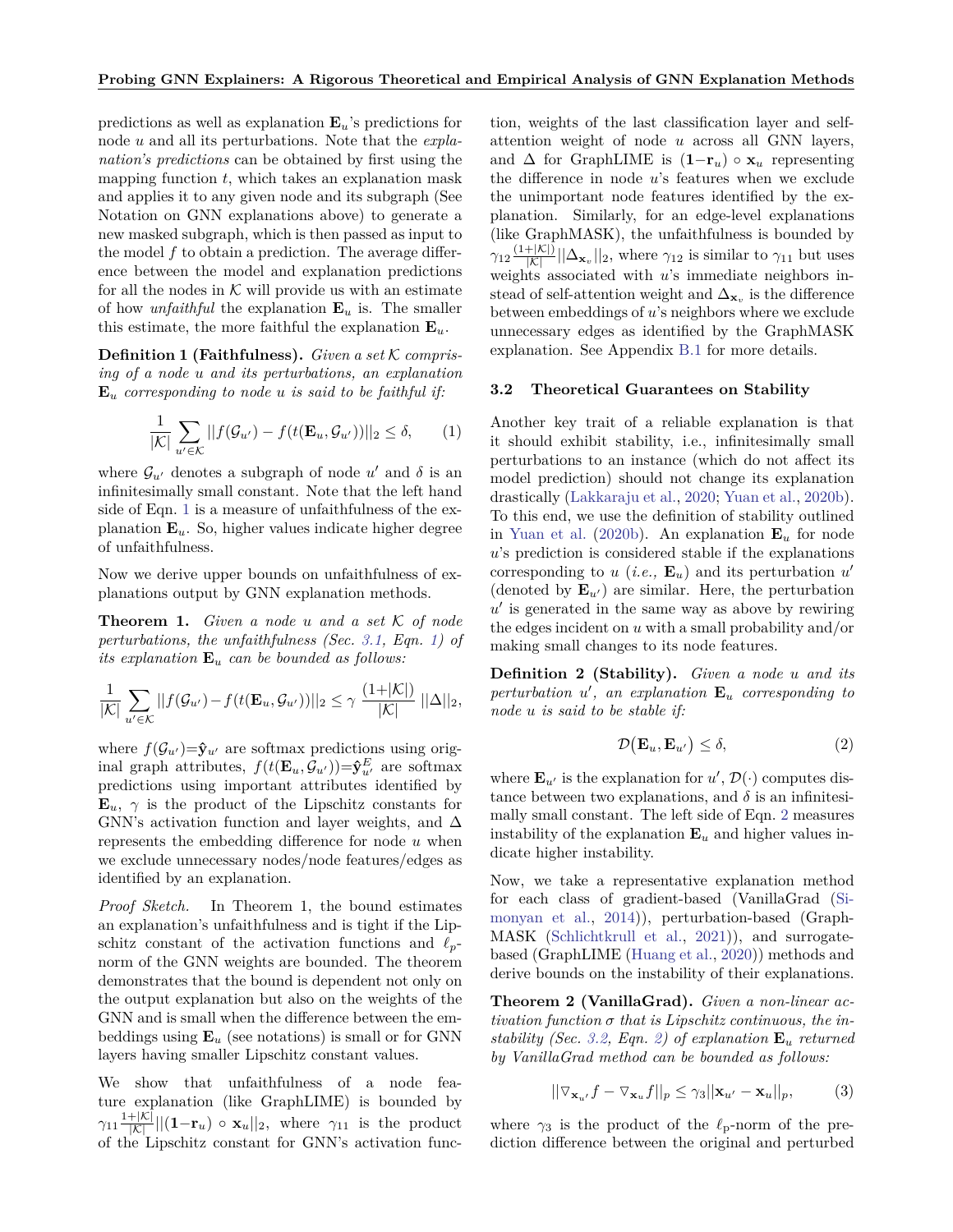predictions as well as explanation $\mathbf{E}_u$'s predictions for node $u$ and all its perturbations. Note that the *explanation's predictions* can be obtained by first using the mapping function $t$, which takes an explanation mask and applies it to any given node and its subgraph (See Notation on GNN explanations above) to generate a new masked subgraph, which is then passed as input to the model $f$ to obtain a prediction. The average difference between the model and explanation predictions for all the nodes in $\mathcal{K}$ will provide us with an estimate of how *unfaithful* the explanation $\mathbf{E}_u$ is. The smaller this estimate, the more faithful the explanation $\mathbf{E}_u$.

**Definition 1 (Faithfulness).** *Given a set $\mathcal{K}$ comprising of a node $u$ and its perturbations, an explanation $\mathbf{E}_u$ corresponding to node $u$ is said to be faithful if:*

$$\frac{1}{|\mathcal{K}|}\sum_{u'\in\mathcal{K}}||f(\mathcal{G}_{u'})-f(t(\mathbf{E}_u,\mathcal{G}_{u'}))||_2 \leq \delta, \tag{1}$$

where $\mathcal{G}_{u'}$ denotes a subgraph of node $u'$ and $\delta$ is an infinitesimally small constant. Note that the left hand side of Eqn. 1 is a measure of unfaithfulness of the explanation $\mathbf{E}_u$. So, higher values indicate higher degree of unfaithfulness.

Now we derive upper bounds on unfaithfulness of explanations output by GNN explanation methods.

**Theorem 1.** *Given a node $u$ and a set $\mathcal{K}$ of node perturbations, the unfaithfulness (Sec. 3.1, Eqn. 1) of its explanation $\mathbf{E}_u$ can be bounded as follows:*

$$\frac{1}{|\mathcal{K}|}\sum_{u'\in\mathcal{K}}||f(\mathcal{G}_{u'})-f(t(\mathbf{E}_u,\mathcal{G}_{u'}))||_2 \leq \gamma\ \frac{(1+|\mathcal{K}|)}{|\mathcal{K}|}\ ||\Delta||_2,$$

where $f(\mathcal{G}_{u'})=\hat{\mathbf{y}}_{u'}$ are softmax predictions using original graph attributes, $f(t(\mathbf{E}_u,\mathcal{G}_{u'}))=\hat{\mathbf{y}}^E_{u'}$ are softmax predictions using important attributes identified by $\mathbf{E}_u$, $\gamma$ is the product of the Lipschitz constants for GNN's activation function and layer weights, and $\Delta$ represents the embedding difference for node $u$ when we exclude unnecessary nodes/node features/edges as identified by an explanation.

*Proof Sketch.* In Theorem 1, the bound estimates an explanation's unfaithfulness and is tight if the Lipschitz constant of the activation functions and $\ell_p$-norm of the GNN weights are bounded. The theorem demonstrates that the bound is dependent not only on the output explanation but also on the weights of the GNN and is small when the difference between the embeddings using $\mathbf{E}_u$ (see notations) is small or for GNN layers having smaller Lipschitz constant values.

We show that unfaithfulness of a node feature explanation (like GraphLIME) is bounded by $\gamma_{11}\frac{1+|\mathcal{K}|}{|\mathcal{K}|}||(\mathbf{1}-\mathbf{r}_u)\circ\mathbf{x}_u||_2$, where $\gamma_{11}$ is the product of the Lipschitz constant for GNN's activation function, weights of the last classification layer and self-attention weight of node $u$ across all GNN layers, and $\Delta$ for GraphLIME is $(\mathbf{1}-\mathbf{r}_u)\circ\mathbf{x}_u$ representing the difference in node $u$'s features when we exclude the unimportant node features identified by the explanation. Similarly, for an edge-level explanations (like GraphMASK), the unfaithfulness is bounded by $\gamma_{12}\frac{(1+|\mathcal{K}|)}{|\mathcal{K}|}||\Delta_{\mathbf{x}_v}||_2$, where $\gamma_{12}$ is similar to $\gamma_{11}$ but uses weights associated with $u$'s immediate neighbors instead of self-attention weight and $\Delta_{\mathbf{x}_v}$ is the difference between embeddings of $u$'s neighbors where we exclude unnecessary edges as identified by the GraphMASK explanation. See Appendix B.1 for more details.

### 3.2 Theoretical Guarantees on Stability

Another key trait of a reliable explanation is that it should exhibit stability, i.e., infinitesimally small perturbations to an instance (which do not affect its model prediction) should not change its explanation drastically (Lakkaraju et al., 2020; Yuan et al., 2020b). To this end, we use the definition of stability outlined in Yuan et al. (2020b). An explanation $\mathbf{E}_u$ for node $u$'s prediction is considered stable if the explanations corresponding to $u$ (*i.e.,* $\mathbf{E}_u$) and its perturbation $u'$ (denoted by $\mathbf{E}_{u'}$) are similar. Here, the perturbation $u'$ is generated in the same way as above by rewiring the edges incident on $u$ with a small probability and/or making small changes to its node features.

**Definition 2 (Stability).** *Given a node $u$ and its perturbation $u'$, an explanation $\mathbf{E}_u$ corresponding to node $u$ is said to be stable if:*

$$\mathcal{D}\big(\mathbf{E}_u,\mathbf{E}_{u'}\big)\leq\delta, \tag{2}$$

where $\mathbf{E}_{u'}$ is the explanation for $u'$, $\mathcal{D}(\cdot)$ computes distance between two explanations, and $\delta$ is an infinitesimally small constant. The left side of Eqn. 2 measures instability of the explanation $\mathbf{E}_u$ and higher values indicate higher instability.

Now, we take a representative explanation method for each class of gradient-based (VanillaGrad (Simonyan et al., 2014)), perturbation-based (GraphMASK (Schlichtkrull et al., 2021)), and surrogate-based (GraphLIME (Huang et al., 2020)) methods and derive bounds on the instability of their explanations.

**Theorem 2 (VanillaGrad).** *Given a non-linear activation function $\sigma$ that is Lipschitz continuous, the instability (Sec. 3.2, Eqn. 2) of explanation $\mathbf{E}_u$ returned by VanillaGrad method can be bounded as follows:*

$$||\triangledown_{\mathbf{x}_{u'}}f-\triangledown_{\mathbf{x}_u}f||_p\leq\gamma_3||\mathbf{x}_{u'}-\mathbf{x}_u||_p, \tag{3}$$

where $\gamma_3$ is the product of the $\ell_p$-norm of the prediction difference between the original and perturbed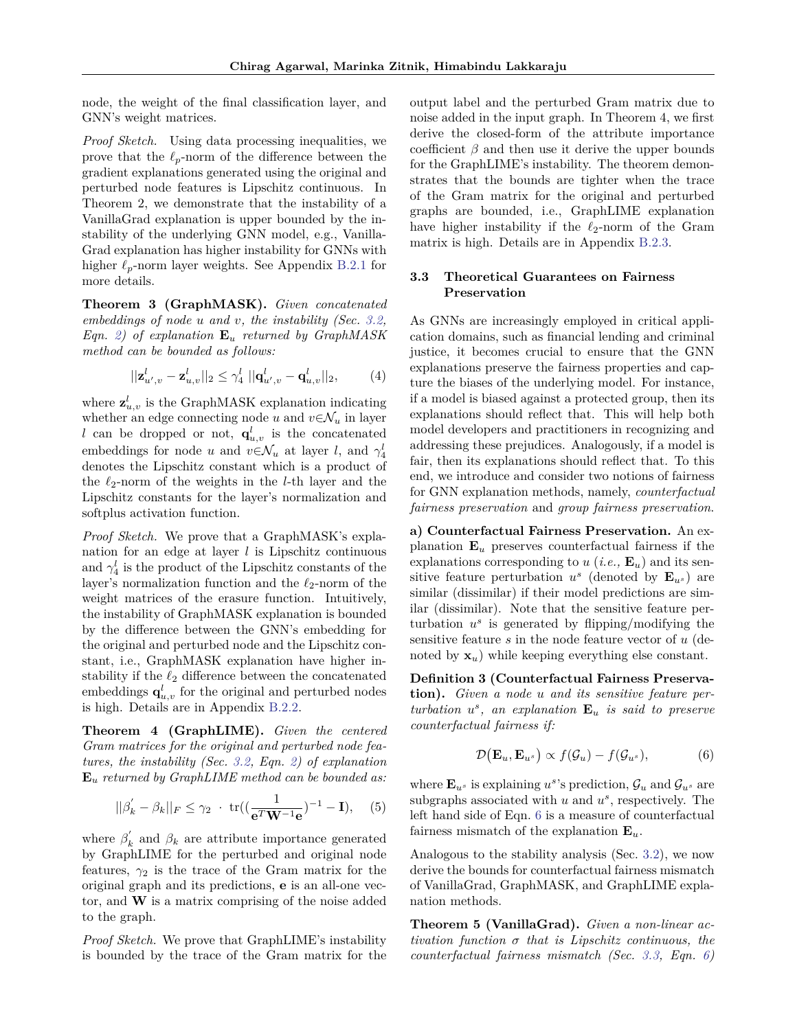node, the weight of the final classification layer, and GNN's weight matrices.

*Proof Sketch.* Using data processing inequalities, we prove that the $\ell_p$-norm of the difference between the gradient explanations generated using the original and perturbed node features is Lipschitz continuous. In Theorem 2, we demonstrate that the instability of a VanillaGrad explanation is upper bounded by the instability of the underlying GNN model, e.g., VanillaGrad explanation has higher instability for GNNs with higher $\ell_p$-norm layer weights. See Appendix B.2.1 for more details.

**Theorem 3 (GraphMASK).** *Given concatenated embeddings of node $u$ and $v$, the instability (Sec. 3.2, Eqn. 2) of explanation $\mathbf{E}_u$ returned by GraphMASK method can be bounded as follows:*

$$||\mathbf{z}^l_{u',v} - \mathbf{z}^l_{u,v}||_2 \leq \gamma^l_4 \; ||\mathbf{q}^l_{u',v} - \mathbf{q}^l_{u,v}||_2, \tag{4}$$

where $\mathbf{z}^l_{u,v}$ is the GraphMASK explanation indicating whether an edge connecting node $u$ and $v \in \mathcal{N}_u$ in layer $l$ can be dropped or not, $\mathbf{q}^l_{u,v}$ is the concatenated embeddings for node $u$ and $v \in \mathcal{N}_u$ at layer $l$, and $\gamma^l_4$ denotes the Lipschitz constant which is a product of the $\ell_2$-norm of the weights in the $l$-th layer and the Lipschitz constants for the layer's normalization and softplus activation function.

*Proof Sketch.* We prove that a GraphMASK's explanation for an edge at layer $l$ is Lipschitz continuous and $\gamma^l_4$ is the product of the Lipschitz constants of the layer's normalization function and the $\ell_2$-norm of the weight matrices of the erasure function. Intuitively, the instability of GraphMASK explanation is bounded by the difference between the GNN's embedding for the original and perturbed node and the Lipschitz constant, i.e., GraphMASK explanation have higher instability if the $\ell_2$ difference between the concatenated embeddings $\mathbf{q}^l_{u,v}$ for the original and perturbed nodes is high. Details are in Appendix B.2.2.

**Theorem 4 (GraphLIME).** *Given the centered Gram matrices for the original and perturbed node features, the instability (Sec. 3.2, Eqn. 2) of explanation $\mathbf{E}_u$ returned by GraphLIME method can be bounded as:*

$$||\beta^{'}_k - \beta_k||_F \leq \gamma_2 \; \cdot \; \mathrm{tr}((\frac{1}{\mathbf{e}^T\mathbf{W}^{-1}\mathbf{e}})^{-1} - \mathbf{I}), \tag{5}$$

where $\beta^{'}_k$ and $\beta_k$ are attribute importance generated by GraphLIME for the perturbed and original node features, $\gamma_2$ is the trace of the Gram matrix for the original graph and its predictions, $\mathbf{e}$ is an all-one vector, and $\mathbf{W}$ is a matrix comprising of the noise added to the graph.

*Proof Sketch.* We prove that GraphLIME's instability is bounded by the trace of the Gram matrix for the output label and the perturbed Gram matrix due to noise added in the input graph. In Theorem 4, we first derive the closed-form of the attribute importance coefficient $\beta$ and then use it derive the upper bounds for the GraphLIME's instability. The theorem demonstrates that the bounds are tighter when the trace of the Gram matrix for the original and perturbed graphs are bounded, i.e., GraphLIME explanation have higher instability if the $\ell_2$-norm of the Gram matrix is high. Details are in Appendix B.2.3.

### 3.3 Theoretical Guarantees on Fairness Preservation

As GNNs are increasingly employed in critical application domains, such as financial lending and criminal justice, it becomes crucial to ensure that the GNN explanations preserve the fairness properties and capture the biases of the underlying model. For instance, if a model is biased against a protected group, then its explanations should reflect that. This will help both model developers and practitioners in recognizing and addressing these prejudices. Analogously, if a model is fair, then its explanations should reflect that. To this end, we introduce and consider two notions of fairness for GNN explanation methods, namely, *counterfactual fairness preservation* and *group fairness preservation*.

**a) Counterfactual Fairness Preservation.** An explanation $\mathbf{E}_u$ preserves counterfactual fairness if the explanations corresponding to $u$ (*i.e.,* $\mathbf{E}_u$) and its sensitive feature perturbation $u^s$ (denoted by $\mathbf{E}_{u^s}$) are similar (dissimilar) if their model predictions are similar (dissimilar). Note that the sensitive feature perturbation $u^s$ is generated by flipping/modifying the sensitive feature $s$ in the node feature vector of $u$ (denoted by $\mathbf{x}_u$) while keeping everything else constant.

**Definition 3 (Counterfactual Fairness Preservation).** *Given a node $u$ and its sensitive feature perturbation $u^s$, an explanation $\mathbf{E}_u$ is said to preserve counterfactual fairness if:*

$$\mathcal{D}\big(\mathbf{E}_u, \mathbf{E}_{u^s}\big) \propto f(\mathcal{G}_u) - f(\mathcal{G}_{u^s}), \tag{6}$$

where $\mathbf{E}_{u^s}$ is explaining $u^s$'s prediction, $\mathcal{G}_u$ and $\mathcal{G}_{u^s}$ are subgraphs associated with $u$ and $u^s$, respectively. The left hand side of Eqn. 6 is a measure of counterfactual fairness mismatch of the explanation $\mathbf{E}_u$.

Analogous to the stability analysis (Sec. 3.2), we now derive the bounds for counterfactual fairness mismatch of VanillaGrad, GraphMASK, and GraphLIME explanation methods.

**Theorem 5 (VanillaGrad).** *Given a non-linear activation function $\sigma$ that is Lipschitz continuous, the counterfactual fairness mismatch (Sec. 3.3, Eqn. 6)*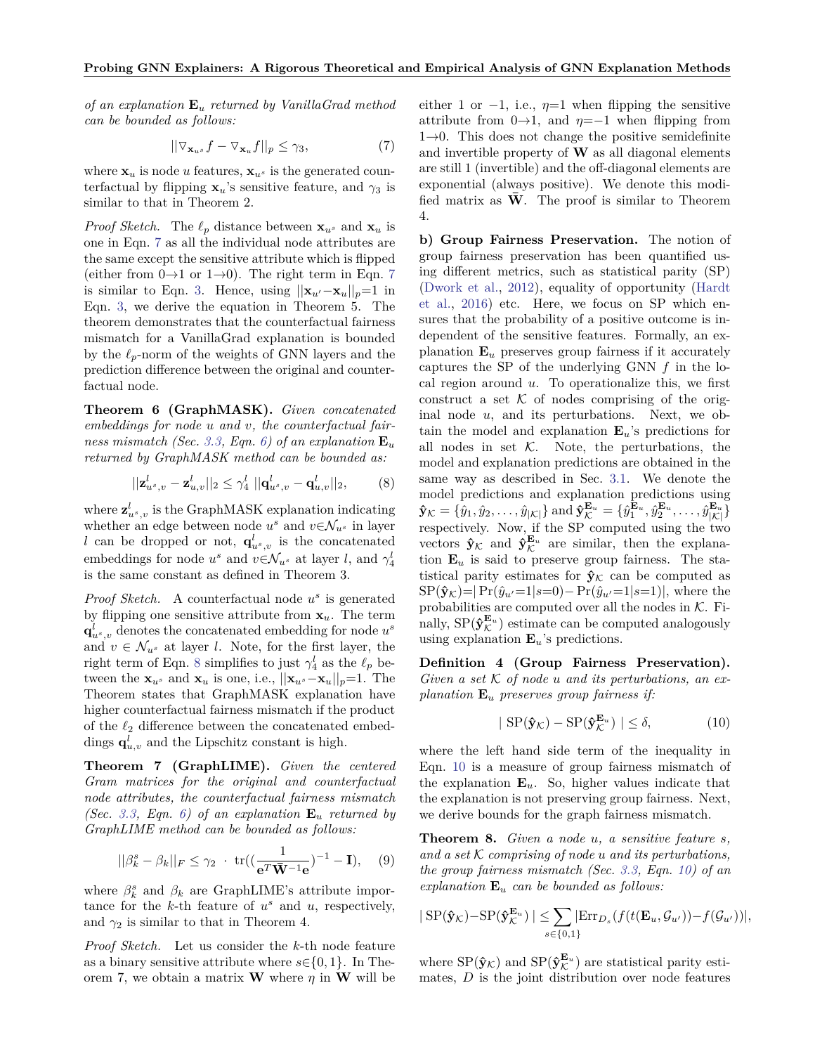*of an explanation* $\mathbf{E}_u$ *returned by VanillaGrad method can be bounded as follows:*

$$||\nabla_{\mathbf{x}_{u^s}} f - \nabla_{\mathbf{x}_u} f||_p \leq \gamma_3, \tag{7}$$

where $\mathbf{x}_u$ is node $u$ features, $\mathbf{x}_{u^s}$ is the generated counterfactual by flipping $\mathbf{x}_u$'s sensitive feature, and $\gamma_3$ is similar to that in Theorem 2.

*Proof Sketch.* The $\ell_p$ distance between $\mathbf{x}_{u^s}$ and $\mathbf{x}_u$ is one in Eqn. 7 as all the individual node attributes are the same except the sensitive attribute which is flipped (either from 0→1 or 1→0). The right term in Eqn. 7 is similar to Eqn. 3. Hence, using $||\mathbf{x}_{u'} - \mathbf{x}_u||_p = 1$ in Eqn. 3, we derive the equation in Theorem 5. The theorem demonstrates that the counterfactual fairness mismatch for a VanillaGrad explanation is bounded by the $\ell_p$-norm of the weights of GNN layers and the prediction difference between the original and counterfactual node.

**Theorem 6 (GraphMASK).** *Given concatenated embeddings for node $u$ and $v$, the counterfactual fairness mismatch (Sec. 3.3, Eqn. 6) of an explanation* $\mathbf{E}_u$ *returned by GraphMASK method can be bounded as:*

$$||\mathbf{z}^l_{u^s,v} - \mathbf{z}^l_{u,v}||_2 \leq \gamma^l_4 \ ||\mathbf{q}^l_{u^s,v} - \mathbf{q}^l_{u,v}||_2, \tag{8}$$

where $\mathbf{z}^l_{u^s,v}$ is the GraphMASK explanation indicating whether an edge between node $u^s$ and $v \in \mathcal{N}_{u^s}$ in layer $l$ can be dropped or not, $\mathbf{q}^l_{u^s,v}$ is the concatenated embeddings for node $u^s$ and $v \in \mathcal{N}_{u^s}$ at layer $l$, and $\gamma^l_4$ is the same constant as defined in Theorem 3.

*Proof Sketch.* A counterfactual node $u^s$ is generated by flipping one sensitive attribute from $\mathbf{x}_u$. The term $\mathbf{q}^l_{u^s,v}$ denotes the concatenated embedding for node $u^s$ and $v \in \mathcal{N}_{u^s}$ at layer $l$. Note, for the first layer, the right term of Eqn. 8 simplifies to just $\gamma^l_4$ as the $\ell_p$ between the $\mathbf{x}_{u^s}$ and $\mathbf{x}_u$ is one, i.e., $||\mathbf{x}_{u^s} - \mathbf{x}_u||_p = 1$. The Theorem states that GraphMASK explanation have higher counterfactual fairness mismatch if the product of the $\ell_2$ difference between the concatenated embeddings $\mathbf{q}^l_{u,v}$ and the Lipschitz constant is high.

**Theorem 7 (GraphLIME).** *Given the centered Gram matrices for the original and counterfactual node attributes, the counterfactual fairness mismatch (Sec. 3.3, Eqn. 6) of an explanation* $\mathbf{E}_u$ *returned by GraphLIME method can be bounded as follows:*

$$||\beta^s_k - \beta_k||_F \leq \gamma_2 \ \cdot \ \text{tr}((\frac{1}{\mathbf{e}^T \bar{\mathbf{W}}^{-1} \mathbf{e}})^{-1} - \mathbf{I}), \tag{9}$$

where $\beta^s_k$ and $\beta_k$ are GraphLIME's attribute importance for the $k$-th feature of $u^s$ and $u$, respectively, and $\gamma_2$ is similar to that in Theorem 4.

*Proof Sketch.* Let us consider the $k$-th node feature as a binary sensitive attribute where $s \in \{0, 1\}$. In Theorem 7, we obtain a matrix $\mathbf{W}$ where $\eta$ in $\mathbf{W}$ will be either 1 or −1, i.e., $\eta$=1 when flipping the sensitive attribute from 0→1, and $\eta$=−1 when flipping from 1→0. This does not change the positive semidefinite and invertible property of $\mathbf{W}$ as all diagonal elements are still 1 (invertible) and the off-diagonal elements are exponential (always positive). We denote this modified matrix as $\bar{\mathbf{W}}$. The proof is similar to Theorem 4.

**b) Group Fairness Preservation.** The notion of group fairness preservation has been quantified using different metrics, such as statistical parity (SP) (Dwork et al., 2012), equality of opportunity (Hardt et al., 2016) etc. Here, we focus on SP which ensures that the probability of a positive outcome is independent of the sensitive features. Formally, an explanation $\mathbf{E}_u$ preserves group fairness if it accurately captures the SP of the underlying GNN $f$ in the local region around $u$. To operationalize this, we first construct a set $\mathcal{K}$ of nodes comprising of the original node $u$, and its perturbations. Next, we obtain the model and explanation $\mathbf{E}_u$'s predictions for all nodes in set $\mathcal{K}$. Note, the perturbations, the model and explanation predictions are obtained in the same way as described in Sec. 3.1. We denote the model predictions and explanation predictions using $\hat{\mathbf{y}}_{\mathcal{K}} = \{\hat{y}_1, \hat{y}_2, \ldots, \hat{y}_{|\mathcal{K}|}\}$ and $\hat{\mathbf{y}}^{\mathbf{E}_u}_{\mathcal{K}} = \{\hat{y}^{\mathbf{E}_u}_1, \hat{y}^{\mathbf{E}_u}_2, \ldots, \hat{y}^{\mathbf{E}_u}_{|\mathcal{K}|}\}$ respectively. Now, if the SP computed using the two vectors $\hat{\mathbf{y}}_{\mathcal{K}}$ and $\hat{\mathbf{y}}^{\mathbf{E}_u}_{\mathcal{K}}$ are similar, then the explanation $\mathbf{E}_u$ is said to preserve group fairness. The statistical parity estimates for $\hat{\mathbf{y}}_{\mathcal{K}}$ can be computed as $\text{SP}(\hat{\mathbf{y}}_{\mathcal{K}}) = |\Pr(\hat{y}_{u'}{=}1|s{=}0) - \Pr(\hat{y}_{u'}{=}1|s{=}1)|$, where the probabilities are computed over all the nodes in $\mathcal{K}$. Finally, $\text{SP}(\hat{\mathbf{y}}^{\mathbf{E}_u}_{\mathcal{K}})$ estimate can be computed analogously using explanation $\mathbf{E}_u$'s predictions.

**Definition 4 (Group Fairness Preservation).** *Given a set $\mathcal{K}$ of node $u$ and its perturbations, an explanation* $\mathbf{E}_u$ *preserves group fairness if:*

$$|\ \text{SP}(\hat{\mathbf{y}}_{\mathcal{K}}) - \text{SP}(\hat{\mathbf{y}}^{\mathbf{E}_u}_{\mathcal{K}})\ | \leq \delta, \tag{10}$$

where the left hand side term of the inequality in Eqn. 10 is a measure of group fairness mismatch of the explanation $\mathbf{E}_u$. So, higher values indicate that the explanation is not preserving group fairness. Next, we derive bounds for the graph fairness mismatch.

**Theorem 8.** *Given a node $u$, a sensitive feature $s$, and a set $\mathcal{K}$ comprising of node $u$ and its perturbations, the group fairness mismatch (Sec. 3.3, Eqn. 10) of an explanation* $\mathbf{E}_u$ *can be bounded as follows:*

$$|\ \text{SP}(\hat{\mathbf{y}}_{\mathcal{K}}) - \text{SP}(\hat{\mathbf{y}}^{\mathbf{E}_u}_{\mathcal{K}})\ | \leq \sum_{s \in \{0,1\}} |\text{Err}_{D_s}(f(t(\mathbf{E}_u, \mathcal{G}_{u'})) - f(\mathcal{G}_{u'}))|,$$

where $\text{SP}(\hat{\mathbf{y}}_{\mathcal{K}})$ and $\text{SP}(\hat{\mathbf{y}}^{\mathbf{E}_u}_{\mathcal{K}})$ are statistical parity estimates, $D$ is the joint distribution over node features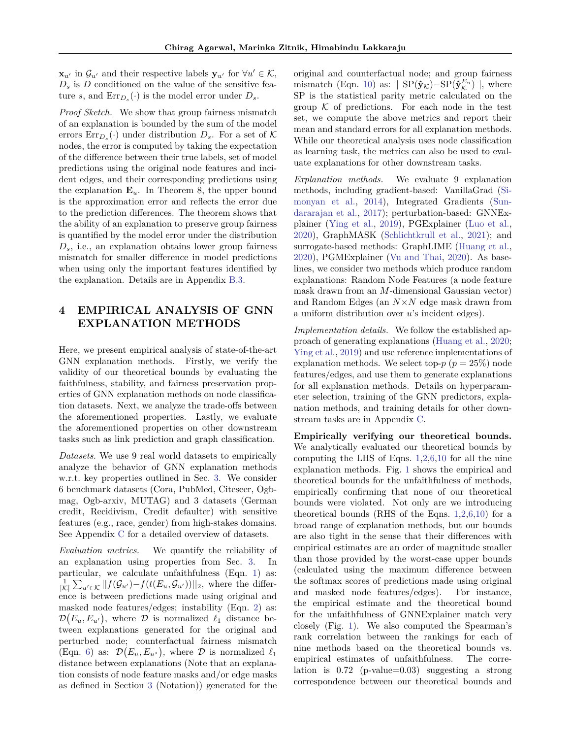$\mathbf{x}_{u'}$ in $\mathcal{G}_{u'}$ and their respective labels $\mathbf{y}_{u'}$ for $\forall u' \in \mathcal{K}$, $D_s$ is $D$ conditioned on the value of the sensitive feature $s$, and $\text{Err}_{D_s}(\cdot)$ is the model error under $D_s$.

*Proof Sketch.* We show that group fairness mismatch of an explanation is bounded by the sum of the model errors $\text{Err}_{D_s}(\cdot)$ under distribution $D_s$. For a set of $\mathcal{K}$ nodes, the error is computed by taking the expectation of the difference between their true labels, set of model predictions using the original node features and incident edges, and their corresponding predictions using the explanation $\mathbf{E}_u$. In Theorem 8, the upper bound is the approximation error and reflects the error due to the prediction differences. The theorem shows that the ability of an explanation to preserve group fairness is quantified by the model error under the distribution $D_s$, i.e., an explanation obtains lower group fairness mismatch for smaller difference in model predictions when using only the important features identified by the explanation. Details are in Appendix B.3.

## 4 EMPIRICAL ANALYSIS OF GNN EXPLANATION METHODS

Here, we present empirical analysis of state-of-the-art GNN explanation methods. Firstly, we verify the validity of our theoretical bounds by evaluating the faithfulness, stability, and fairness preservation properties of GNN explanation methods on node classification datasets. Next, we analyze the trade-offs between the aforementioned properties. Lastly, we evaluate the aforementioned properties on other downstream tasks such as link prediction and graph classification.

*Datasets.* We use 9 real world datasets to empirically analyze the behavior of GNN explanation methods w.r.t. key properties outlined in Sec. 3. We consider 6 benchmark datasets (Cora, PubMed, Citeseer, Ogbmag, Ogb-arxiv, MUTAG) and 3 datasets (German credit, Recidivism, Credit defaulter) with sensitive features (e.g., race, gender) from high-stakes domains. See Appendix C for a detailed overview of datasets.

*Evaluation metrics.* We quantify the reliability of an explanation using properties from Sec. 3. In particular, we calculate unfaithfulness (Eqn. 1) as: $\frac{1}{|\mathcal{K}|}\sum_{u' \in \mathcal{K}} ||f(\mathcal{G}_{u'}) - f(t(E_u, \mathcal{G}_{u'}))||_2$, where the difference is between predictions made using original and masked node features/edges; instability (Eqn. 2) as: $\mathcal{D}(E_u, E_{u'})$, where $\mathcal{D}$ is normalized $\ell_1$ distance between explanations generated for the original and perturbed node; counterfactual fairness mismatch (Eqn. 6) as: $\mathcal{D}(E_u, E_{u^s})$, where $\mathcal{D}$ is normalized $\ell_1$ distance between explanations (Note that an explanation consists of node feature masks and/or edge masks as defined in Section 3 (Notation)) generated for the original and counterfactual node; and group fairness mismatch (Eqn. 10) as: $|\ \text{SP}(\hat{\mathbf{y}}_{\mathcal{K}}) - \text{SP}(\hat{\mathbf{y}}_{\mathcal{K}}^{E_u})\ |$, where SP is the statistical parity metric calculated on the group $\mathcal{K}$ of predictions. For each node in the test set, we compute the above metrics and report their mean and standard errors for all explanation methods. While our theoretical analysis uses node classification as learning task, the metrics can also be used to evaluate explanations for other downstream tasks.

*Explanation methods.* We evaluate 9 explanation methods, including gradient-based: VanillaGrad (Simonyan et al., 2014), Integrated Gradients (Sundararajan et al., 2017); perturbation-based: GNNExplainer (Ying et al., 2019), PGExplainer (Luo et al., 2020), GraphMASK (Schlichtkrull et al., 2021); and surrogate-based methods: GraphLIME (Huang et al., 2020), PGMExplainer (Vu and Thai, 2020). As baselines, we consider two methods which produce random explanations: Random Node Features (a node feature mask drawn from an $M$-dimensional Gaussian vector) and Random Edges (an $N \times N$ edge mask drawn from a uniform distribution over $u$'s incident edges).

*Implementation details.* We follow the established approach of generating explanations (Huang et al., 2020; Ying et al., 2019) and use reference implementations of explanation methods. We select top-$p$ ($p = 25\%$) node features/edges, and use them to generate explanations for all explanation methods. Details on hyperparameter selection, training of the GNN predictors, explanation methods, and training details for other downstream tasks are in Appendix C.

**Empirically verifying our theoretical bounds.** We analytically evaluated our theoretical bounds by computing the LHS of Eqns. 1,2,6,10 for all the nine explanation methods. Fig. 1 shows the empirical and theoretical bounds for the unfaithfulness of methods, empirically confirming that none of our theoretical bounds were violated. Not only are we introducing theoretical bounds (RHS of the Eqns. 1,2,6,10) for a broad range of explanation methods, but our bounds are also tight in the sense that their differences with empirical estimates are an order of magnitude smaller than those provided by the worst-case upper bounds (calculated using the maximum difference between the softmax scores of predictions made using original and masked node features/edges). For instance, the empirical estimate and the theoretical bound for the unfaithfulness of GNNExplainer match very closely (Fig. 1). We also computed the Spearman's rank correlation between the rankings for each of nine methods based on the theoretical bounds vs. empirical estimates of unfaithfulness. The correlation is 0.72 (p-value=0.03) suggesting a strong correspondence between our theoretical bounds and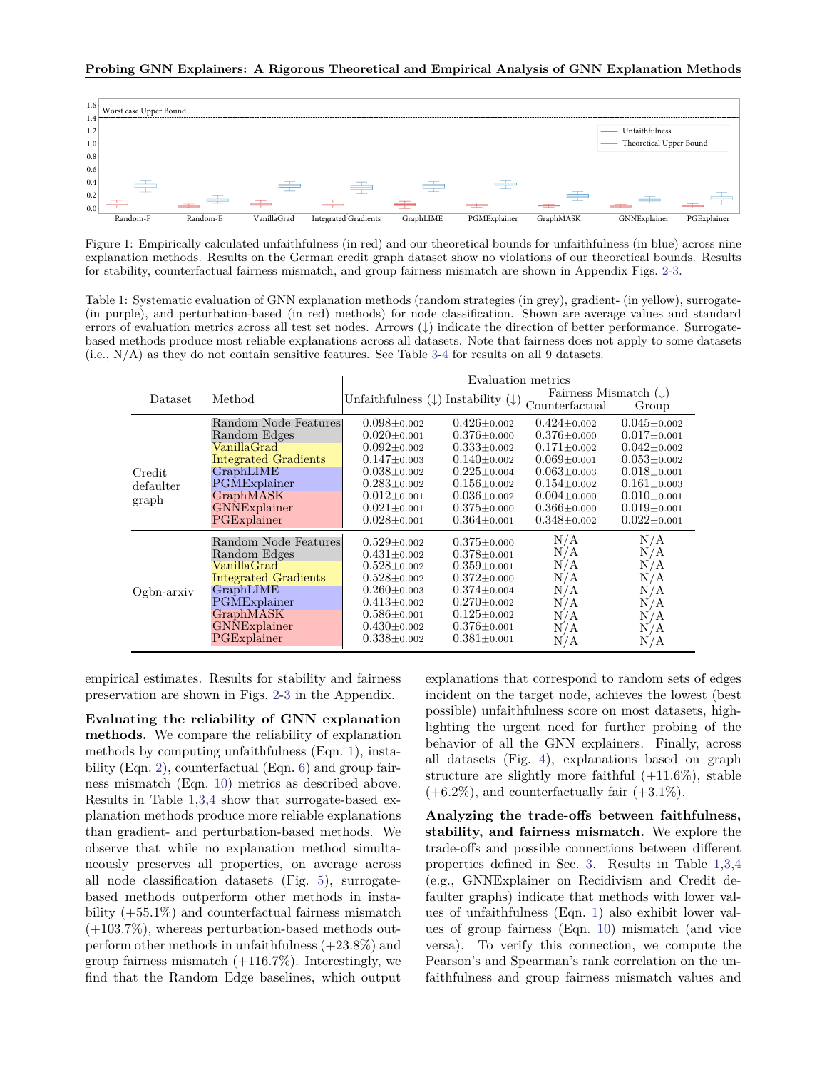Figure 1: Empirically calculated unfaithfulness (in red) and our theoretical bounds for unfaithfulness (in blue) across nine explanation methods. Results on the German credit graph dataset show no violations of our theoretical bounds. Results for stability, counterfactual fairness mismatch, and group fairness mismatch are shown in Appendix Figs. 2-3.

Table 1: Systematic evaluation of GNN explanation methods (random strategies (in grey), gradient- (in yellow), surrogate- (in purple), and perturbation-based (in red) methods) for node classification. Shown are average values and standard errors of evaluation metrics across all test set nodes. Arrows (↓) indicate the direction of better performance. Surrogate-based methods produce most reliable explanations across all datasets. Note that fairness does not apply to some datasets (i.e., N/A) as they do not contain sensitive features. See Table 3-4 for results on all 9 datasets.

| Dataset | Method | Evaluation metrics | | | |
|---|---|---|---|---|---|
| | | Unfaithfulness (↓) | Instability (↓) | Fairness Mismatch (↓) | |
| | | | | Counterfactual | Group |
| Credit defaulter graph | Random Node Features | $0.098_{\pm 0.002}$ | $0.426_{\pm 0.002}$ | $0.424_{\pm 0.002}$ | $0.045_{\pm 0.002}$ |
| | Random Edges | $0.020_{\pm 0.001}$ | $0.376_{\pm 0.000}$ | $0.376_{\pm 0.000}$ | $0.017_{\pm 0.001}$ |
| | VanillaGrad | $0.092_{\pm 0.002}$ | $0.333_{\pm 0.002}$ | $0.171_{\pm 0.002}$ | $0.042_{\pm 0.002}$ |
| | Integrated Gradients | $0.147_{\pm 0.003}$ | $0.140_{\pm 0.002}$ | $0.069_{\pm 0.001}$ | $0.053_{\pm 0.002}$ |
| | GraphLIME | $0.038_{\pm 0.002}$ | $0.225_{\pm 0.004}$ | $0.063_{\pm 0.003}$ | $0.018_{\pm 0.001}$ |
| | PGMExplainer | $0.283_{\pm 0.002}$ | $0.156_{\pm 0.002}$ | $0.154_{\pm 0.002}$ | $0.161_{\pm 0.003}$ |
| | GraphMASK | $0.012_{\pm 0.001}$ | $0.036_{\pm 0.002}$ | $0.004_{\pm 0.000}$ | $0.010_{\pm 0.001}$ |
| | GNNExplainer | $0.021_{\pm 0.001}$ | $0.375_{\pm 0.000}$ | $0.366_{\pm 0.000}$ | $0.019_{\pm 0.001}$ |
| | PGExplainer | $0.028_{\pm 0.001}$ | $0.364_{\pm 0.001}$ | $0.348_{\pm 0.002}$ | $0.022_{\pm 0.001}$ |
| Ogbn-arxiv | Random Node Features | $0.529_{\pm 0.002}$ | $0.375_{\pm 0.000}$ | N/A | N/A |
| | Random Edges | $0.431_{\pm 0.002}$ | $0.378_{\pm 0.001}$ | N/A | N/A |
| | VanillaGrad | $0.528_{\pm 0.002}$ | $0.359_{\pm 0.001}$ | N/A | N/A |
| | Integrated Gradients | $0.528_{\pm 0.002}$ | $0.372_{\pm 0.000}$ | N/A | N/A |
| | GraphLIME | $0.260_{\pm 0.003}$ | $0.374_{\pm 0.004}$ | N/A | N/A |
| | PGMExplainer | $0.413_{\pm 0.002}$ | $0.270_{\pm 0.002}$ | N/A | N/A |
| | GraphMASK | $0.586_{\pm 0.001}$ | $0.125_{\pm 0.002}$ | N/A | N/A |
| | GNNExplainer | $0.430_{\pm 0.002}$ | $0.376_{\pm 0.001}$ | N/A | N/A |
| | PGExplainer | $0.338_{\pm 0.002}$ | $0.381_{\pm 0.001}$ | N/A | N/A |

empirical estimates. Results for stability and fairness preservation are shown in Figs. 2-3 in the Appendix.

**Evaluating the reliability of GNN explanation methods.** We compare the reliability of explanation methods by computing unfaithfulness (Eqn. 1), instability (Eqn. 2), counterfactual (Eqn. 6) and group fairness mismatch (Eqn. 10) metrics as described above. Results in Table 1,3,4 show that surrogate-based explanation methods produce more reliable explanations than gradient- and perturbation-based methods. We observe that while no explanation method simultaneously preserves all properties, on average across all node classification datasets (Fig. 5), surrogate-based methods outperform other methods in instability (+55.1%) and counterfactual fairness mismatch (+103.7%), whereas perturbation-based methods outperform other methods in unfaithfulness (+23.8%) and group fairness mismatch (+116.7%). Interestingly, we find that the Random Edge baselines, which output explanations that correspond to random sets of edges incident on the target node, achieves the lowest (best possible) unfaithfulness score on most datasets, highlighting the urgent need for further probing of the behavior of all the GNN explainers. Finally, across all datasets (Fig. 4), explanations based on graph structure are slightly more faithful (+11.6%), stable (+6.2%), and counterfactually fair (+3.1%).

**Analyzing the trade-offs between faithfulness, stability, and fairness mismatch.** We explore the trade-offs and possible connections between different properties defined in Sec. 3. Results in Table 1,3,4 (e.g., GNNExplainer on Recidivism and Credit defaulter graphs) indicate that methods with lower values of unfaithfulness (Eqn. 1) also exhibit lower values of group fairness (Eqn. 10) mismatch (and vice versa). To verify this connection, we compute the Pearson's and Spearman's rank correlation on the unfaithfulness and group fairness mismatch values and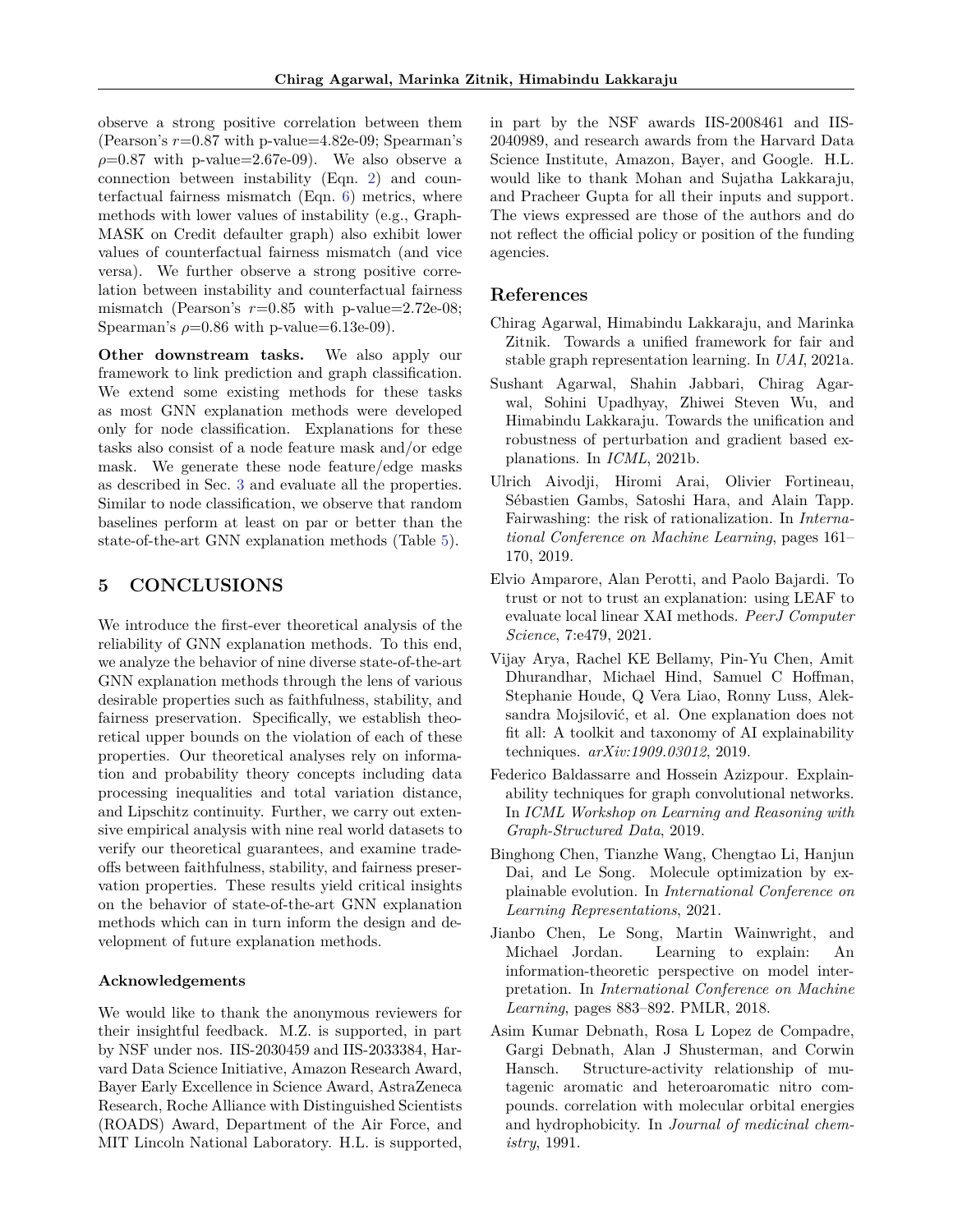observe a strong positive correlation between them (Pearson's $r$=0.87 with p-value=4.82e-09; Spearman's $\rho$=0.87 with p-value=2.67e-09). We also observe a connection between instability (Eqn. 2) and counterfactual fairness mismatch (Eqn. 6) metrics, where methods with lower values of instability (e.g., GraphMASK on Credit defaulter graph) also exhibit lower values of counterfactual fairness mismatch (and vice versa). We further observe a strong positive correlation between instability and counterfactual fairness mismatch (Pearson's $r$=0.85 with p-value=2.72e-08; Spearman's $\rho$=0.86 with p-value=6.13e-09).

**Other downstream tasks.** We also apply our framework to link prediction and graph classification. We extend some existing methods for these tasks as most GNN explanation methods were developed only for node classification. Explanations for these tasks also consist of a node feature mask and/or edge mask. We generate these node feature/edge masks as described in Sec. 3 and evaluate all the properties. Similar to node classification, we observe that random baselines perform at least on par or better than the state-of-the-art GNN explanation methods (Table 5).

## 5 CONCLUSIONS

We introduce the first-ever theoretical analysis of the reliability of GNN explanation methods. To this end, we analyze the behavior of nine diverse state-of-the-art GNN explanation methods through the lens of various desirable properties such as faithfulness, stability, and fairness preservation. Specifically, we establish theoretical upper bounds on the violation of each of these properties. Our theoretical analyses rely on information and probability theory concepts including data processing inequalities and total variation distance, and Lipschitz continuity. Further, we carry out extensive empirical analysis with nine real world datasets to verify our theoretical guarantees, and examine tradeoffs between faithfulness, stability, and fairness preservation properties. These results yield critical insights on the behavior of state-of-the-art GNN explanation methods which can in turn inform the design and development of future explanation methods.

### Acknowledgements

We would like to thank the anonymous reviewers for their insightful feedback. M.Z. is supported, in part by NSF under nos. IIS-2030459 and IIS-2033384, Harvard Data Science Initiative, Amazon Research Award, Bayer Early Excellence in Science Award, AstraZeneca Research, Roche Alliance with Distinguished Scientists (ROADS) Award, Department of the Air Force, and MIT Lincoln National Laboratory. H.L. is supported, in part by the NSF awards IIS-2008461 and IIS-2040989, and research awards from the Harvard Data Science Institute, Amazon, Bayer, and Google. H.L. would like to thank Mohan and Sujatha Lakkaraju, and Pracheer Gupta for all their inputs and support. The views expressed are those of the authors and do not reflect the official policy or position of the funding agencies.

## References

Chirag Agarwal, Himabindu Lakkaraju, and Marinka Zitnik. Towards a unified framework for fair and stable graph representation learning. In *UAI*, 2021a.

Sushant Agarwal, Shahin Jabbari, Chirag Agarwal, Sohini Upadhyay, Zhiwei Steven Wu, and Himabindu Lakkaraju. Towards the unification and robustness of perturbation and gradient based explanations. In *ICML*, 2021b.

Ulrich Aivodji, Hiromi Arai, Olivier Fortineau, Sébastien Gambs, Satoshi Hara, and Alain Tapp. Fairwashing: the risk of rationalization. In *International Conference on Machine Learning*, pages 161–170, 2019.

Elvio Amparore, Alan Perotti, and Paolo Bajardi. To trust or not to trust an explanation: using LEAF to evaluate local linear XAI methods. *PeerJ Computer Science*, 7:e479, 2021.

Vijay Arya, Rachel KE Bellamy, Pin-Yu Chen, Amit Dhurandhar, Michael Hind, Samuel C Hoffman, Stephanie Houde, Q Vera Liao, Ronny Luss, Aleksandra Mojsilović, et al. One explanation does not fit all: A toolkit and taxonomy of AI explainability techniques. *arXiv:1909.03012*, 2019.

Federico Baldassarre and Hossein Azizpour. Explainability techniques for graph convolutional networks. In *ICML Workshop on Learning and Reasoning with Graph-Structured Data*, 2019.

Binghong Chen, Tianzhe Wang, Chengtao Li, Hanjun Dai, and Le Song. Molecule optimization by explainable evolution. In *International Conference on Learning Representations*, 2021.

Jianbo Chen, Le Song, Martin Wainwright, and Michael Jordan. Learning to explain: An information-theoretic perspective on model interpretation. In *International Conference on Machine Learning*, pages 883–892. PMLR, 2018.

Asim Kumar Debnath, Rosa L Lopez de Compadre, Gargi Debnath, Alan J Shusterman, and Corwin Hansch. Structure-activity relationship of mutagenic aromatic and heteroaromatic nitro compounds. correlation with molecular orbital energies and hydrophobicity. In *Journal of medicinal chemistry*, 1991.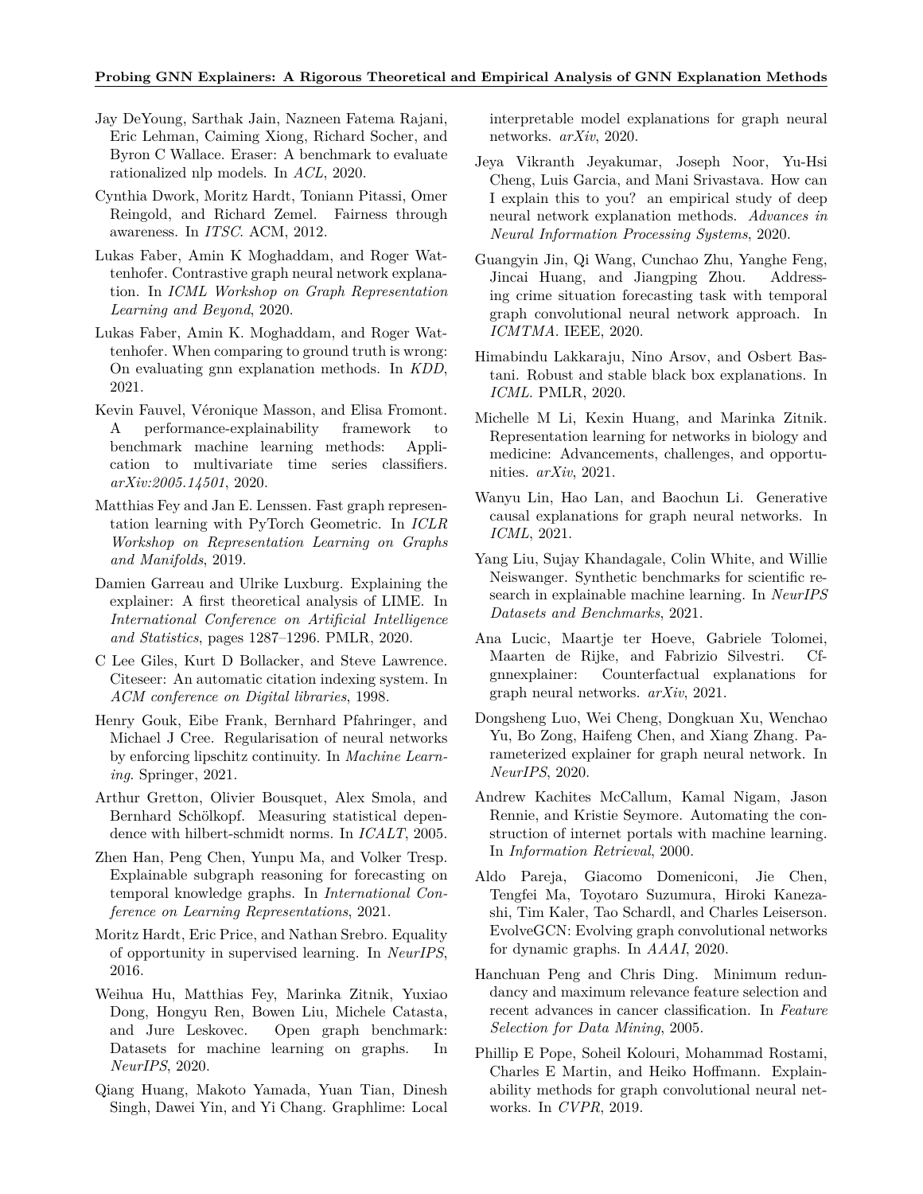Jay DeYoung, Sarthak Jain, Nazneen Fatema Rajani, Eric Lehman, Caiming Xiong, Richard Socher, and Byron C Wallace. Eraser: A benchmark to evaluate rationalized nlp models. In *ACL*, 2020.

Cynthia Dwork, Moritz Hardt, Toniann Pitassi, Omer Reingold, and Richard Zemel. Fairness through awareness. In *ITSC*. ACM, 2012.

Lukas Faber, Amin K Moghaddam, and Roger Wattenhofer. Contrastive graph neural network explanation. In *ICML Workshop on Graph Representation Learning and Beyond*, 2020.

Lukas Faber, Amin K. Moghaddam, and Roger Wattenhofer. When comparing to ground truth is wrong: On evaluating gnn explanation methods. In *KDD*, 2021.

Kevin Fauvel, Véronique Masson, and Elisa Fromont. A performance-explainability framework to benchmark machine learning methods: Application to multivariate time series classifiers. *arXiv:2005.14501*, 2020.

Matthias Fey and Jan E. Lenssen. Fast graph representation learning with PyTorch Geometric. In *ICLR Workshop on Representation Learning on Graphs and Manifolds*, 2019.

Damien Garreau and Ulrike Luxburg. Explaining the explainer: A first theoretical analysis of LIME. In *International Conference on Artificial Intelligence and Statistics*, pages 1287–1296. PMLR, 2020.

C Lee Giles, Kurt D Bollacker, and Steve Lawrence. Citeseer: An automatic citation indexing system. In *ACM conference on Digital libraries*, 1998.

Henry Gouk, Eibe Frank, Bernhard Pfahringer, and Michael J Cree. Regularisation of neural networks by enforcing lipschitz continuity. In *Machine Learning*. Springer, 2021.

Arthur Gretton, Olivier Bousquet, Alex Smola, and Bernhard Schölkopf. Measuring statistical dependence with hilbert-schmidt norms. In *ICALT*, 2005.

Zhen Han, Peng Chen, Yunpu Ma, and Volker Tresp. Explainable subgraph reasoning for forecasting on temporal knowledge graphs. In *International Conference on Learning Representations*, 2021.

Moritz Hardt, Eric Price, and Nathan Srebro. Equality of opportunity in supervised learning. In *NeurIPS*, 2016.

Weihua Hu, Matthias Fey, Marinka Zitnik, Yuxiao Dong, Hongyu Ren, Bowen Liu, Michele Catasta, and Jure Leskovec. Open graph benchmark: Datasets for machine learning on graphs. In *NeurIPS*, 2020.

Qiang Huang, Makoto Yamada, Yuan Tian, Dinesh Singh, Dawei Yin, and Yi Chang. Graphlime: Local interpretable model explanations for graph neural networks. *arXiv*, 2020.

Jeya Vikranth Jeyakumar, Joseph Noor, Yu-Hsi Cheng, Luis Garcia, and Mani Srivastava. How can I explain this to you? an empirical study of deep neural network explanation methods. *Advances in Neural Information Processing Systems*, 2020.

Guangyin Jin, Qi Wang, Cunchao Zhu, Yanghe Feng, Jincai Huang, and Jiangping Zhou. Addressing crime situation forecasting task with temporal graph convolutional neural network approach. In *ICMTMA*. IEEE, 2020.

Himabindu Lakkaraju, Nino Arsov, and Osbert Bastani. Robust and stable black box explanations. In *ICML*. PMLR, 2020.

Michelle M Li, Kexin Huang, and Marinka Zitnik. Representation learning for networks in biology and medicine: Advancements, challenges, and opportunities. *arXiv*, 2021.

Wanyu Lin, Hao Lan, and Baochun Li. Generative causal explanations for graph neural networks. In *ICML*, 2021.

Yang Liu, Sujay Khandagale, Colin White, and Willie Neiswanger. Synthetic benchmarks for scientific research in explainable machine learning. In *NeurIPS Datasets and Benchmarks*, 2021.

Ana Lucic, Maartje ter Hoeve, Gabriele Tolomei, Maarten de Rijke, and Fabrizio Silvestri. Cf-gnnexplainer: Counterfactual explanations for graph neural networks. *arXiv*, 2021.

Dongsheng Luo, Wei Cheng, Dongkuan Xu, Wenchao Yu, Bo Zong, Haifeng Chen, and Xiang Zhang. Parameterized explainer for graph neural network. In *NeurIPS*, 2020.

Andrew Kachites McCallum, Kamal Nigam, Jason Rennie, and Kristie Seymore. Automating the construction of internet portals with machine learning. In *Information Retrieval*, 2000.

Aldo Pareja, Giacomo Domeniconi, Jie Chen, Tengfei Ma, Toyotaro Suzumura, Hiroki Kanezashi, Tim Kaler, Tao Schardl, and Charles Leiserson. EvolveGCN: Evolving graph convolutional networks for dynamic graphs. In *AAAI*, 2020.

Hanchuan Peng and Chris Ding. Minimum redundancy and maximum relevance feature selection and recent advances in cancer classification. In *Feature Selection for Data Mining*, 2005.

Phillip E Pope, Soheil Kolouri, Mohammad Rostami, Charles E Martin, and Heiko Hoffmann. Explainability methods for graph convolutional neural networks. In *CVPR*, 2019.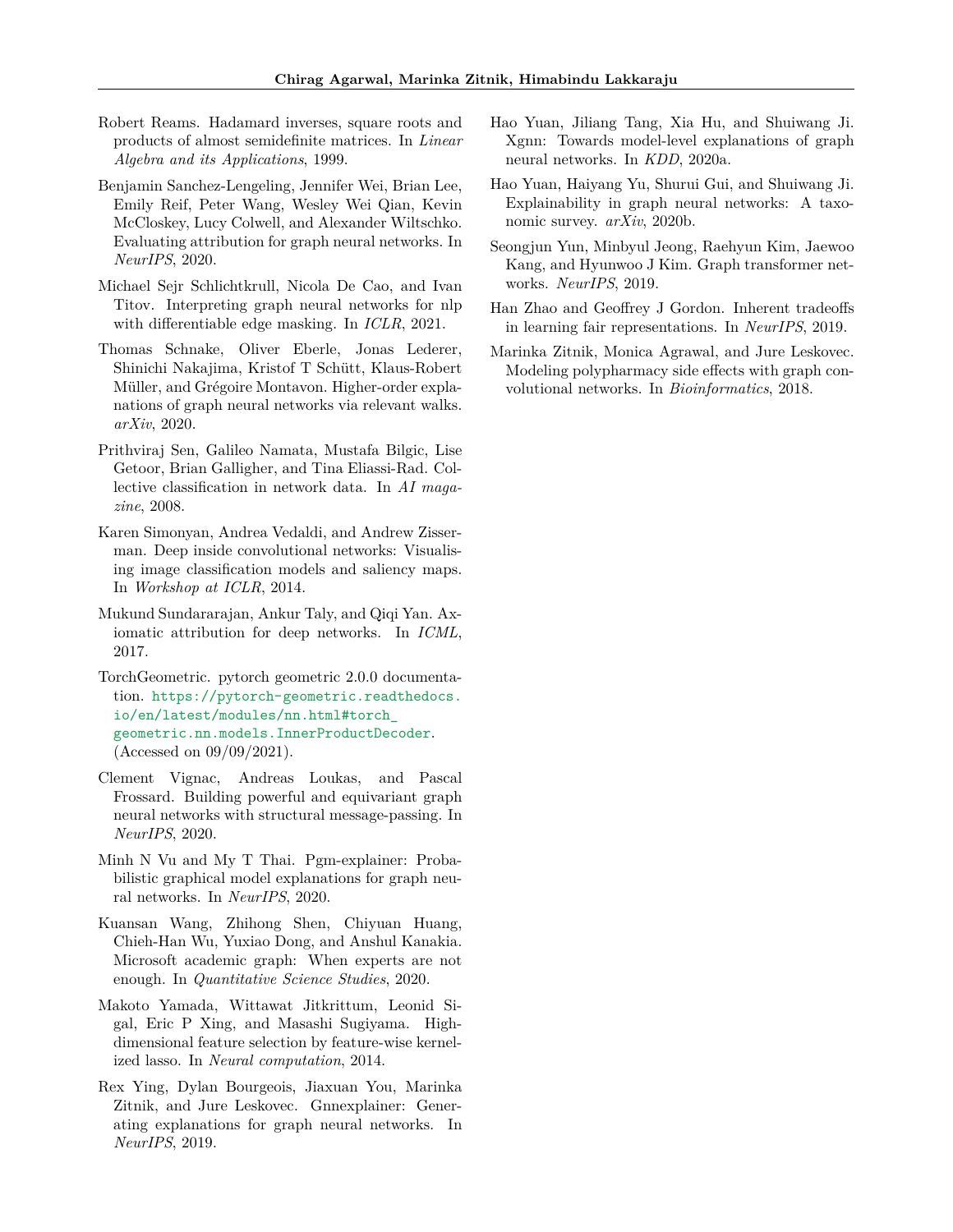Robert Reams. Hadamard inverses, square roots and products of almost semidefinite matrices. In *Linear Algebra and its Applications*, 1999.

Benjamin Sanchez-Lengeling, Jennifer Wei, Brian Lee, Emily Reif, Peter Wang, Wesley Wei Qian, Kevin McCloskey, Lucy Colwell, and Alexander Wiltschko. Evaluating attribution for graph neural networks. In *NeurIPS*, 2020.

Michael Sejr Schlichtkrull, Nicola De Cao, and Ivan Titov. Interpreting graph neural networks for nlp with differentiable edge masking. In *ICLR*, 2021.

Thomas Schnake, Oliver Eberle, Jonas Lederer, Shinichi Nakajima, Kristof T Schütt, Klaus-Robert Müller, and Grégoire Montavon. Higher-order explanations of graph neural networks via relevant walks. *arXiv*, 2020.

Prithviraj Sen, Galileo Namata, Mustafa Bilgic, Lise Getoor, Brian Galligher, and Tina Eliassi-Rad. Collective classification in network data. In *AI magazine*, 2008.

Karen Simonyan, Andrea Vedaldi, and Andrew Zisserman. Deep inside convolutional networks: Visualising image classification models and saliency maps. In *Workshop at ICLR*, 2014.

Mukund Sundararajan, Ankur Taly, and Qiqi Yan. Axiomatic attribution for deep networks. In *ICML*, 2017.

TorchGeometric. pytorch geometric 2.0.0 documentation. https://pytorch-geometric.readthedocs.io/en/latest/modules/nn.html#torch_geometric.nn.models.InnerProductDecoder. (Accessed on 09/09/2021).

Clement Vignac, Andreas Loukas, and Pascal Frossard. Building powerful and equivariant graph neural networks with structural message-passing. In *NeurIPS*, 2020.

Minh N Vu and My T Thai. Pgm-explainer: Probabilistic graphical model explanations for graph neural networks. In *NeurIPS*, 2020.

Kuansan Wang, Zhihong Shen, Chiyuan Huang, Chieh-Han Wu, Yuxiao Dong, and Anshul Kanakia. Microsoft academic graph: When experts are not enough. In *Quantitative Science Studies*, 2020.

Makoto Yamada, Wittawat Jitkrittum, Leonid Sigal, Eric P Xing, and Masashi Sugiyama. High-dimensional feature selection by feature-wise kernelized lasso. In *Neural computation*, 2014.

Rex Ying, Dylan Bourgeois, Jiaxuan You, Marinka Zitnik, and Jure Leskovec. Gnnexplainer: Generating explanations for graph neural networks. In *NeurIPS*, 2019.

Hao Yuan, Jiliang Tang, Xia Hu, and Shuiwang Ji. Xgnn: Towards model-level explanations of graph neural networks. In *KDD*, 2020a.

Hao Yuan, Haiyang Yu, Shurui Gui, and Shuiwang Ji. Explainability in graph neural networks: A taxonomic survey. *arXiv*, 2020b.

Seongjun Yun, Minbyul Jeong, Raehyun Kim, Jaewoo Kang, and Hyunwoo J Kim. Graph transformer networks. *NeurIPS*, 2019.

Han Zhao and Geoffrey J Gordon. Inherent tradeoffs in learning fair representations. In *NeurIPS*, 2019.

Marinka Zitnik, Monica Agrawal, and Jure Leskovec. Modeling polypharmacy side effects with graph convolutional networks. In *Bioinformatics*, 2018.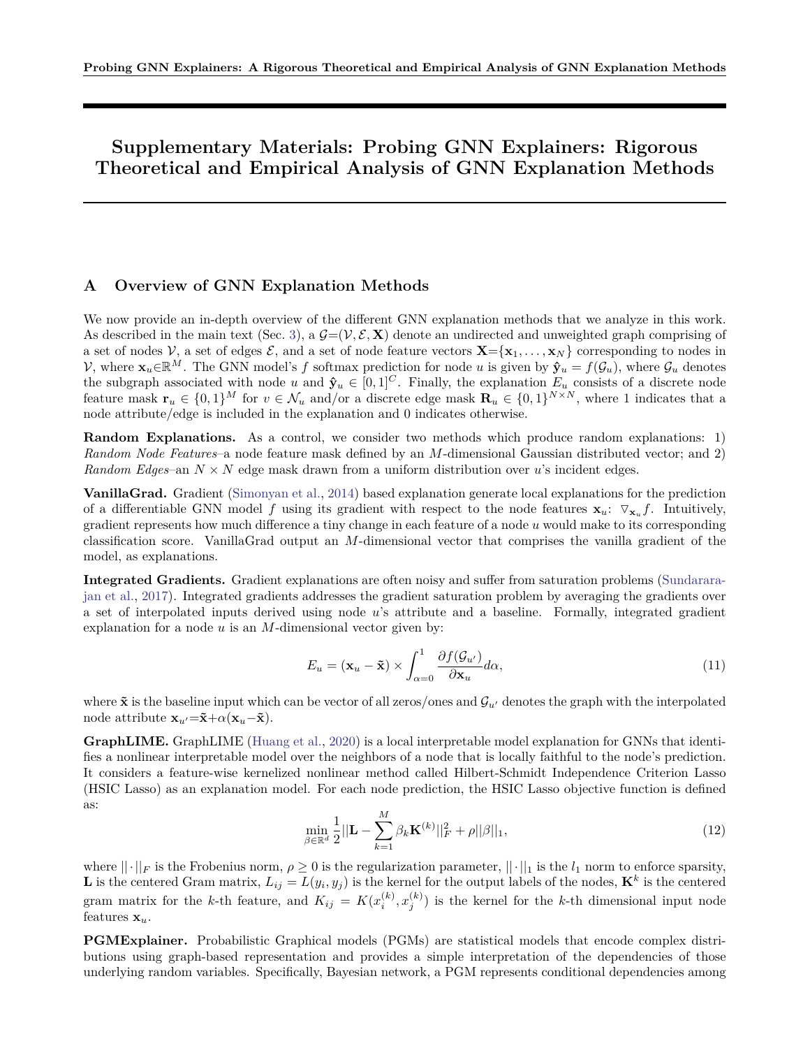# Supplementary Materials: Probing GNN Explainers: Rigorous Theoretical and Empirical Analysis of GNN Explanation Methods

## A Overview of GNN Explanation Methods

We now provide an in-depth overview of the different GNN explanation methods that we analyze in this work. As described in the main text (Sec. 3), a $\mathcal{G}{=}(\mathcal{V}, \mathcal{E}, \mathbf{X})$ denote an undirected and unweighted graph comprising of a set of nodes $\mathcal{V}$, a set of edges $\mathcal{E}$, and a set of node feature vectors $\mathbf{X}{=}\{\mathbf{x}_1, \ldots, \mathbf{x}_N\}$ corresponding to nodes in $\mathcal{V}$, where $\mathbf{x}_u{\in}\mathbb{R}^M$. The GNN model's $f$ softmax prediction for node $u$ is given by $\hat{\mathbf{y}}_u = f(\mathcal{G}_u)$, where $\mathcal{G}_u$ denotes the subgraph associated with node $u$ and $\hat{\mathbf{y}}_u \in [0,1]^C$. Finally, the explanation $E_u$ consists of a discrete node feature mask $\mathbf{r}_u \in \{0,1\}^M$ for $v \in \mathcal{N}_u$ and/or a discrete edge mask $\mathbf{R}_u \in \{0,1\}^{N\times N}$, where 1 indicates that a node attribute/edge is included in the explanation and 0 indicates otherwise.

**Random Explanations.** As a control, we consider two methods which produce random explanations: 1) *Random Node Features*–a node feature mask defined by an $M$-dimensional Gaussian distributed vector; and 2) *Random Edges*–an $N \times N$ edge mask drawn from a uniform distribution over $u$'s incident edges.

**VanillaGrad.** Gradient (Simonyan et al., 2014) based explanation generate local explanations for the prediction of a differentiable GNN model $f$ using its gradient with respect to the node features $\mathbf{x}_u$: $\triangledown_{\mathbf{x}_u} f$. Intuitively, gradient represents how much difference a tiny change in each feature of a node $u$ would make to its corresponding classification score. VanillaGrad output an $M$-dimensional vector that comprises the vanilla gradient of the model, as explanations.

**Integrated Gradients.** Gradient explanations are often noisy and suffer from saturation problems (Sundararajan et al., 2017). Integrated gradients addresses the gradient saturation problem by averaging the gradients over a set of interpolated inputs derived using node $u$'s attribute and a baseline. Formally, integrated gradient explanation for a node $u$ is an $M$-dimensional vector given by:

$$E_u = (\mathbf{x}_u - \tilde{\mathbf{x}}) \times \int_{\alpha=0}^{1} \frac{\partial f(\mathcal{G}_{u'})}{\partial \mathbf{x}_u} d\alpha, \tag{11}$$

where $\tilde{\mathbf{x}}$ is the baseline input which can be vector of all zeros/ones and $\mathcal{G}_{u'}$ denotes the graph with the interpolated node attribute $\mathbf{x}_{u'}{=}\tilde{\mathbf{x}}{+}\alpha(\mathbf{x}_u{-}\tilde{\mathbf{x}})$.

**GraphLIME.** GraphLIME (Huang et al., 2020) is a local interpretable model explanation for GNNs that identifies a nonlinear interpretable model over the neighbors of a node that is locally faithful to the node's prediction. It considers a feature-wise kernelized nonlinear method called Hilbert-Schmidt Independence Criterion Lasso (HSIC Lasso) as an explanation model. For each node prediction, the HSIC Lasso objective function is defined as:

$$\min_{\beta \in \mathbb{R}^d} \frac{1}{2} ||\mathbf{L} - \sum_{k=1}^{M} \beta_k \mathbf{K}^{(k)}||_F^2 + \rho ||\beta||_1, \tag{12}$$

where $||\cdot||_F$ is the Frobenius norm, $\rho \geq 0$ is the regularization parameter, $||\cdot||_1$ is the $l_1$ norm to enforce sparsity, $\mathbf{L}$ is the centered Gram matrix, $L_{ij} = L(y_i, y_j)$ is the kernel for the output labels of the nodes, $\mathbf{K}^k$ is the centered gram matrix for the $k$-th feature, and $K_{ij} = K(x_i^{(k)}, x_j^{(k)})$ is the kernel for the $k$-th dimensional input node features $\mathbf{x}_u$.

**PGMExplainer.** Probabilistic Graphical models (PGMs) are statistical models that encode complex distributions using graph-based representation and provides a simple interpretation of the dependencies of those underlying random variables. Specifically, Bayesian network, a PGM represents conditional dependencies among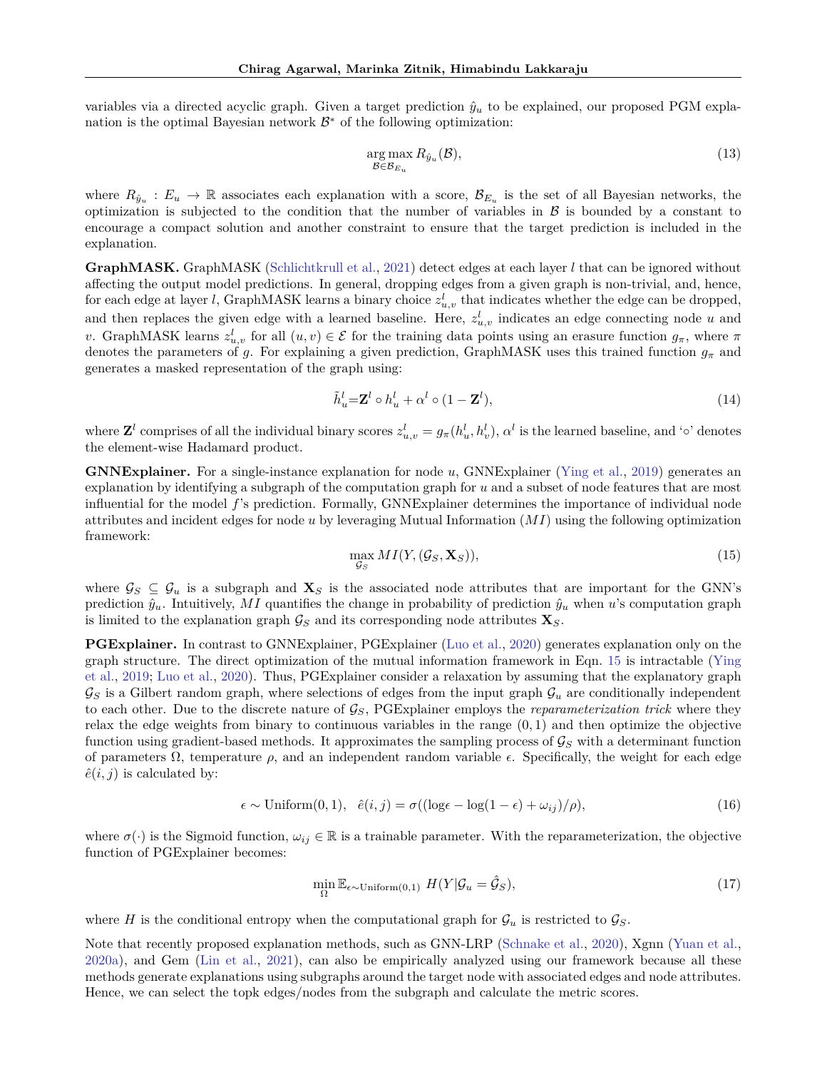variables via a directed acyclic graph. Given a target prediction $\hat{y}_u$ to be explained, our proposed PGM explanation is the optimal Bayesian network $\mathcal{B}^*$ of the following optimization:

$$\arg\max_{\mathcal{B} \in \mathcal{B}_{E_u}} R_{\hat{y}_u}(\mathcal{B}), \tag{13}$$

where $R_{\hat{y}_u}: E_u \rightarrow \mathbb{R}$ associates each explanation with a score, $\mathcal{B}_{E_u}$ is the set of all Bayesian networks, the optimization is subjected to the condition that the number of variables in $\mathcal{B}$ is bounded by a constant to encourage a compact solution and another constraint to ensure that the target prediction is included in the explanation.

**GraphMASK.** GraphMASK (Schlichtkrull et al., 2021) detect edges at each layer $l$ that can be ignored without affecting the output model predictions. In general, dropping edges from a given graph is non-trivial, and, hence, for each edge at layer $l$, GraphMASK learns a binary choice $z_{u,v}^l$ that indicates whether the edge can be dropped, and then replaces the given edge with a learned baseline. Here, $z_{u,v}^l$ indicates an edge connecting node $u$ and $v$. GraphMASK learns $z_{u,v}^l$ for all $(u, v) \in \mathcal{E}$ for the training data points using an erasure function $g_\pi$, where $\pi$ denotes the parameters of $g$. For explaining a given prediction, GraphMASK uses this trained function $g_\pi$ and generates a masked representation of the graph using:

$$\tilde{h}_u^l = \mathbf{Z}^l \circ h_u^l + \alpha^l \circ (1 - \mathbf{Z}^l), \tag{14}$$

where $\mathbf{Z}^l$ comprises of all the individual binary scores $z_{u,v}^l = g_\pi(h_u^l, h_v^l)$, $\alpha^l$ is the learned baseline, and '$\circ$' denotes the element-wise Hadamard product.

**GNNExplainer.** For a single-instance explanation for node $u$, GNNExplainer (Ying et al., 2019) generates an explanation by identifying a subgraph of the computation graph for $u$ and a subset of node features that are most influential for the model $f$'s prediction. Formally, GNNExplainer determines the importance of individual node attributes and incident edges for node $u$ by leveraging Mutual Information ($MI$) using the following optimization framework:

$$\max_{\mathcal{G}_S} MI(Y, (\mathcal{G}_S, \mathbf{X}_S)), \tag{15}$$

where $\mathcal{G}_S \subseteq \mathcal{G}_u$ is a subgraph and $\mathbf{X}_S$ is the associated node attributes that are important for the GNN's prediction $\hat{y}_u$. Intuitively, $MI$ quantifies the change in probability of prediction $\hat{y}_u$ when $u$'s computation graph is limited to the explanation graph $\mathcal{G}_S$ and its corresponding node attributes $\mathbf{X}_S$.

**PGExplainer.** In contrast to GNNExplainer, PGExplainer (Luo et al., 2020) generates explanation only on the graph structure. The direct optimization of the mutual information framework in Eqn. 15 is intractable (Ying et al., 2019; Luo et al., 2020). Thus, PGExplainer consider a relaxation by assuming that the explanatory graph $\mathcal{G}_S$ is a Gilbert random graph, where selections of edges from the input graph $\mathcal{G}_u$ are conditionally independent to each other. Due to the discrete nature of $\mathcal{G}_S$, PGExplainer employs the *reparameterization trick* where they relax the edge weights from binary to continuous variables in the range $(0, 1)$ and then optimize the objective function using gradient-based methods. It approximates the sampling process of $\mathcal{G}_S$ with a determinant function of parameters $\Omega$, temperature $\rho$, and an independent random variable $\epsilon$. Specifically, the weight for each edge $\hat{e}(i, j)$ is calculated by:

$$\epsilon \sim \text{Uniform}(0, 1), \quad \hat{e}(i, j) = \sigma((\log\epsilon - \log(1 - \epsilon) + \omega_{ij})/\rho), \tag{16}$$

where $\sigma(\cdot)$ is the Sigmoid function, $\omega_{ij} \in \mathbb{R}$ is a trainable parameter. With the reparameterization, the objective function of PGExplainer becomes:

$$\min_{\Omega} \mathbb{E}_{\epsilon \sim \text{Uniform}(0,1)} \; H(Y | \mathcal{G}_u = \hat{\mathcal{G}}_S), \tag{17}$$

where $H$ is the conditional entropy when the computational graph for $\mathcal{G}_u$ is restricted to $\mathcal{G}_S$.

Note that recently proposed explanation methods, such as GNN-LRP (Schnake et al., 2020), Xgnn (Yuan et al., 2020a), and Gem (Lin et al., 2021), can also be empirically analyzed using our framework because all these methods generate explanations using subgraphs around the target node with associated edges and node attributes. Hence, we can select the topk edges/nodes from the subgraph and calculate the metric scores.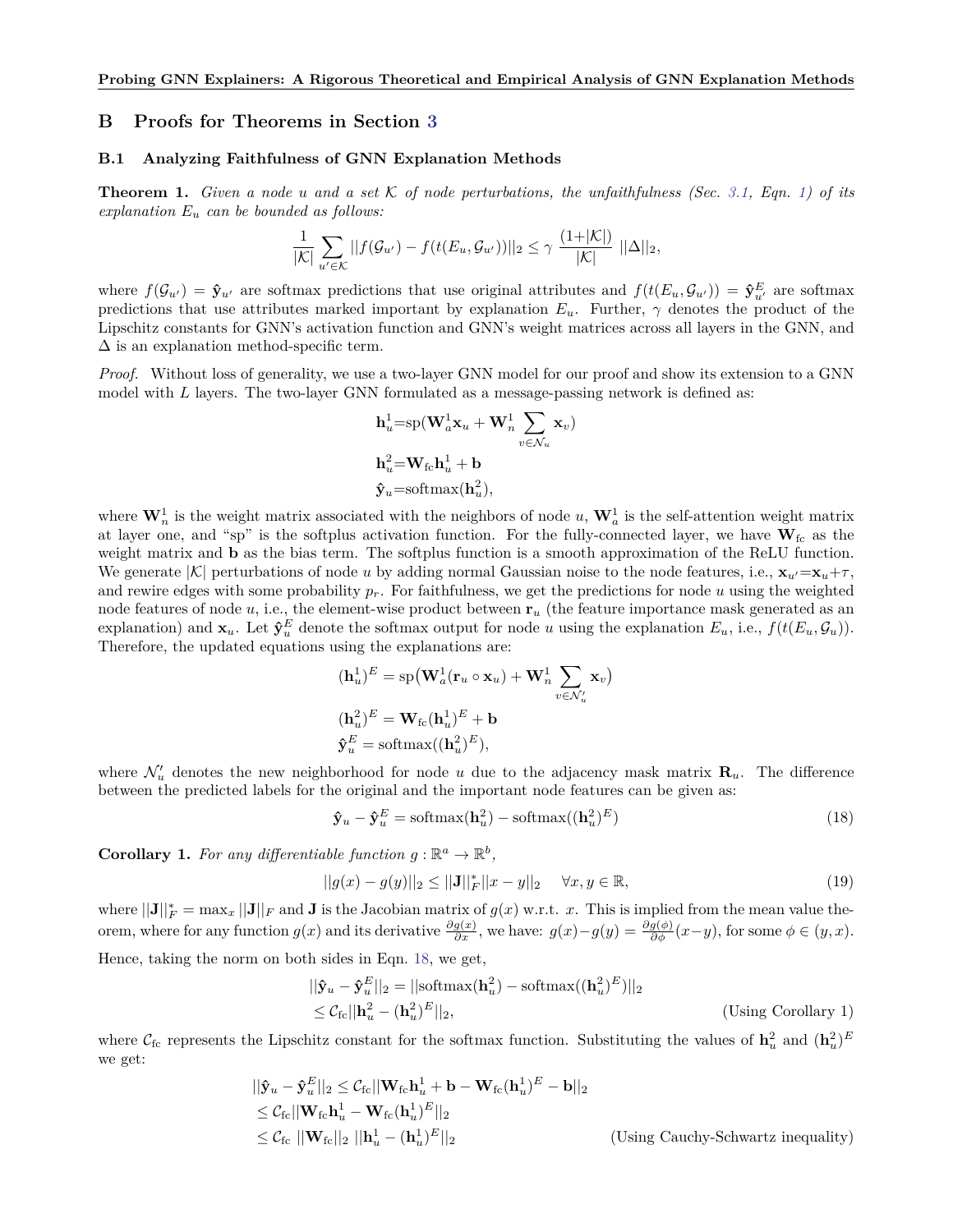## B Proofs for Theorems in Section 3

### B.1 Analyzing Faithfulness of GNN Explanation Methods

**Theorem 1.** *Given a node $u$ and a set $\mathcal{K}$ of node perturbations, the unfaithfulness (Sec. 3.1, Eqn. 1) of its explanation $E_u$ can be bounded as follows:*

$$\frac{1}{|\mathcal{K}|}\sum_{u' \in \mathcal{K}} ||f(\mathcal{G}_{u'}) - f(t(E_u, \mathcal{G}_{u'}))||_2 \leq \gamma \; \frac{(1+|\mathcal{K}|)}{|\mathcal{K}|} \; ||\Delta||_2,$$

where $f(\mathcal{G}_{u'}) = \hat{\mathbf{y}}_{u'}$ are softmax predictions that use original attributes and $f(t(E_u, \mathcal{G}_{u'})) = \hat{\mathbf{y}}^E_{u'}$ are softmax predictions that use attributes marked important by explanation $E_u$. Further, $\gamma$ denotes the product of the Lipschitz constants for GNN's activation function and GNN's weight matrices across all layers in the GNN, and $\Delta$ is an explanation method-specific term.

*Proof.* Without loss of generality, we use a two-layer GNN model for our proof and show its extension to a GNN model with $L$ layers. The two-layer GNN formulated as a message-passing network is defined as:

$$\mathbf{h}^1_u = \text{sp}(\mathbf{W}^1_a \mathbf{x}_u + \mathbf{W}^1_n \sum_{v \in \mathcal{N}_u} \mathbf{x}_v)$$
$$\mathbf{h}^2_u = \mathbf{W}_{\text{fc}} \mathbf{h}^1_u + \mathbf{b}$$
$$\hat{\mathbf{y}}_u = \text{softmax}(\mathbf{h}^2_u),$$

where $\mathbf{W}^1_n$ is the weight matrix associated with the neighbors of node $u$, $\mathbf{W}^1_a$ is the self-attention weight matrix at layer one, and "sp" is the softplus activation function. For the fully-connected layer, we have $\mathbf{W}_{\text{fc}}$ as the weight matrix and $\mathbf{b}$ as the bias term. The softplus function is a smooth approximation of the ReLU function. We generate $|\mathcal{K}|$ perturbations of node $u$ by adding normal Gaussian noise to the node features, i.e., $\mathbf{x}_{u'} = \mathbf{x}_u + \tau$, and rewire edges with some probability $p_r$. For faithfulness, we get the predictions for node $u$ using the weighted node features of node $u$, i.e., the element-wise product between $\mathbf{r}_u$ (the feature importance mask generated as an explanation) and $\mathbf{x}_u$. Let $\hat{\mathbf{y}}^E_u$ denote the softmax output for node $u$ using the explanation $E_u$, i.e., $f(t(E_u, \mathcal{G}_u))$. Therefore, the updated equations using the explanations are:

$$(\mathbf{h}^1_u)^E = \text{sp}\big(\mathbf{W}^1_a(\mathbf{r}_u \circ \mathbf{x}_u) + \mathbf{W}^1_n \sum_{v \in \mathcal{N}'_u} \mathbf{x}_v\big)$$
$$(\mathbf{h}^2_u)^E = \mathbf{W}_{\text{fc}}(\mathbf{h}^1_u)^E + \mathbf{b}$$
$$\hat{\mathbf{y}}^E_u = \text{softmax}((\mathbf{h}^2_u)^E),$$

where $\mathcal{N}'_u$ denotes the new neighborhood for node $u$ due to the adjacency mask matrix $\mathbf{R}_u$. The difference between the predicted labels for the original and the important node features can be given as:

$$\hat{\mathbf{y}}_u - \hat{\mathbf{y}}^E_u = \text{softmax}(\mathbf{h}^2_u) - \text{softmax}((\mathbf{h}^2_u)^E) \tag{18}$$

**Corollary 1.** *For any differentiable function $g : \mathbb{R}^a \rightarrow \mathbb{R}^b$,*

$$||g(x) - g(y)||_2 \leq ||\mathbf{J}||^*_F ||x - y||_2 \quad \forall x, y \in \mathbb{R}, \tag{19}$$

where $||\mathbf{J}||^*_F = \max_x ||\mathbf{J}||_F$ and $\mathbf{J}$ is the Jacobian matrix of $g(x)$ w.r.t. $x$. This is implied from the mean value theorem, where for any function $g(x)$ and its derivative $\frac{\partial g(x)}{\partial x}$, we have: $g(x) - g(y) = \frac{\partial g(\phi)}{\partial \phi}(x - y)$, for some $\phi \in (y, x)$.

Hence, taking the norm on both sides in Eqn. 18, we get,

$$\begin{aligned}
||\hat{\mathbf{y}}_u - \hat{\mathbf{y}}^E_u||_2 &= ||\text{softmax}(\mathbf{h}^2_u) - \text{softmax}((\mathbf{h}^2_u)^E)||_2 \\
&\leq \mathcal{C}_{\text{fc}} ||\mathbf{h}^2_u - (\mathbf{h}^2_u)^E||_2, \qquad \text{(Using Corollary 1)}
\end{aligned}$$

where $\mathcal{C}_{\text{fc}}$ represents the Lipschitz constant for the softmax function. Substituting the values of $\mathbf{h}^2_u$ and $(\mathbf{h}^2_u)^E$ we get:

$$\begin{aligned}
||\hat{\mathbf{y}}_u - \hat{\mathbf{y}}^E_u||_2 &\leq \mathcal{C}_{\text{fc}} ||\mathbf{W}_{\text{fc}} \mathbf{h}^1_u + \mathbf{b} - \mathbf{W}_{\text{fc}}(\mathbf{h}^1_u)^E - \mathbf{b}||_2 \\
&\leq \mathcal{C}_{\text{fc}} ||\mathbf{W}_{\text{fc}} \mathbf{h}^1_u - \mathbf{W}_{\text{fc}}(\mathbf{h}^1_u)^E||_2 \\
&\leq \mathcal{C}_{\text{fc}} \; ||\mathbf{W}_{\text{fc}}||_2 \; ||\mathbf{h}^1_u - (\mathbf{h}^1_u)^E||_2 \qquad \text{(Using Cauchy-Schwartz inequality)}
\end{aligned}$$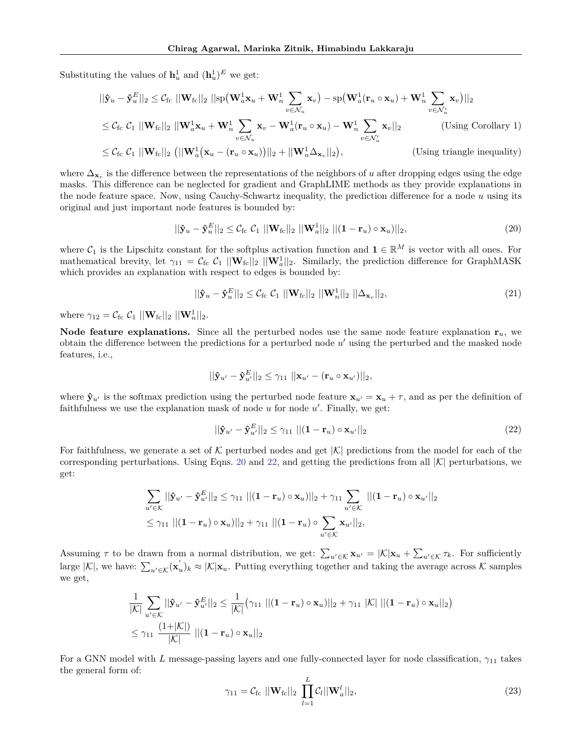Substituting the values of $\mathbf{h}_u^1$ and $(\mathbf{h}_u^1)^E$ we get:

$$
\begin{aligned}
||\hat{\mathbf{y}}_u - \hat{\mathbf{y}}_u^E||_2 &\leq \mathcal{C}_{\text{fc}} \ ||\mathbf{W}_{\text{fc}}||_2 \ ||\text{sp}\big(\mathbf{W}_a^1 \mathbf{x}_u + \mathbf{W}_n^1 \sum_{v \in \mathcal{N}_u} \mathbf{x}_v\big) - \text{sp}\big(\mathbf{W}_a^1 (\mathbf{r}_u \circ \mathbf{x}_u) + \mathbf{W}_n^1 \sum_{v \in \mathcal{N}_u'} \mathbf{x}_v\big)||_2 \\
&\leq \mathcal{C}_{\text{fc}} \ \mathcal{C}_1 \ ||\mathbf{W}_{\text{fc}}||_2 \ ||\mathbf{W}_a^1 \mathbf{x}_u + \mathbf{W}_n^1 \sum_{v \in \mathcal{N}_u} \mathbf{x}_v - \mathbf{W}_a^1 (\mathbf{r}_u \circ \mathbf{x}_u) - \mathbf{W}_n^1 \sum_{v \in \mathcal{N}_u'} \mathbf{x}_v||_2 \qquad \text{(Using Corollary 1)} \\
&\leq \mathcal{C}_{\text{fc}} \ \mathcal{C}_1 \ ||\mathbf{W}_{\text{fc}}||_2 \ \big(||\mathbf{W}_a^1 \big(\mathbf{x}_u - (\mathbf{r}_u \circ \mathbf{x}_u)\big)||_2 + ||\mathbf{W}_n^1 \Delta_{\mathbf{x}_v}||_2\big), \qquad \text{(Using triangle inequality)}
\end{aligned}
$$

where $\Delta_{\mathbf{x}_v}$ is the difference between the representations of the neighbors of $u$ after dropping edges using the edge masks. This difference can be neglected for gradient and GraphLIME methods as they provide explanations in the node feature space. Now, using Cauchy-Schwartz inequality, the prediction difference for a node $u$ using its original and just important node features is bounded by:

$$
||\hat{\mathbf{y}}_u - \hat{\mathbf{y}}_u^E||_2 \leq \mathcal{C}_{\text{fc}} \ \mathcal{C}_1 \ ||\mathbf{W}_{\text{fc}}||_2 \ ||\mathbf{W}_a^1||_2 \ ||(\mathbf{1} - \mathbf{r}_u) \circ \mathbf{x}_u)||_2, \tag{20}
$$

where $\mathcal{C}_1$ is the Lipschitz constant for the softplus activation function and $\mathbf{1} \in \mathbb{R}^M$ is vector with all ones. For mathematical brevity, let $\gamma_{11} = \mathcal{C}_{\text{fc}} \ \mathcal{C}_1 \ ||\mathbf{W}_{\text{fc}}||_2 \ ||\mathbf{W}_a^1||_2$. Similarly, the prediction difference for GraphMASK which provides an explanation with respect to edges is bounded by:

$$
||\hat{\mathbf{y}}_u - \hat{\mathbf{y}}_u^E||_2 \leq \mathcal{C}_{\text{fc}} \ \mathcal{C}_1 \ ||\mathbf{W}_{\text{fc}}||_2 \ ||\mathbf{W}_n^1||_2 \ ||\Delta_{\mathbf{x}_v}||_2, \tag{21}
$$

where $\gamma_{12} = \mathcal{C}_{\text{fc}} \ \mathcal{C}_1 \ ||\mathbf{W}_{\text{fc}}||_2 \ ||\mathbf{W}_n^1||_2$.

**Node feature explanations.** Since all the perturbed nodes use the same node feature explanation $\mathbf{r}_u$, we obtain the difference between the predictions for a perturbed node $u'$ using the perturbed and the masked node features, i.e.,

$$
||\hat{\mathbf{y}}_{u'} - \hat{\mathbf{y}}_{u'}^E||_2 \leq \gamma_{11} \ ||\mathbf{x}_{u'} - (\mathbf{r}_u \circ \mathbf{x}_{u'})||_2,
$$

where $\hat{\mathbf{y}}_{u'}$ is the softmax prediction using the perturbed node feature $\mathbf{x}_{u'} = \mathbf{x}_u + \tau$, and as per the definition of faithfulness we use the explanation mask of node $u$ for node $u'$. Finally, we get:

$$
||\hat{\mathbf{y}}_{u'} - \hat{\mathbf{y}}_{u'}^E||_2 \leq \gamma_{11} \ ||(\mathbf{1} - \mathbf{r}_u) \circ \mathbf{x}_{u'}||_2 \tag{22}
$$

For faithfulness, we generate a set of $\mathcal{K}$ perturbed nodes and get $|\mathcal{K}|$ predictions from the model for each of the corresponding perturbations. Using Eqns. 20 and 22, and getting the predictions from all $|\mathcal{K}|$ perturbations, we get:

$$
\begin{aligned}
\sum_{u' \in \mathcal{K}} ||\hat{\mathbf{y}}_{u'} - \hat{\mathbf{y}}_{u'}^E||_2 &\leq \gamma_{11} \ ||(\mathbf{1} - \mathbf{r}_u) \circ \mathbf{x}_u)||_2 + \gamma_{11} \sum_{u' \in \mathcal{K}} \ ||(\mathbf{1} - \mathbf{r}_u) \circ \mathbf{x}_{u'}||_2 \\
&\leq \gamma_{11} \ ||(\mathbf{1} - \mathbf{r}_u) \circ \mathbf{x}_u)||_2 + \gamma_{11} \ ||(\mathbf{1} - \mathbf{r}_u) \circ \sum_{u' \in \mathcal{K}} \mathbf{x}_{u'}||_2,
\end{aligned}
$$

Assuming $\tau$ to be drawn from a normal distribution, we get: $\sum_{u' \in \mathcal{K}} \mathbf{x}_{u'} = |\mathcal{K}| \mathbf{x}_u + \sum_{u' \in \mathcal{K}} \tau_k$. For sufficiently large $|\mathcal{K}|$, we have: $\sum_{u' \in \mathcal{K}} (\mathbf{x}_u^{'})_k \approx |\mathcal{K}| \mathbf{x}_u$. Putting everything together and taking the average across $\mathcal{K}$ samples we get,

$$
\begin{aligned}
\frac{1}{|\mathcal{K}|} \sum_{u' \in \mathcal{K}} ||\hat{\mathbf{y}}_{u'} - \hat{\mathbf{y}}_{u'}^E||_2 &\leq \frac{1}{|\mathcal{K}|} \big(\gamma_{11} \ ||(\mathbf{1} - \mathbf{r}_u) \circ \mathbf{x}_u)||_2 + \gamma_{11} \ |\mathcal{K}| \ ||(\mathbf{1} - \mathbf{r}_u) \circ \mathbf{x}_u||_2\big) \\
&\leq \gamma_{11} \ \frac{(1 + |\mathcal{K}|)}{|\mathcal{K}|} \ ||(\mathbf{1} - \mathbf{r}_u) \circ \mathbf{x}_u||_2
\end{aligned}
$$

For a GNN model with $L$ message-passing layers and one fully-connected layer for node classification, $\gamma_{11}$ takes the general form of:

$$
\gamma_{11} = \mathcal{C}_{\text{fc}} \ ||\mathbf{W}_{\text{fc}}||_2 \ \prod_{l=1}^{L} \mathcal{C}_l ||\mathbf{W}_a^l||_2, \tag{23}
$$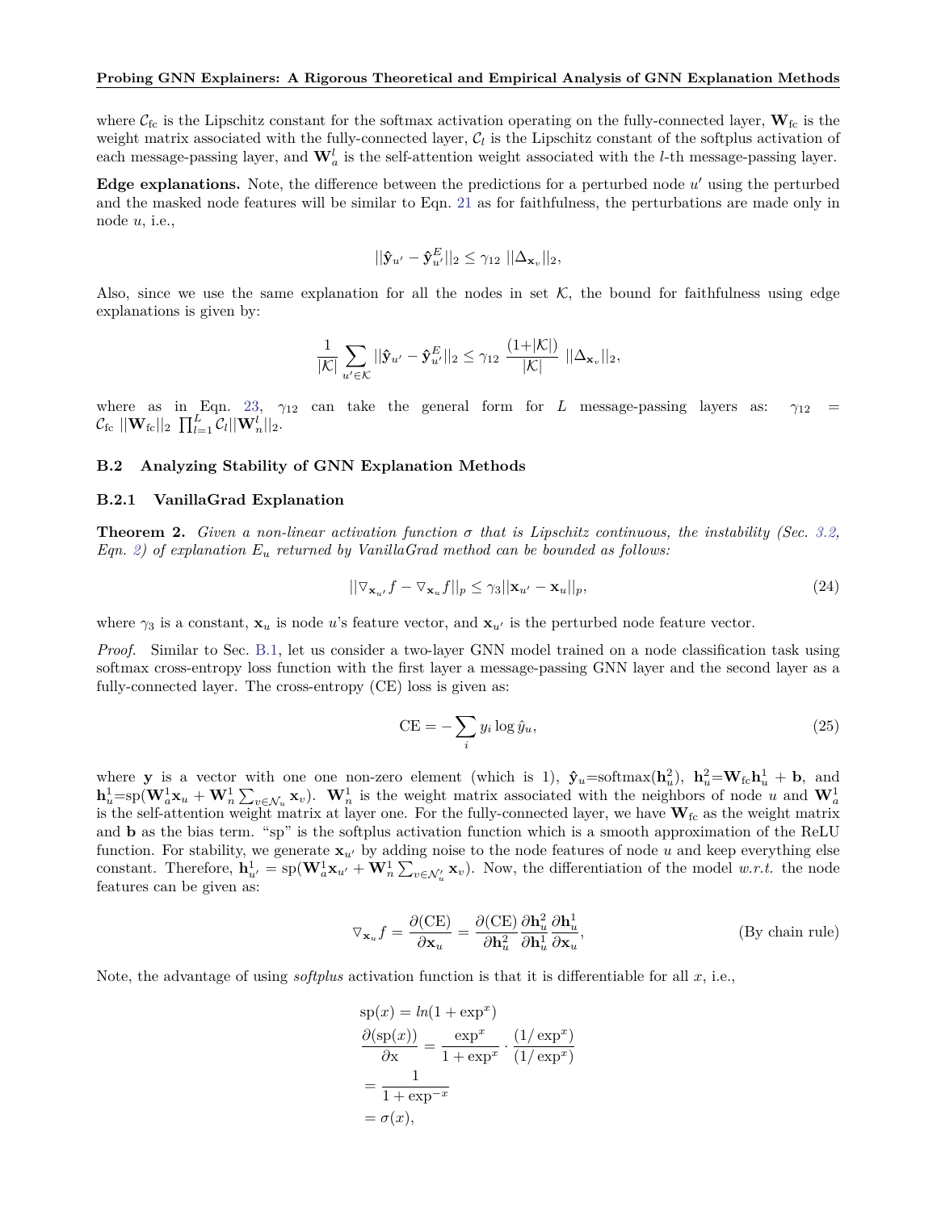where $\mathcal{C}_{\text{fc}}$ is the Lipschitz constant for the softmax activation operating on the fully-connected layer, $\mathbf{W}_{\text{fc}}$ is the weight matrix associated with the fully-connected layer, $\mathcal{C}_l$ is the Lipschitz constant of the softplus activation of each message-passing layer, and $\mathbf{W}_a^l$ is the self-attention weight associated with the $l$-th message-passing layer.

**Edge explanations.** Note, the difference between the predictions for a perturbed node $u'$ using the perturbed and the masked node features will be similar to Eqn. 21 as for faithfulness, the perturbations are made only in node $u$, i.e.,

$$||\hat{\mathbf{y}}_{u'} - \hat{\mathbf{y}}_{u'}^E||_2 \leq \gamma_{12} \; ||\Delta_{\mathbf{x}_v}||_2,$$

Also, since we use the same explanation for all the nodes in set $\mathcal{K}$, the bound for faithfulness using edge explanations is given by:

$$\frac{1}{|\mathcal{K}|} \sum_{u' \in \mathcal{K}} ||\hat{\mathbf{y}}_{u'} - \hat{\mathbf{y}}_{u'}^E||_2 \leq \gamma_{12} \; \frac{(1+|\mathcal{K}|)}{|\mathcal{K}|} \; ||\Delta_{\mathbf{x}_v}||_2,$$

where as in Eqn. 23, $\gamma_{12}$ can take the general form for $L$ message-passing layers as: $\gamma_{12} = \mathcal{C}_{\text{fc}} \; ||\mathbf{W}_{\text{fc}}||_2 \; \prod_{l=1}^{L} \mathcal{C}_l ||\mathbf{W}_n^l||_2$.

### B.2 Analyzing Stability of GNN Explanation Methods

#### B.2.1 VanillaGrad Explanation

**Theorem 2.** *Given a non-linear activation function $\sigma$ that is Lipschitz continuous, the instability (Sec. 3.2, Eqn. 2) of explanation $E_u$ returned by VanillaGrad method can be bounded as follows:*

$$||\triangledown_{\mathbf{x}_{u'}} f - \triangledown_{\mathbf{x}_u} f||_p \leq \gamma_3 ||\mathbf{x}_{u'} - \mathbf{x}_u||_p, \tag{24}$$

where $\gamma_3$ is a constant, $\mathbf{x}_u$ is node $u$'s feature vector, and $\mathbf{x}_{u'}$ is the perturbed node feature vector.

*Proof.* Similar to Sec. B.1, let us consider a two-layer GNN model trained on a node classification task using softmax cross-entropy loss function with the first layer a message-passing GNN layer and the second layer as a fully-connected layer. The cross-entropy (CE) loss is given as:

$$\text{CE} = -\sum_i y_i \log \hat{y}_u, \tag{25}$$

where $\mathbf{y}$ is a vector with one one non-zero element (which is 1), $\hat{\mathbf{y}}_u$=softmax($\mathbf{h}_u^2$), $\mathbf{h}_u^2$=$\mathbf{W}_{\text{fc}}\mathbf{h}_u^1 + \mathbf{b}$, and $\mathbf{h}_u^1$=sp($\mathbf{W}_a^1\mathbf{x}_u + \mathbf{W}_n^1 \sum_{v\in\mathcal{N}_u} \mathbf{x}_v$). $\mathbf{W}_n^1$ is the weight matrix associated with the neighbors of node $u$ and $\mathbf{W}_a^1$ is the self-attention weight matrix at layer one. For the fully-connected layer, we have $\mathbf{W}_{\text{fc}}$ as the weight matrix and $\mathbf{b}$ as the bias term. "sp" is the softplus activation function which is a smooth approximation of the ReLU function. For stability, we generate $\mathbf{x}_{u'}$ by adding noise to the node features of node $u$ and keep everything else constant. Therefore, $\mathbf{h}_{u'}^1 = \text{sp}(\mathbf{W}_a^1\mathbf{x}_{u'} + \mathbf{W}_n^1 \sum_{v\in\mathcal{N}_u'} \mathbf{x}_v)$. Now, the differentiation of the model *w.r.t.* the node features can be given as:

$$\triangledown_{\mathbf{x}_u} f = \frac{\partial(\text{CE})}{\partial \mathbf{x}_u} = \frac{\partial(\text{CE})}{\partial \mathbf{h}_u^2} \frac{\partial \mathbf{h}_u^2}{\partial \mathbf{h}_u^1} \frac{\partial \mathbf{h}_u^1}{\partial \mathbf{x}_u}, \qquad \text{(By chain rule)}$$

Note, the advantage of using *softplus* activation function is that it is differentiable for all $x$, i.e.,

$$\begin{aligned}
&\text{sp}(x) = ln(1 + \exp^x) \\
&\frac{\partial(\text{sp}(x))}{\partial \text{x}} = \frac{\exp^x}{1 + \exp^x} \cdot \frac{(1/\exp^x)}{(1/\exp^x)} \\
&= \frac{1}{1 + \exp^{-x}} \\
&= \sigma(x),
\end{aligned}$$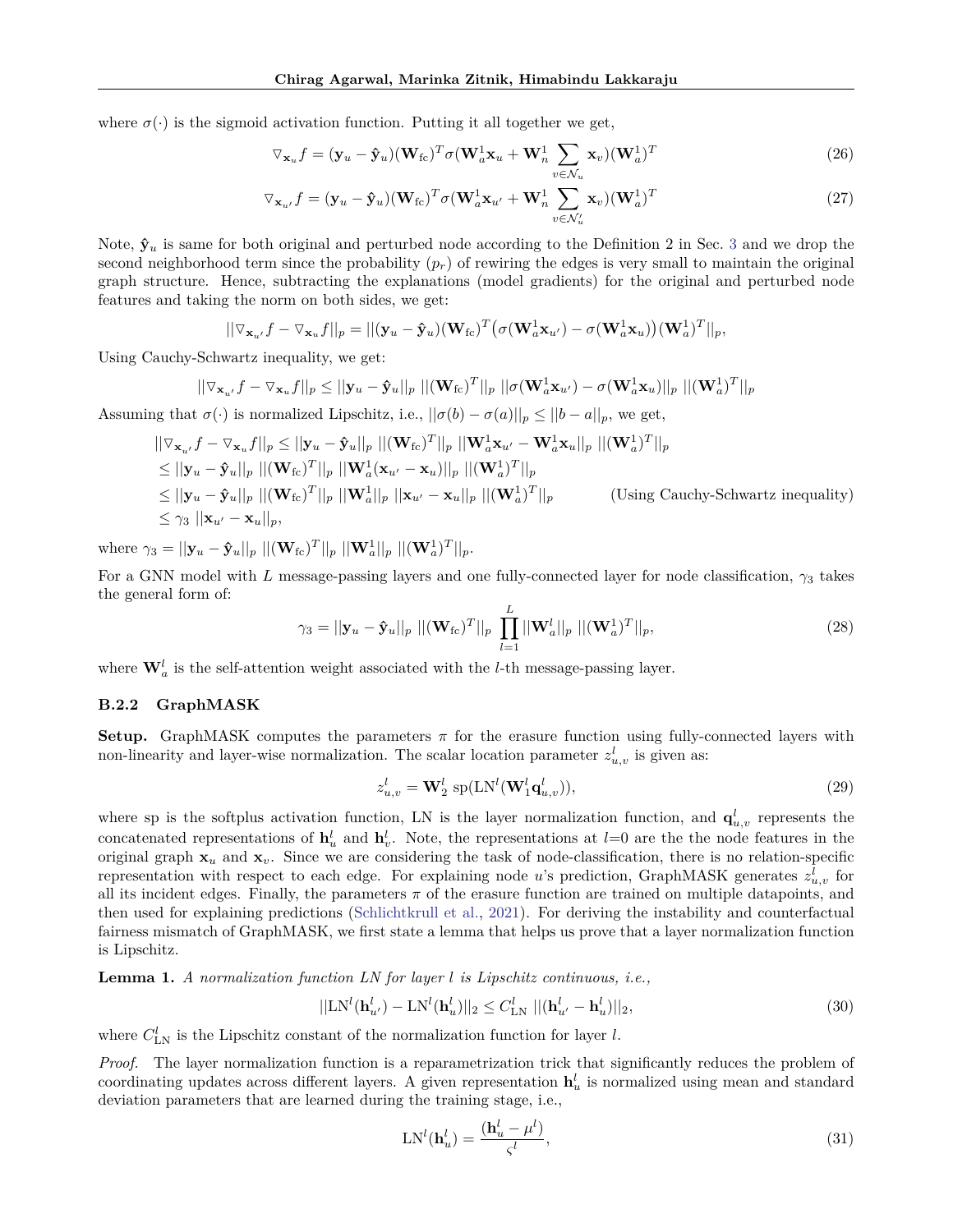where $\sigma(\cdot)$ is the sigmoid activation function. Putting it all together we get,

$$\triangledown_{\mathbf{x}_u} f = (\mathbf{y}_u - \hat{\mathbf{y}}_u)(\mathbf{W}_{\text{fc}})^T \sigma(\mathbf{W}_a^1 \mathbf{x}_u + \mathbf{W}_n^1 \sum_{v \in \mathcal{N}_u} \mathbf{x}_v)(\mathbf{W}_a^1)^T \tag{26}$$

$$\triangledown_{\mathbf{x}_{u'}} f = (\mathbf{y}_u - \hat{\mathbf{y}}_u)(\mathbf{W}_{\text{fc}})^T \sigma(\mathbf{W}_a^1 \mathbf{x}_{u'} + \mathbf{W}_n^1 \sum_{v \in \mathcal{N}'_u} \mathbf{x}_v)(\mathbf{W}_a^1)^T \tag{27}$$

Note, $\hat{\mathbf{y}}_u$ is same for both original and perturbed node according to the Definition 2 in Sec. 3 and we drop the second neighborhood term since the probability ($p_r$) of rewiring the edges is very small to maintain the original graph structure. Hence, subtracting the explanations (model gradients) for the original and perturbed node features and taking the norm on both sides, we get:

$$||\triangledown_{\mathbf{x}_{u'}} f - \triangledown_{\mathbf{x}_u} f||_p = ||(\mathbf{y}_u - \hat{\mathbf{y}}_u)(\mathbf{W}_{\text{fc}})^T \big(\sigma(\mathbf{W}_a^1 \mathbf{x}_{u'}) - \sigma(\mathbf{W}_a^1 \mathbf{x}_u)\big)(\mathbf{W}_a^1)^T||_p,$$

Using Cauchy-Schwartz inequality, we get:

$$||\triangledown_{\mathbf{x}_{u'}} f - \triangledown_{\mathbf{x}_u} f||_p \leq ||\mathbf{y}_u - \hat{\mathbf{y}}_u||_p \; ||(\mathbf{W}_{\text{fc}})^T||_p \; ||\sigma(\mathbf{W}_a^1 \mathbf{x}_{u'}) - \sigma(\mathbf{W}_a^1 \mathbf{x}_u)||_p \; ||(\mathbf{W}_a^1)^T||_p$$

Assuming that $\sigma(\cdot)$ is normalized Lipschitz, i.e., $||\sigma(b) - \sigma(a)||_p \leq ||b - a||_p$, we get,

$$\begin{aligned}
||\triangledown_{\mathbf{x}_{u'}} f - \triangledown_{\mathbf{x}_u} f||_p &\leq ||\mathbf{y}_u - \hat{\mathbf{y}}_u||_p \; ||(\mathbf{W}_{\text{fc}})^T||_p \; ||\mathbf{W}_a^1 \mathbf{x}_{u'} - \mathbf{W}_a^1 \mathbf{x}_u||_p \; ||(\mathbf{W}_a^1)^T||_p \\
&\leq ||\mathbf{y}_u - \hat{\mathbf{y}}_u||_p \; ||(\mathbf{W}_{\text{fc}})^T||_p \; ||\mathbf{W}_a^1 (\mathbf{x}_{u'} - \mathbf{x}_u)||_p \; ||(\mathbf{W}_a^1)^T||_p \\
&\leq ||\mathbf{y}_u - \hat{\mathbf{y}}_u||_p \; ||(\mathbf{W}_{\text{fc}})^T||_p \; ||\mathbf{W}_a^1||_p \; ||\mathbf{x}_{u'} - \mathbf{x}_u||_p \; ||(\mathbf{W}_a^1)^T||_p \qquad \text{(Using Cauchy-Schwartz inequality)} \\
&\leq \gamma_3 \; ||\mathbf{x}_{u'} - \mathbf{x}_u||_p,
\end{aligned}$$

where $\gamma_3 = ||\mathbf{y}_u - \hat{\mathbf{y}}_u||_p \; ||(\mathbf{W}_{\text{fc}})^T||_p \; ||\mathbf{W}_a^1||_p \; ||(\mathbf{W}_a^1)^T||_p$.

For a GNN model with $L$ message-passing layers and one fully-connected layer for node classification, $\gamma_3$ takes the general form of:

$$\gamma_3 = ||\mathbf{y}_u - \hat{\mathbf{y}}_u||_p \; ||(\mathbf{W}_{\text{fc}})^T||_p \; \prod_{l=1}^{L} ||\mathbf{W}_a^l||_p \; ||(\mathbf{W}_a^1)^T||_p, \tag{28}$$

where $\mathbf{W}_a^l$ is the self-attention weight associated with the $l$-th message-passing layer.

#### B.2.2 GraphMASK

**Setup.** GraphMASK computes the parameters $\pi$ for the erasure function using fully-connected layers with non-linearity and layer-wise normalization. The scalar location parameter $z_{u,v}^l$ is given as:

$$z_{u,v}^l = \mathbf{W}_2^l \; \text{sp}(\text{LN}^l(\mathbf{W}_1^l \mathbf{q}_{u,v}^l)), \tag{29}$$

where sp is the softplus activation function, LN is the layer normalization function, and $\mathbf{q}_{u,v}^l$ represents the concatenated representations of $\mathbf{h}_u^l$ and $\mathbf{h}_v^l$. Note, the representations at $l$=0 are the the node features in the original graph $\mathbf{x}_u$ and $\mathbf{x}_v$. Since we are considering the task of node-classification, there is no relation-specific representation with respect to each edge. For explaining node $u$'s prediction, GraphMASK generates $z_{u,v}^l$ for all its incident edges. Finally, the parameters $\pi$ of the erasure function are trained on multiple datapoints, and then used for explaining predictions (Schlichtkrull et al., 2021). For deriving the instability and counterfactual fairness mismatch of GraphMASK, we first state a lemma that helps us prove that a layer normalization function is Lipschitz.

**Lemma 1.** *A normalization function LN for layer l is Lipschitz continuous, i.e.,*

$$||\text{LN}^l(\mathbf{h}_{u'}^l) - \text{LN}^l(\mathbf{h}_u^l)||_2 \leq C_{\text{LN}}^l \; ||(\mathbf{h}_{u'}^l - \mathbf{h}_u^l)||_2, \tag{30}$$

where $C_{\text{LN}}^l$ is the Lipschitz constant of the normalization function for layer $l$.

*Proof.* The layer normalization function is a reparametrization trick that significantly reduces the problem of coordinating updates across different layers. A given representation $\mathbf{h}_u^l$ is normalized using mean and standard deviation parameters that are learned during the training stage, i.e.,

$$\text{LN}^l(\mathbf{h}_u^l) = \frac{(\mathbf{h}_u^l - \mu^l)}{\varsigma^l}, \tag{31}$$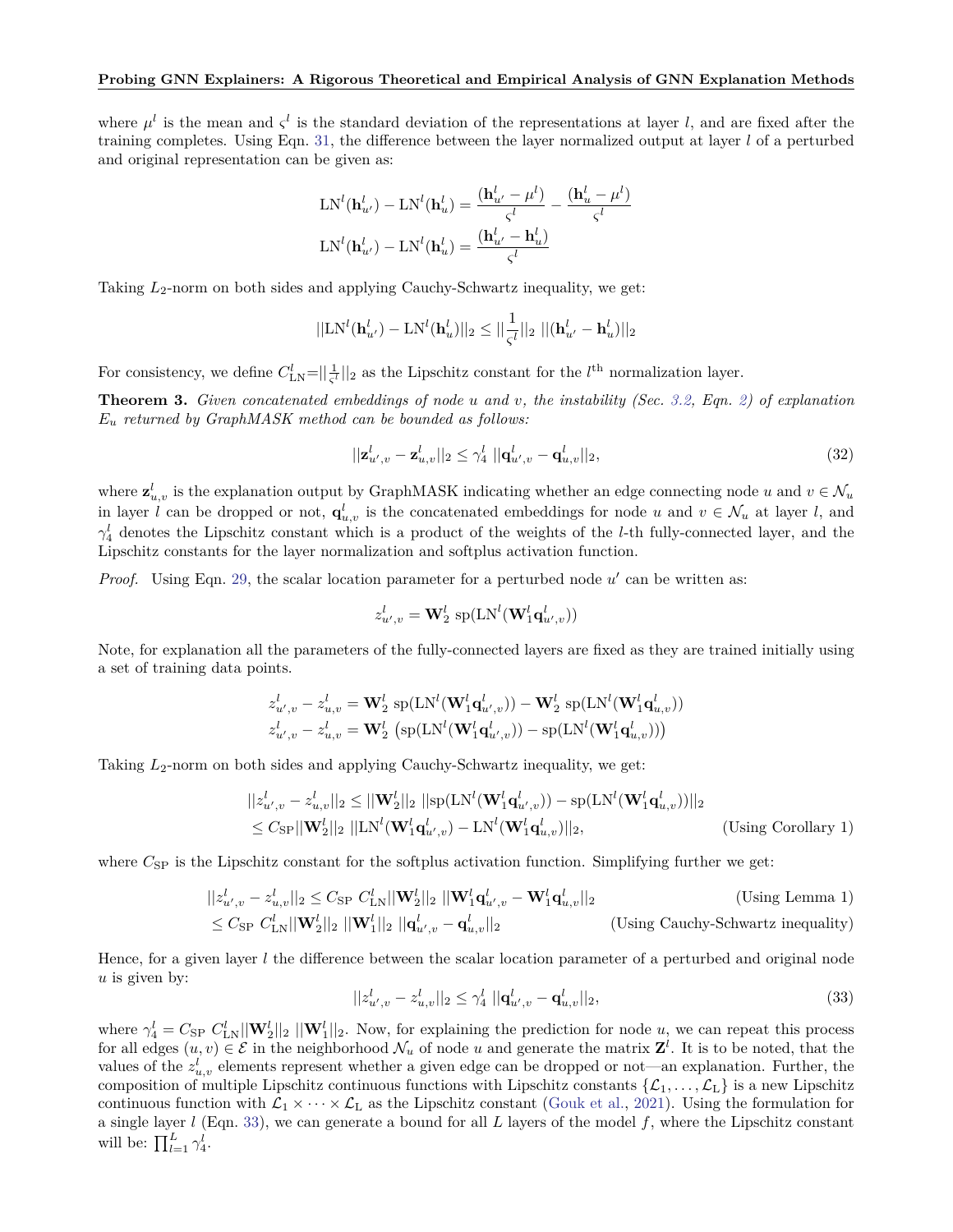where $\mu^l$ is the mean and $\varsigma^l$ is the standard deviation of the representations at layer $l$, and are fixed after the training completes. Using Eqn. 31, the difference between the layer normalized output at layer $l$ of a perturbed and original representation can be given as:

$$
\mathrm{LN}^l(\mathbf{h}^l_{u'}) - \mathrm{LN}^l(\mathbf{h}^l_u) = \frac{(\mathbf{h}^l_{u'} - \mu^l)}{\varsigma^l} - \frac{(\mathbf{h}^l_u - \mu^l)}{\varsigma^l}
$$

$$
\mathrm{LN}^l(\mathbf{h}^l_{u'}) - \mathrm{LN}^l(\mathbf{h}^l_u) = \frac{(\mathbf{h}^l_{u'} - \mathbf{h}^l_u)}{\varsigma^l}
$$

Taking $L_2$-norm on both sides and applying Cauchy-Schwartz inequality, we get:

$$
||\mathrm{LN}^l(\mathbf{h}^l_{u'}) - \mathrm{LN}^l(\mathbf{h}^l_u)||_2 \leq ||\frac{1}{\varsigma^l}||_2 \ ||(\mathbf{h}^l_{u'} - \mathbf{h}^l_u)||_2
$$

For consistency, we define $C^l_{\mathrm{LN}}=||\frac{1}{\varsigma^l}||_2$ as the Lipschitz constant for the $l^{\text{th}}$ normalization layer.

**Theorem 3.** *Given concatenated embeddings of node $u$ and $v$, the instability (Sec. 3.2, Eqn. 2) of explanation $E_u$ returned by GraphMASK method can be bounded as follows:*

$$
||\mathbf{z}^l_{u',v} - \mathbf{z}^l_{u,v}||_2 \leq \gamma^l_4 \ ||\mathbf{q}^l_{u',v} - \mathbf{q}^l_{u,v}||_2, \tag{32}
$$

*where $\mathbf{z}^l_{u,v}$ is the explanation output by GraphMASK indicating whether an edge connecting node $u$ and $v \in \mathcal{N}_u$ in layer $l$ can be dropped or not, $\mathbf{q}^l_{u,v}$ is the concatenated embeddings for node $u$ and $v \in \mathcal{N}_u$ at layer $l$, and $\gamma^l_4$ denotes the Lipschitz constant which is a product of the weights of the $l$-th fully-connected layer, and the Lipschitz constants for the layer normalization and softplus activation function.*

*Proof.* Using Eqn. 29, the scalar location parameter for a perturbed node $u'$ can be written as:

$$
z^l_{u',v} = \mathbf{W}^l_2 \ \mathrm{sp}(\mathrm{LN}^l(\mathbf{W}^l_1 \mathbf{q}^l_{u',v}))
$$

Note, for explanation all the parameters of the fully-connected layers are fixed as they are trained initially using a set of training data points.

$$
z^l_{u',v} - z^l_{u,v} = \mathbf{W}^l_2 \ \mathrm{sp}(\mathrm{LN}^l(\mathbf{W}^l_1 \mathbf{q}^l_{u',v})) - \mathbf{W}^l_2 \ \mathrm{sp}(\mathrm{LN}^l(\mathbf{W}^l_1 \mathbf{q}^l_{u,v}))
$$

$$
z^l_{u',v} - z^l_{u,v} = \mathbf{W}^l_2 \ \big(\mathrm{sp}(\mathrm{LN}^l(\mathbf{W}^l_1 \mathbf{q}^l_{u',v})) - \mathrm{sp}(\mathrm{LN}^l(\mathbf{W}^l_1 \mathbf{q}^l_{u,v}))\big)
$$

Taking $L_2$-norm on both sides and applying Cauchy-Schwartz inequality, we get:

$$
\begin{aligned}
||z^l_{u',v} - z^l_{u,v}||_2 &\leq ||\mathbf{W}^l_2||_2 \ ||\mathrm{sp}(\mathrm{LN}^l(\mathbf{W}^l_1 \mathbf{q}^l_{u',v})) - \mathrm{sp}(\mathrm{LN}^l(\mathbf{W}^l_1 \mathbf{q}^l_{u,v}))||_2 \\
&\leq C_{\mathrm{SP}}||\mathbf{W}^l_2||_2 \ ||\mathrm{LN}^l(\mathbf{W}^l_1 \mathbf{q}^l_{u',v}) - \mathrm{LN}^l(\mathbf{W}^l_1 \mathbf{q}^l_{u,v})||_2, \qquad \text{(Using Corollary 1)}
\end{aligned}
$$

where $C_{\mathrm{SP}}$ is the Lipschitz constant for the softplus activation function. Simplifying further we get:

$$
\begin{aligned}
||z^l_{u',v} - z^l_{u,v}||_2 &\leq C_{\mathrm{SP}} \ C^l_{\mathrm{LN}}||\mathbf{W}^l_2||_2 \ ||\mathbf{W}^l_1 \mathbf{q}^l_{u',v} - \mathbf{W}^l_1 \mathbf{q}^l_{u,v}||_2 \qquad \text{(Using Lemma 1)} \\
&\leq C_{\mathrm{SP}} \ C^l_{\mathrm{LN}}||\mathbf{W}^l_2||_2 \ ||\mathbf{W}^l_1||_2 \ ||\mathbf{q}^l_{u',v} - \mathbf{q}^l_{u,v}||_2 \qquad \text{(Using Cauchy-Schwartz inequality)}
\end{aligned}
$$

Hence, for a given layer $l$ the difference between the scalar location parameter of a perturbed and original node $u$ is given by:

$$
||z^l_{u',v} - z^l_{u,v}||_2 \leq \gamma^l_4 \ ||\mathbf{q}^l_{u',v} - \mathbf{q}^l_{u,v}||_2, \tag{33}
$$

where $\gamma^l_4 = C_{\mathrm{SP}} \ C^l_{\mathrm{LN}}||\mathbf{W}^l_2||_2 \ ||\mathbf{W}^l_1||_2$. Now, for explaining the prediction for node $u$, we can repeat this process for all edges $(u, v) \in \mathcal{E}$ in the neighborhood $\mathcal{N}_u$ of node $u$ and generate the matrix $\mathbf{Z}^l$. It is to be noted, that the values of the $z^l_{u,v}$ elements represent whether a given edge can be dropped or not—an explanation. Further, the composition of multiple Lipschitz continuous functions with Lipschitz constants $\{\mathcal{L}_1, \ldots, \mathcal{L}_{\mathrm{L}}\}$ is a new Lipschitz continuous function with $\mathcal{L}_1 \times \cdots \times \mathcal{L}_{\mathrm{L}}$ as the Lipschitz constant (Gouk et al., 2021). Using the formulation for a single layer $l$ (Eqn. 33), we can generate a bound for all $L$ layers of the model $f$, where the Lipschitz constant will be: $\prod_{l=1}^{L} \gamma^l_4$.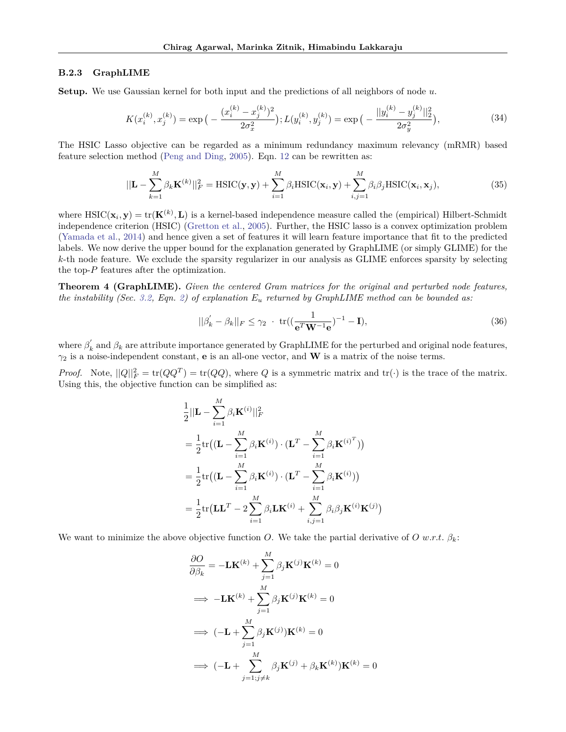### B.2.3 GraphLIME

**Setup.** We use Gaussian kernel for both input and the predictions of all neighbors of node $u$.

$$K(x_i^{(k)}, x_j^{(k)}) = \exp\big(-\frac{(x_i^{(k)} - x_j^{(k)})^2}{2\sigma_x^2}\big); L(y_i^{(k)}, y_j^{(k)}) = \exp\big(-\frac{||y_i^{(k)} - y_j^{(k)}||_2^2}{2\sigma_y^2}\big), \tag{34}$$

The HSIC Lasso objective can be regarded as a minimum redundancy maximum relevancy (mRMR) based feature selection method (Peng and Ding, 2005). Eqn. 12 can be rewritten as:

$$||\mathbf{L} - \sum_{k=1}^{M} \beta_k \mathbf{K}^{(k)}||_F^2 = \text{HSIC}(\mathbf{y}, \mathbf{y}) + \sum_{i=1}^{M} \beta_i \text{HSIC}(\mathbf{x}_i, \mathbf{y}) + \sum_{i,j=1}^{M} \beta_i \beta_j \text{HSIC}(\mathbf{x}_i, \mathbf{x}_j), \tag{35}$$

where $\text{HSIC}(\mathbf{x}_i, \mathbf{y}) = \text{tr}(\mathbf{K}^{(k)}, \mathbf{L})$ is a kernel-based independence measure called the (empirical) Hilbert-Schmidt independence criterion (HSIC) (Gretton et al., 2005). Further, the HSIC lasso is a convex optimization problem (Yamada et al., 2014) and hence given a set of features it will learn feature importance that fit to the predicted labels. We now derive the upper bound for the explanation generated by GraphLIME (or simply GLIME) for the $k$-th node feature. We exclude the sparsity regularizer in our analysis as GLIME enforces sparsity by selecting the top-$P$ features after the optimization.

**Theorem 4 (GraphLIME).** *Given the centered Gram matrices for the original and perturbed node features, the instability (Sec. 3.2, Eqn. 2) of explanation $E_u$ returned by GraphLIME method can be bounded as:*

$$||\beta_k^{'} - \beta_k||_F \leq \gamma_2 \;\cdot\; \text{tr}((\frac{1}{\mathbf{e}^T \mathbf{W}^{-1} \mathbf{e}})^{-1} - \mathbf{I}), \tag{36}$$

where $\beta_k^{'}$ and $\beta_k$ are attribute importance generated by GraphLIME for the perturbed and original node features, $\gamma_2$ is a noise-independent constant, $\mathbf{e}$ is an all-one vector, and $\mathbf{W}$ is a matrix of the noise terms.

*Proof.* Note, $||Q||_F^2 = \text{tr}(QQ^T) = \text{tr}(QQ)$, where $Q$ is a symmetric matrix and $\text{tr}(\cdot)$ is the trace of the matrix. Using this, the objective function can be simplified as:

$$\begin{aligned}
&\frac{1}{2}||\mathbf{L} - \sum_{i=1}^{M} \beta_i \mathbf{K}^{(i)}||_F^2 \\
&= \frac{1}{2}\text{tr}\big((\mathbf{L} - \sum_{i=1}^{M} \beta_i \mathbf{K}^{(i)}) \cdot (\mathbf{L}^T - \sum_{i=1}^{M} \beta_i \mathbf{K}^{(i)^T})\big) \\
&= \frac{1}{2}\text{tr}\big((\mathbf{L} - \sum_{i=1}^{M} \beta_i \mathbf{K}^{(i)}) \cdot (\mathbf{L}^T - \sum_{i=1}^{M} \beta_i \mathbf{K}^{(i)})\big) \\
&= \frac{1}{2}\text{tr}\big(\mathbf{L}\mathbf{L}^T - 2\sum_{i=1}^{M} \beta_i \mathbf{L}\mathbf{K}^{(i)} + \sum_{i,j=1}^{M} \beta_i \beta_j \mathbf{K}^{(i)} \mathbf{K}^{(j)}\big)
\end{aligned}$$

We want to minimize the above objective function $O$. We take the partial derivative of $O$ *w.r.t.* $\beta_k$:

$$\begin{aligned}
&\frac{\partial O}{\partial \beta_k} = -\mathbf{L}\mathbf{K}^{(k)} + \sum_{j=1}^{M} \beta_j \mathbf{K}^{(j)} \mathbf{K}^{(k)} = 0 \\
&\implies -\mathbf{L}\mathbf{K}^{(k)} + \sum_{j=1}^{M} \beta_j \mathbf{K}^{(j)} \mathbf{K}^{(k)} = 0 \\
&\implies (-\mathbf{L} + \sum_{j=1}^{M} \beta_j \mathbf{K}^{(j)}) \mathbf{K}^{(k)} = 0 \\
&\implies (-\mathbf{L} + \sum_{j=1; j \neq k}^{M} \beta_j \mathbf{K}^{(j)} + \beta_k \mathbf{K}^{(k)}) \mathbf{K}^{(k)} = 0
\end{aligned}$$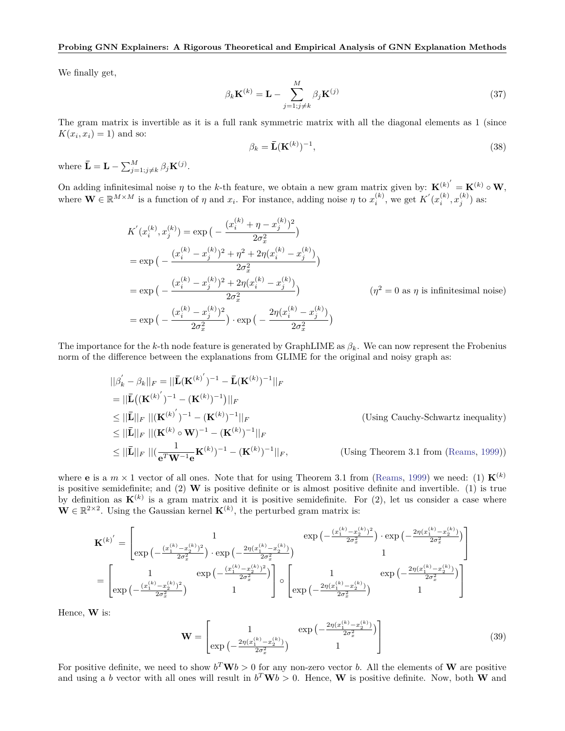We finally get,

$$\beta_k \mathbf{K}^{(k)} = \mathbf{L} - \sum_{j=1;j\neq k}^{M} \beta_j \mathbf{K}^{(j)} \tag{37}$$

The gram matrix is invertible as it is a full rank symmetric matrix with all the diagonal elements as 1 (since $K(x_i, x_i) = 1$) and so:

$$\beta_k = \bar{\mathbf{L}}(\mathbf{K}^{(k)})^{-1}, \tag{38}$$

where $\bar{\mathbf{L}} = \mathbf{L} - \sum_{j=1;j\neq k}^{M} \beta_j \mathbf{K}^{(j)}$.

On adding infinitesimal noise $\eta$ to the $k$-th feature, we obtain a new gram matrix given by: $\mathbf{K}^{(k)'} = \mathbf{K}^{(k)} \circ \mathbf{W}$, where $\mathbf{W} \in \mathbb{R}^{M\times M}$ is a function of $\eta$ and $x_i$. For instance, adding noise $\eta$ to $x_i^{(k)}$, we get $K'(x_i^{(k)}, x_j^{(k)})$ as:

$$\begin{aligned}
K'(x_i^{(k)}, x_j^{(k)}) &= \exp\big(-\frac{(x_i^{(k)} + \eta - x_j^{(k)})^2}{2\sigma_x^2}\big) \\
&= \exp\big(-\frac{(x_i^{(k)} - x_j^{(k)})^2 + \eta^2 + 2\eta(x_i^{(k)} - x_j^{(k)})}{2\sigma_x^2}\big) \\
&= \exp\big(-\frac{(x_i^{(k)} - x_j^{(k)})^2 + 2\eta(x_i^{(k)} - x_j^{(k)})}{2\sigma_x^2}\big) && (\eta^2 = 0 \text{ as } \eta \text{ is infinitesimal noise}) \\
&= \exp\big(-\frac{(x_i^{(k)} - x_j^{(k)})^2}{2\sigma_x^2}\big) \cdot \exp\big(-\frac{2\eta(x_i^{(k)} - x_j^{(k)})}{2\sigma_x^2}\big)
\end{aligned}$$

The importance for the $k$-th node feature is generated by GraphLIME as $\beta_k$. We can now represent the Frobenius norm of the difference between the explanations from GLIME for the original and noisy graph as:

$$\begin{aligned}
||\beta_k' - \beta_k||_F &= ||\bar{\mathbf{L}}(\mathbf{K}^{(k)'})^{-1} - \bar{\mathbf{L}}(\mathbf{K}^{(k)})^{-1}||_F \\
&= ||\bar{\mathbf{L}}\big((\mathbf{K}^{(k)'})^{-1} - (\mathbf{K}^{(k)})^{-1}\big)||_F \\
&\leq ||\bar{\mathbf{L}}||_F \; ||(\mathbf{K}^{(k)'})^{-1} - (\mathbf{K}^{(k)})^{-1}||_F && \text{(Using Cauchy-Schwartz inequality)} \\
&\leq ||\bar{\mathbf{L}}||_F \; ||(\mathbf{K}^{(k)} \circ \mathbf{W})^{-1} - (\mathbf{K}^{(k)})^{-1}||_F \\
&\leq ||\bar{\mathbf{L}}||_F \; ||(\frac{1}{\mathbf{e}^T\mathbf{W}^{-1}\mathbf{e}}\mathbf{K}^{(k)})^{-1} - (\mathbf{K}^{(k)})^{-1}||_F, && \text{(Using Theorem 3.1 from (Reams, 1999))}
\end{aligned}$$

where $\mathbf{e}$ is a $m \times 1$ vector of all ones. Note that for using Theorem 3.1 from (Reams, 1999) we need: (1) $\mathbf{K}^{(k)}$ is positive semidefinite; and (2) $\mathbf{W}$ is positive definite or is almost positive definite and invertible. (1) is true by definition as $\mathbf{K}^{(k)}$ is a gram matrix and it is positive semidefinite. For (2), let us consider a case where $\mathbf{W} \in \mathbb{R}^{2\times 2}$. Using the Gaussian kernel $\mathbf{K}^{(k)}$, the perturbed gram matrix is:

$$\begin{aligned}
\mathbf{K}^{(k)'} &= \begin{bmatrix} 1 & \exp\big(-\frac{(x_1^{(k)}-x_2^{(k)})^2}{2\sigma_x^2}\big) \cdot \exp\big(-\frac{2\eta(x_1^{(k)}-x_2^{(k)})}{2\sigma_x^2}\big) \\ \exp\big(-\frac{(x_1^{(k)}-x_2^{(k)})^2}{2\sigma_x^2}\big) \cdot \exp\big(-\frac{2\eta(x_1^{(k)}-x_2^{(k)})}{2\sigma_x^2}\big) & 1 \end{bmatrix} \\
&= \begin{bmatrix} 1 & \exp\big(-\frac{(x_1^{(k)}-x_2^{(k)})^2}{2\sigma_x^2}\big) \\ \exp\big(-\frac{(x_1^{(k)}-x_2^{(k)})^2}{2\sigma_x^2}\big) & 1 \end{bmatrix} \circ \begin{bmatrix} 1 & \exp\big(-\frac{2\eta(x_1^{(k)}-x_2^{(k)})}{2\sigma_x^2}\big) \\ \exp\big(-\frac{2\eta(x_1^{(k)}-x_2^{(k)})}{2\sigma_x^2}\big) & 1 \end{bmatrix}
\end{aligned}$$

Hence, $\mathbf{W}$ is:

$$\mathbf{W} = \begin{bmatrix} 1 & \exp\big(-\frac{2\eta(x_1^{(k)}-x_2^{(k)})}{2\sigma_x^2}\big) \\ \exp\big(-\frac{2\eta(x_1^{(k)}-x_2^{(k)})}{2\sigma_x^2}\big) & 1 \end{bmatrix} \tag{39}$$

For positive definite, we need to show $b^T\mathbf{W}b > 0$ for any non-zero vector $b$. All the elements of $\mathbf{W}$ are positive and using a $b$ vector with all ones will result in $b^T\mathbf{W}b > 0$. Hence, $\mathbf{W}$ is positive definite. Now, both $\mathbf{W}$ and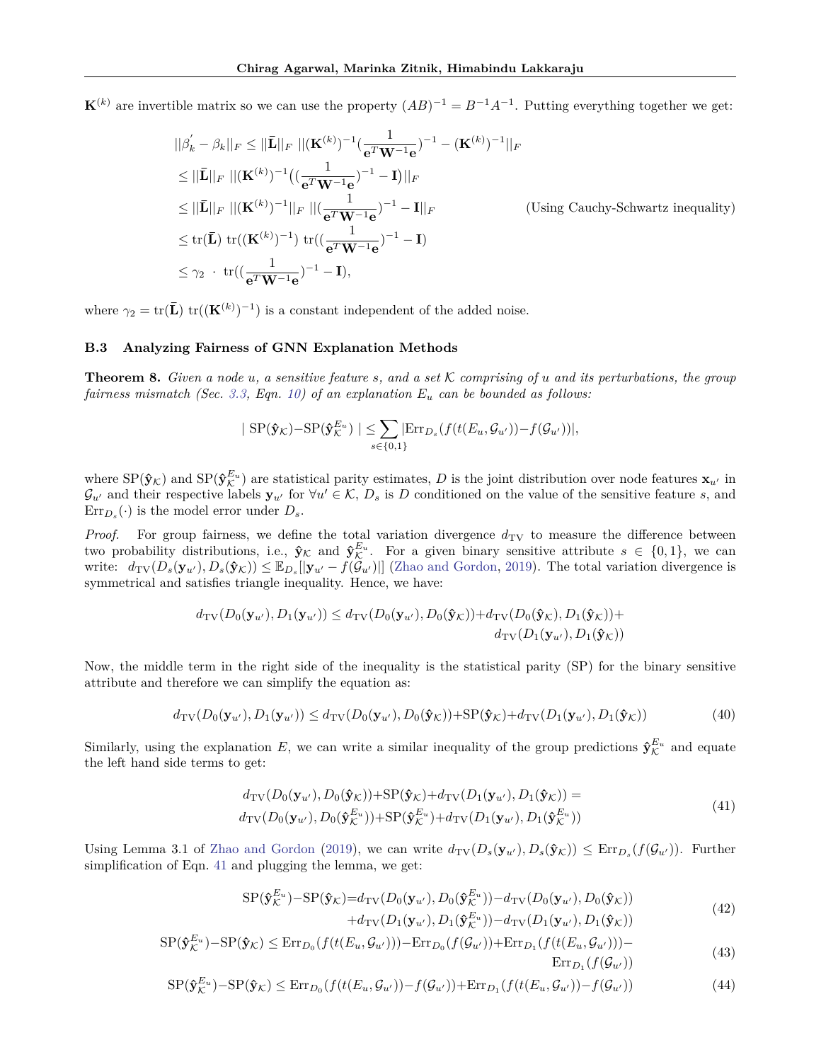$\mathbf{K}^{(k)}$ are invertible matrix so we can use the property $(AB)^{-1} = B^{-1}A^{-1}$. Putting everything together we get:

$$
\begin{aligned}
||\beta_k^{'} - \beta_k||_F &\leq ||\bar{\mathbf{L}}||_F \; ||(\mathbf{K}^{(k)})^{-1}(\frac{1}{\mathbf{e}^T\mathbf{W}^{-1}\mathbf{e}})^{-1} - (\mathbf{K}^{(k)})^{-1}||_F \\
&\leq ||\bar{\mathbf{L}}||_F \; ||(\mathbf{K}^{(k)})^{-1}\big((\frac{1}{\mathbf{e}^T\mathbf{W}^{-1}\mathbf{e}})^{-1} - \mathbf{I}\big)||_F \\
&\leq ||\bar{\mathbf{L}}||_F \; ||(\mathbf{K}^{(k)})^{-1}||_F \; ||(\frac{1}{\mathbf{e}^T\mathbf{W}^{-1}\mathbf{e}})^{-1} - \mathbf{I}||_F \qquad \text{(Using Cauchy-Schwartz inequality)} \\
&\leq \text{tr}(\bar{\mathbf{L}}) \; \text{tr}((\mathbf{K}^{(k)})^{-1}) \; \text{tr}((\frac{1}{\mathbf{e}^T\mathbf{W}^{-1}\mathbf{e}})^{-1} - \mathbf{I}) \\
&\leq \gamma_2 \;\cdot\; \text{tr}((\frac{1}{\mathbf{e}^T\mathbf{W}^{-1}\mathbf{e}})^{-1} - \mathbf{I}),
\end{aligned}
$$

where $\gamma_2 = \text{tr}(\bar{\mathbf{L}}) \; \text{tr}((\mathbf{K}^{(k)})^{-1})$ is a constant independent of the added noise.

### B.3 Analyzing Fairness of GNN Explanation Methods

**Theorem 8.** *Given a node $u$, a sensitive feature $s$, and a set $\mathcal{K}$ comprising of $u$ and its perturbations, the group fairness mismatch (Sec. 3.3, Eqn. 10) of an explanation $E_u$ can be bounded as follows:*

$$
|\; \text{SP}(\hat{\mathbf{y}}_{\mathcal{K}}) - \text{SP}(\hat{\mathbf{y}}_{\mathcal{K}}^{E_u}) \;| \leq \sum_{s \in \{0,1\}} |\text{Err}_{D_s}(f(t(E_u, \mathcal{G}_{u'})) - f(\mathcal{G}_{u'}))|,
$$

where $\text{SP}(\hat{\mathbf{y}}_{\mathcal{K}})$ and $\text{SP}(\hat{\mathbf{y}}_{\mathcal{K}}^{E_u})$ are statistical parity estimates, $D$ is the joint distribution over node features $\mathbf{x}_{u'}$ in $\mathcal{G}_{u'}$ and their respective labels $\mathbf{y}_{u'}$ for $\forall u' \in \mathcal{K}$, $D_s$ is $D$ conditioned on the value of the sensitive feature $s$, and $\text{Err}_{D_s}(\cdot)$ is the model error under $D_s$.

*Proof.* For group fairness, we define the total variation divergence $d_{\text{TV}}$ to measure the difference between two probability distributions, i.e., $\hat{\mathbf{y}}_{\mathcal{K}}$ and $\hat{\mathbf{y}}_{\mathcal{K}}^{E_u}$. For a given binary sensitive attribute $s \in \{0, 1\}$, we can write: $d_{\text{TV}}(D_s(\mathbf{y}_{u'}), D_s(\hat{\mathbf{y}}_{\mathcal{K}})) \leq \mathbb{E}_{D_s}[|\mathbf{y}_{u'} - f(\mathcal{G}_{u'})|]$ (Zhao and Gordon, 2019). The total variation divergence is symmetrical and satisfies triangle inequality. Hence, we have:

$$
\begin{aligned}
d_{\text{TV}}(D_0(\mathbf{y}_{u'}), D_1(\mathbf{y}_{u'})) \leq d_{\text{TV}}(D_0(\mathbf{y}_{u'}), D_0(\hat{\mathbf{y}}_{\mathcal{K}})) + d_{\text{TV}}(D_0(\hat{\mathbf{y}}_{\mathcal{K}}), D_1(\hat{\mathbf{y}}_{\mathcal{K}})) + \\
d_{\text{TV}}(D_1(\mathbf{y}_{u'}), D_1(\hat{\mathbf{y}}_{\mathcal{K}}))
\end{aligned}
$$

Now, the middle term in the right side of the inequality is the statistical parity (SP) for the binary sensitive attribute and therefore we can simplify the equation as:

$$
d_{\text{TV}}(D_0(\mathbf{y}_{u'}), D_1(\mathbf{y}_{u'})) \leq d_{\text{TV}}(D_0(\mathbf{y}_{u'}), D_0(\hat{\mathbf{y}}_{\mathcal{K}})) + \text{SP}(\hat{\mathbf{y}}_{\mathcal{K}}) + d_{\text{TV}}(D_1(\mathbf{y}_{u'}), D_1(\hat{\mathbf{y}}_{\mathcal{K}})) \tag{40}
$$

Similarly, using the explanation $E$, we can write a similar inequality of the group predictions $\hat{\mathbf{y}}_{\mathcal{K}}^{E_u}$ and equate the left hand side terms to get:

$$
\begin{aligned}
d_{\text{TV}}(D_0(\mathbf{y}_{u'}), D_0(\hat{\mathbf{y}}_{\mathcal{K}})) + \text{SP}(\hat{\mathbf{y}}_{\mathcal{K}}) + d_{\text{TV}}(D_1(\mathbf{y}_{u'}), D_1(\hat{\mathbf{y}}_{\mathcal{K}})) = \\
d_{\text{TV}}(D_0(\mathbf{y}_{u'}), D_0(\hat{\mathbf{y}}_{\mathcal{K}}^{E_u})) + \text{SP}(\hat{\mathbf{y}}_{\mathcal{K}}^{E_u}) + d_{\text{TV}}(D_1(\mathbf{y}_{u'}), D_1(\hat{\mathbf{y}}_{\mathcal{K}}^{E_u}))
\end{aligned} \tag{41}
$$

Using Lemma 3.1 of Zhao and Gordon (2019), we can write $d_{\text{TV}}(D_s(\mathbf{y}_{u'}), D_s(\hat{\mathbf{y}}_{\mathcal{K}})) \leq \text{Err}_{D_s}(f(\mathcal{G}_{u'}))$. Further simplification of Eqn. 41 and plugging the lemma, we get:

$$
\begin{aligned}
\text{SP}(\hat{\mathbf{y}}_{\mathcal{K}}^{E_u}) - \text{SP}(\hat{\mathbf{y}}_{\mathcal{K}}) = d_{\text{TV}}(D_0(\mathbf{y}_{u'}), D_0(\hat{\mathbf{y}}_{\mathcal{K}}^{E_u})) - d_{\text{TV}}(D_0(\mathbf{y}_{u'}), D_0(\hat{\mathbf{y}}_{\mathcal{K}})) \\
+ d_{\text{TV}}(D_1(\mathbf{y}_{u'}), D_1(\hat{\mathbf{y}}_{\mathcal{K}}^{E_u})) - d_{\text{TV}}(D_1(\mathbf{y}_{u'}), D_1(\hat{\mathbf{y}}_{\mathcal{K}}))
\end{aligned} \tag{42}
$$

$$
\begin{aligned}
\text{SP}(\hat{\mathbf{y}}_{\mathcal{K}}^{E_u}) - \text{SP}(\hat{\mathbf{y}}_{\mathcal{K}}) \leq \text{Err}_{D_0}(f(t(E_u, \mathcal{G}_{u'}))) - \text{Err}_{D_0}(f(\mathcal{G}_{u'})) + \text{Err}_{D_1}(f(t(E_u, \mathcal{G}_{u'}))) - \\
\text{Err}_{D_1}(f(\mathcal{G}_{u'}))
\end{aligned} \tag{43}
$$

$$
\text{SP}(\hat{\mathbf{y}}_{\mathcal{K}}^{E_u}) - \text{SP}(\hat{\mathbf{y}}_{\mathcal{K}}) \leq \text{Err}_{D_0}(f(t(E_u, \mathcal{G}_{u'})) - f(\mathcal{G}_{u'})) + \text{Err}_{D_1}(f(t(E_u, \mathcal{G}_{u'})) - f(\mathcal{G}_{u'})) \tag{44}
$$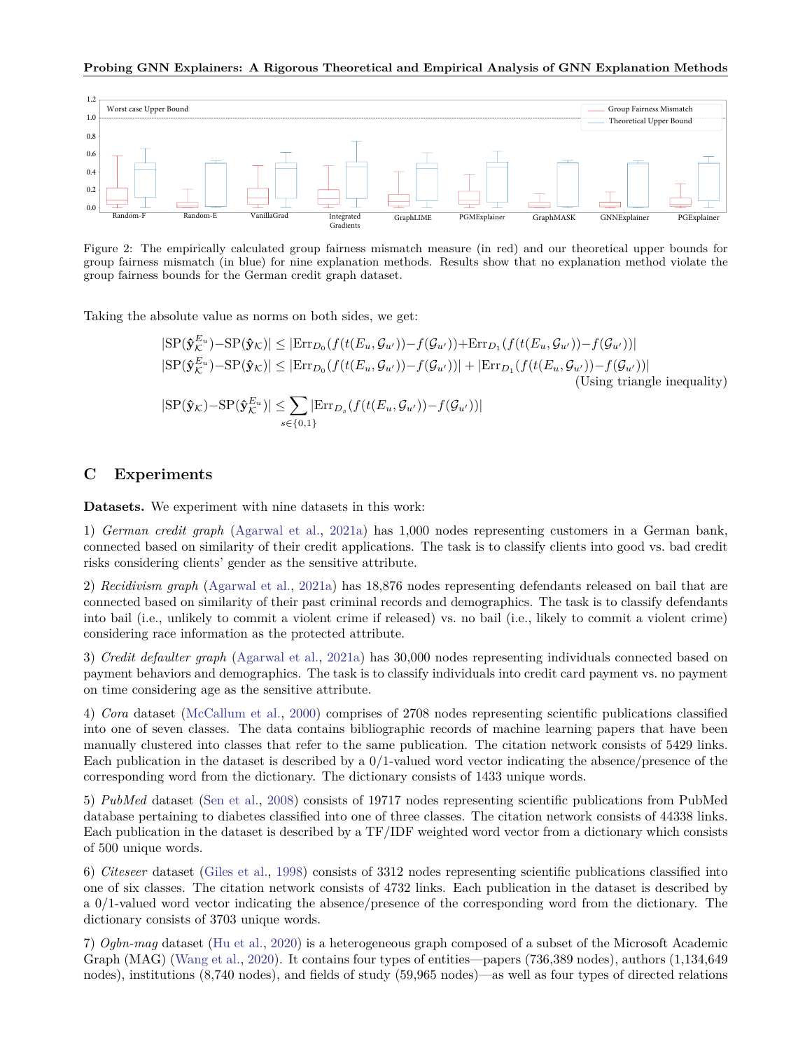Figure 2: The empirically calculated group fairness mismatch measure (in red) and our theoretical upper bounds for group fairness mismatch (in blue) for nine explanation methods. Results show that no explanation method violate the group fairness bounds for the German credit graph dataset.

Taking the absolute value as norms on both sides, we get:

$$|\mathrm{SP}(\hat{\mathbf{y}}_{\mathcal{K}}^{E_u}) - \mathrm{SP}(\hat{\mathbf{y}}_{\mathcal{K}})| \leq |\mathrm{Err}_{D_0}(f(t(E_u, \mathcal{G}_{u'})) - f(\mathcal{G}_{u'})) + \mathrm{Err}_{D_1}(f(t(E_u, \mathcal{G}_{u'})) - f(\mathcal{G}_{u'}))|$$

$$|\mathrm{SP}(\hat{\mathbf{y}}_{\mathcal{K}}^{E_u}) - \mathrm{SP}(\hat{\mathbf{y}}_{\mathcal{K}})| \leq |\mathrm{Err}_{D_0}(f(t(E_u, \mathcal{G}_{u'})) - f(\mathcal{G}_{u'}))| + |\mathrm{Err}_{D_1}(f(t(E_u, \mathcal{G}_{u'})) - f(\mathcal{G}_{u'}))|$$

(Using triangle inequality)

$$|\mathrm{SP}(\hat{\mathbf{y}}_{\mathcal{K}}) - \mathrm{SP}(\hat{\mathbf{y}}_{\mathcal{K}}^{E_u})| \leq \sum_{s \in \{0,1\}} |\mathrm{Err}_{D_s}(f(t(E_u, \mathcal{G}_{u'})) - f(\mathcal{G}_{u'}))|$$

# C Experiments

**Datasets.** We experiment with nine datasets in this work:

1) *German credit graph* (Agarwal et al., 2021a) has 1,000 nodes representing customers in a German bank, connected based on similarity of their credit applications. The task is to classify clients into good vs. bad credit risks considering clients' gender as the sensitive attribute.

2) *Recidivism graph* (Agarwal et al., 2021a) has 18,876 nodes representing defendants released on bail that are connected based on similarity of their past criminal records and demographics. The task is to classify defendants into bail (i.e., unlikely to commit a violent crime if released) vs. no bail (i.e., likely to commit a violent crime) considering race information as the protected attribute.

3) *Credit defaulter graph* (Agarwal et al., 2021a) has 30,000 nodes representing individuals connected based on payment behaviors and demographics. The task is to classify individuals into credit card payment vs. no payment on time considering age as the sensitive attribute.

4) *Cora* dataset (McCallum et al., 2000) comprises of 2708 nodes representing scientific publications classified into one of seven classes. The data contains bibliographic records of machine learning papers that have been manually clustered into classes that refer to the same publication. The citation network consists of 5429 links. Each publication in the dataset is described by a 0/1-valued word vector indicating the absence/presence of the corresponding word from the dictionary. The dictionary consists of 1433 unique words.

5) *PubMed* dataset (Sen et al., 2008) consists of 19717 nodes representing scientific publications from PubMed database pertaining to diabetes classified into one of three classes. The citation network consists of 44338 links. Each publication in the dataset is described by a TF/IDF weighted word vector from a dictionary which consists of 500 unique words.

6) *Citeseer* dataset (Giles et al., 1998) consists of 3312 nodes representing scientific publications classified into one of six classes. The citation network consists of 4732 links. Each publication in the dataset is described by a 0/1-valued word vector indicating the absence/presence of the corresponding word from the dictionary. The dictionary consists of 3703 unique words.

7) *Ogbn-mag* dataset (Hu et al., 2020) is a heterogeneous graph composed of a subset of the Microsoft Academic Graph (MAG) (Wang et al., 2020). It contains four types of entities—papers (736,389 nodes), authors (1,134,649 nodes), institutions (8,740 nodes), and fields of study (59,965 nodes)—as well as four types of directed relations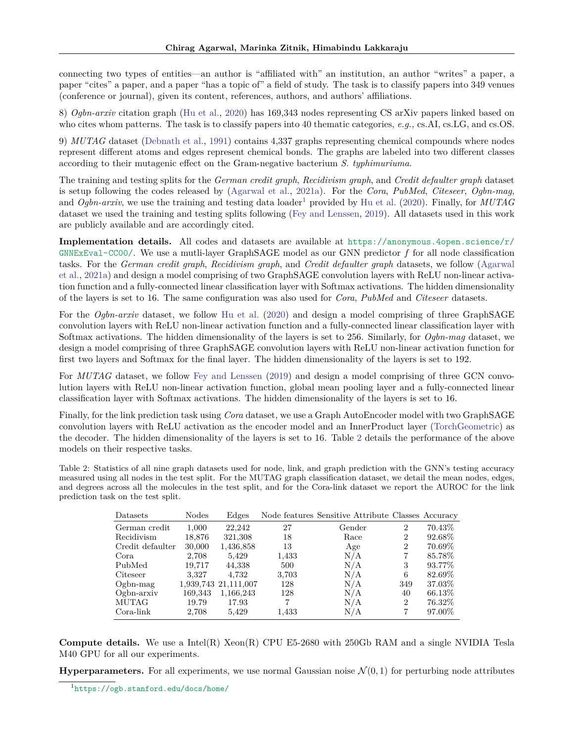connecting two types of entities—an author is "affiliated with" an institution, an author "writes" a paper, a paper "cites" a paper, and a paper "has a topic of" a field of study. The task is to classify papers into 349 venues (conference or journal), given its content, references, authors, and authors' affiliations.

8) *Ogbn-arxiv* citation graph (Hu et al., 2020) has 169,343 nodes representing CS arXiv papers linked based on who cites whom patterns. The task is to classify papers into 40 thematic categories, *e.g.,* cs.AI, cs.LG, and cs.OS.

9) *MUTAG* dataset (Debnath et al., 1991) contains 4,337 graphs representing chemical compounds where nodes represent different atoms and edges represent chemical bonds. The graphs are labeled into two different classes according to their mutagenic effect on the Gram-negative bacterium *S. typhimuriuma*.

The training and testing splits for the *German credit graph*, *Recidivism graph*, and *Credit defaulter graph* dataset is setup following the codes released by (Agarwal et al., 2021a). For the *Cora*, *PubMed*, *Citeseer*, *Ogbn-mag*, and *Ogbn-arxiv*, we use the training and testing data loader[1] provided by Hu et al. (2020). Finally, for *MUTAG* dataset we used the training and testing splits following (Fey and Lenssen, 2019). All datasets used in this work are publicly available and are accordingly cited.

**Implementation details.** All codes and datasets are available at https://anonymous.4open.science/r/GNNExEval-CC00/. We use a mutli-layer GraphSAGE model as our GNN predictor $f$ for all node classification tasks. For the *German credit graph*, *Recidivism graph*, and *Credit defaulter graph* datasets, we follow (Agarwal et al., 2021a) and design a model comprising of two GraphSAGE convolution layers with ReLU non-linear activation function and a fully-connected linear classification layer with Softmax activations. The hidden dimensionality of the layers is set to 16. The same configuration was also used for *Cora*, *PubMed* and *Citeseer* datasets.

For the *Ogbn-arxiv* dataset, we follow Hu et al. (2020) and design a model comprising of three GraphSAGE convolution layers with ReLU non-linear activation function and a fully-connected linear classification layer with Softmax activations. The hidden dimensionality of the layers is set to 256. Similarly, for *Ogbn-mag* dataset, we design a model comprising of three GraphSAGE convolution layers with ReLU non-linear activation function for first two layers and Softmax for the final layer. The hidden dimensionality of the layers is set to 192.

For *MUTAG* dataset, we follow Fey and Lenssen (2019) and design a model comprising of three GCN convolution layers with ReLU non-linear activation function, global mean pooling layer and a fully-connected linear classification layer with Softmax activations. The hidden dimensionality of the layers is set to 16.

Finally, for the link prediction task using *Cora* dataset, we use a Graph AutoEncoder model with two GraphSAGE convolution layers with ReLU activation as the encoder model and an InnerProduct layer (TorchGeometric) as the decoder. The hidden dimensionality of the layers is set to 16. Table 2 details the performance of the above models on their respective tasks.

Table 2: Statistics of all nine graph datasets used for node, link, and graph prediction with the GNN's testing accuracy measured using all nodes in the test split. For the MUTAG graph classification dataset, we detail the mean nodes, edges, and degrees across all the molecules in the test split, and for the Cora-link dataset we report the AUROC for the link prediction task on the test split.

| Datasets | Nodes | Edges | Node features | Sensitive Attribute | Classes | Accuracy |
|---|---|---|---|---|---|---|
| German credit | 1,000 | 22,242 | 27 | Gender | 2 | 70.43% |
| Recidivism | 18,876 | 321,308 | 18 | Race | 2 | 92.68% |
| Credit defaulter | 30,000 | 1,436,858 | 13 | Age | 2 | 70.69% |
| Cora | 2,708 | 5,429 | 1,433 | N/A | 7 | 85.78% |
| PubMed | 19,717 | 44,338 | 500 | N/A | 3 | 93.77% |
| Citeseer | 3,327 | 4,732 | 3,703 | N/A | 6 | 82.69% |
| Ogbn-mag | 1,939,743 | 21,111,007 | 128 | N/A | 349 | 37.03% |
| Ogbn-arxiv | 169,343 | 1,166,243 | 128 | N/A | 40 | 66.13% |
| MUTAG | 19.79 | 17.93 | 7 | N/A | 2 | 76.32% |
| Cora-link | 2,708 | 5,429 | 1,433 | N/A | 7 | 97.00% |

**Compute details.** We use a Intel(R) Xeon(R) CPU E5-2680 with 250Gb RAM and a single NVIDIA Tesla M40 GPU for all our experiments.

**Hyperparameters.** For all experiments, we use normal Gaussian noise $\mathcal{N}(0, 1)$ for perturbing node attributes

[1] https://ogb.stanford.edu/docs/home/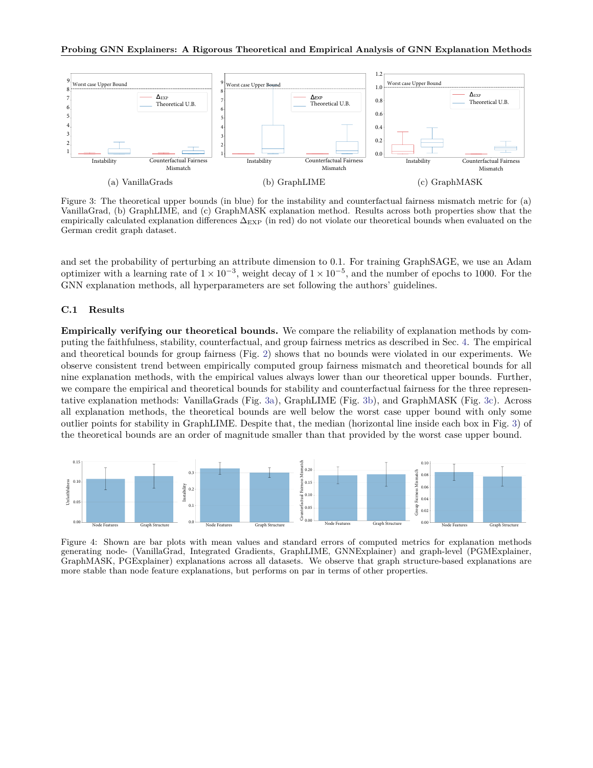(a) VanillaGrads

(b) GraphLIME

(c) GraphMASK

Figure 3: The theoretical upper bounds (in blue) for the instability and counterfactual fairness mismatch metric for (a) VanillaGrad, (b) GraphLIME, and (c) GraphMASK explanation method. Results across both properties show that the empirically calculated explanation differences $\Delta_{\text{EXP}}$ (in red) do not violate our theoretical bounds when evaluated on the German credit graph dataset.

and set the probability of perturbing an attribute dimension to 0.1. For training GraphSAGE, we use an Adam optimizer with a learning rate of $1 \times 10^{-3}$, weight decay of $1 \times 10^{-5}$, and the number of epochs to 1000. For the GNN explanation methods, all hyperparameters are set following the authors' guidelines.

### C.1 Results

**Empirically verifying our theoretical bounds.** We compare the reliability of explanation methods by computing the faithfulness, stability, counterfactual, and group fairness metrics as described in Sec. 4. The empirical and theoretical bounds for group fairness (Fig. 2) shows that no bounds were violated in our experiments. We observe consistent trend between empirically computed group fairness mismatch and theoretical bounds for all nine explanation methods, with the empirical values always lower than our theoretical upper bounds. Further, we compare the empirical and theoretical bounds for stability and counterfactual fairness for the three representative explanation methods: VanillaGrads (Fig. 3a), GraphLIME (Fig. 3b), and GraphMASK (Fig. 3c). Across all explanation methods, the theoretical bounds are well below the worst case upper bound with only some outlier points for stability in GraphLIME. Despite that, the median (horizontal line inside each box in Fig. 3) of the theoretical bounds are an order of magnitude smaller than that provided by the worst case upper bound.

Figure 4: Shown are bar plots with mean values and standard errors of computed metrics for explanation methods generating node- (VanillaGrad, Integrated Gradients, GraphLIME, GNNExplainer) and graph-level (PGMExplainer, GraphMASK, PGExplainer) explanations across all datasets. We observe that graph structure-based explanations are more stable than node feature explanations, but performs on par in terms of other properties.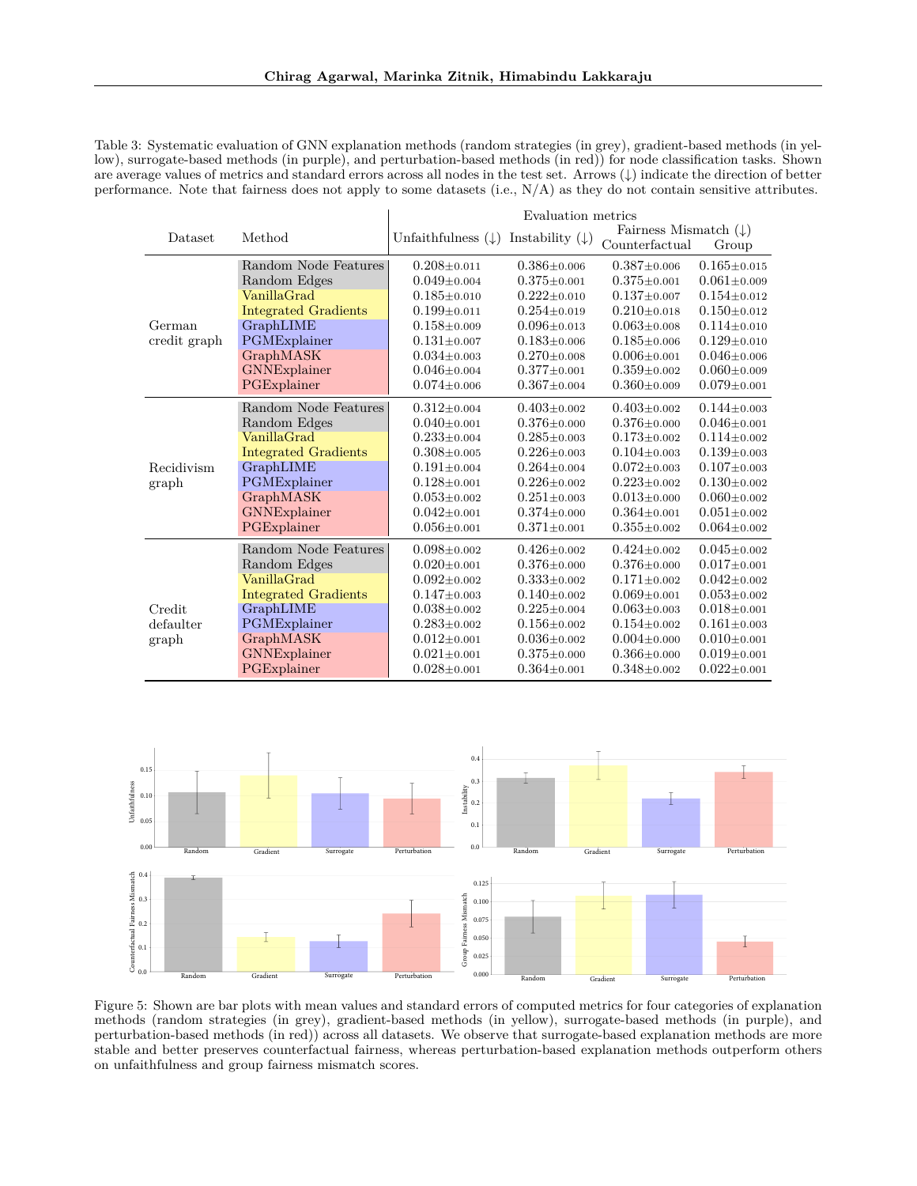Table 3: Systematic evaluation of GNN explanation methods (random strategies (in grey), gradient-based methods (in yellow), surrogate-based methods (in purple), and perturbation-based methods (in red)) for node classification tasks. Shown are average values of metrics and standard errors across all nodes in the test set. Arrows (↓) indicate the direction of better performance. Note that fairness does not apply to some datasets (i.e., N/A) as they do not contain sensitive attributes.

| Dataset | Method | Unfaithfulness (↓) | Instability (↓) | Fairness Mismatch (↓) Counterfactual | Fairness Mismatch (↓) Group |
|---|---|---|---|---|---|
| German credit graph | Random Node Features | $0.208 \pm 0.011$ | $0.386 \pm 0.006$ | $0.387 \pm 0.006$ | $0.165 \pm 0.015$ |
| | Random Edges | $0.049 \pm 0.004$ | $0.375 \pm 0.001$ | $0.375 \pm 0.001$ | $0.061 \pm 0.009$ |
| | VanillaGrad | $0.185 \pm 0.010$ | $0.222 \pm 0.010$ | $0.137 \pm 0.007$ | $0.154 \pm 0.012$ |
| | Integrated Gradients | $0.199 \pm 0.011$ | $0.254 \pm 0.019$ | $0.210 \pm 0.018$ | $0.150 \pm 0.012$ |
| | GraphLIME | $0.158 \pm 0.009$ | $0.096 \pm 0.013$ | $0.063 \pm 0.008$ | $0.114 \pm 0.010$ |
| | PGMExplainer | $0.131 \pm 0.007$ | $0.183 \pm 0.006$ | $0.185 \pm 0.006$ | $0.129 \pm 0.010$ |
| | GraphMASK | $0.034 \pm 0.003$ | $0.270 \pm 0.008$ | $0.006 \pm 0.001$ | $0.046 \pm 0.006$ |
| | GNNExplainer | $0.046 \pm 0.004$ | $0.377 \pm 0.001$ | $0.359 \pm 0.002$ | $0.060 \pm 0.009$ |
| | PGExplainer | $0.074 \pm 0.006$ | $0.367 \pm 0.004$ | $0.360 \pm 0.009$ | $0.079 \pm 0.001$ |
| Recidivism graph | Random Node Features | $0.312 \pm 0.004$ | $0.403 \pm 0.002$ | $0.403 \pm 0.002$ | $0.144 \pm 0.003$ |
| | Random Edges | $0.040 \pm 0.001$ | $0.376 \pm 0.000$ | $0.376 \pm 0.000$ | $0.046 \pm 0.001$ |
| | VanillaGrad | $0.233 \pm 0.004$ | $0.285 \pm 0.003$ | $0.173 \pm 0.002$ | $0.114 \pm 0.002$ |
| | Integrated Gradients | $0.308 \pm 0.005$ | $0.226 \pm 0.003$ | $0.104 \pm 0.003$ | $0.139 \pm 0.003$ |
| | GraphLIME | $0.191 \pm 0.004$ | $0.264 \pm 0.004$ | $0.072 \pm 0.003$ | $0.107 \pm 0.003$ |
| | PGMExplainer | $0.128 \pm 0.001$ | $0.226 \pm 0.002$ | $0.223 \pm 0.002$ | $0.130 \pm 0.002$ |
| | GraphMASK | $0.053 \pm 0.002$ | $0.251 \pm 0.003$ | $0.013 \pm 0.000$ | $0.060 \pm 0.002$ |
| | GNNExplainer | $0.042 \pm 0.001$ | $0.374 \pm 0.000$ | $0.364 \pm 0.001$ | $0.051 \pm 0.002$ |
| | PGExplainer | $0.056 \pm 0.001$ | $0.371 \pm 0.001$ | $0.355 \pm 0.002$ | $0.064 \pm 0.002$ |
| Credit defaulter graph | Random Node Features | $0.098 \pm 0.002$ | $0.426 \pm 0.002$ | $0.424 \pm 0.002$ | $0.045 \pm 0.002$ |
| | Random Edges | $0.020 \pm 0.001$ | $0.376 \pm 0.000$ | $0.376 \pm 0.000$ | $0.017 \pm 0.001$ |
| | VanillaGrad | $0.092 \pm 0.002$ | $0.333 \pm 0.002$ | $0.171 \pm 0.002$ | $0.042 \pm 0.002$ |
| | Integrated Gradients | $0.147 \pm 0.003$ | $0.140 \pm 0.002$ | $0.069 \pm 0.001$ | $0.053 \pm 0.002$ |
| | GraphLIME | $0.038 \pm 0.002$ | $0.225 \pm 0.004$ | $0.063 \pm 0.003$ | $0.018 \pm 0.001$ |
| | PGMExplainer | $0.283 \pm 0.002$ | $0.156 \pm 0.002$ | $0.154 \pm 0.002$ | $0.161 \pm 0.003$ |
| | GraphMASK | $0.012 \pm 0.001$ | $0.036 \pm 0.002$ | $0.004 \pm 0.000$ | $0.010 \pm 0.001$ |
| | GNNExplainer | $0.021 \pm 0.001$ | $0.375 \pm 0.000$ | $0.366 \pm 0.000$ | $0.019 \pm 0.001$ |
| | PGExplainer | $0.028 \pm 0.001$ | $0.364 \pm 0.001$ | $0.348 \pm 0.002$ | $0.022 \pm 0.001$ |

Figure 5: Shown are bar plots with mean values and standard errors of computed metrics for four categories of explanation methods (random strategies (in grey), gradient-based methods (in yellow), surrogate-based methods (in purple), and perturbation-based methods (in red)) across all datasets. We observe that surrogate-based explanation methods are more stable and better preserves counterfactual fairness, whereas perturbation-based explanation methods outperform others on unfaithfulness and group fairness mismatch scores.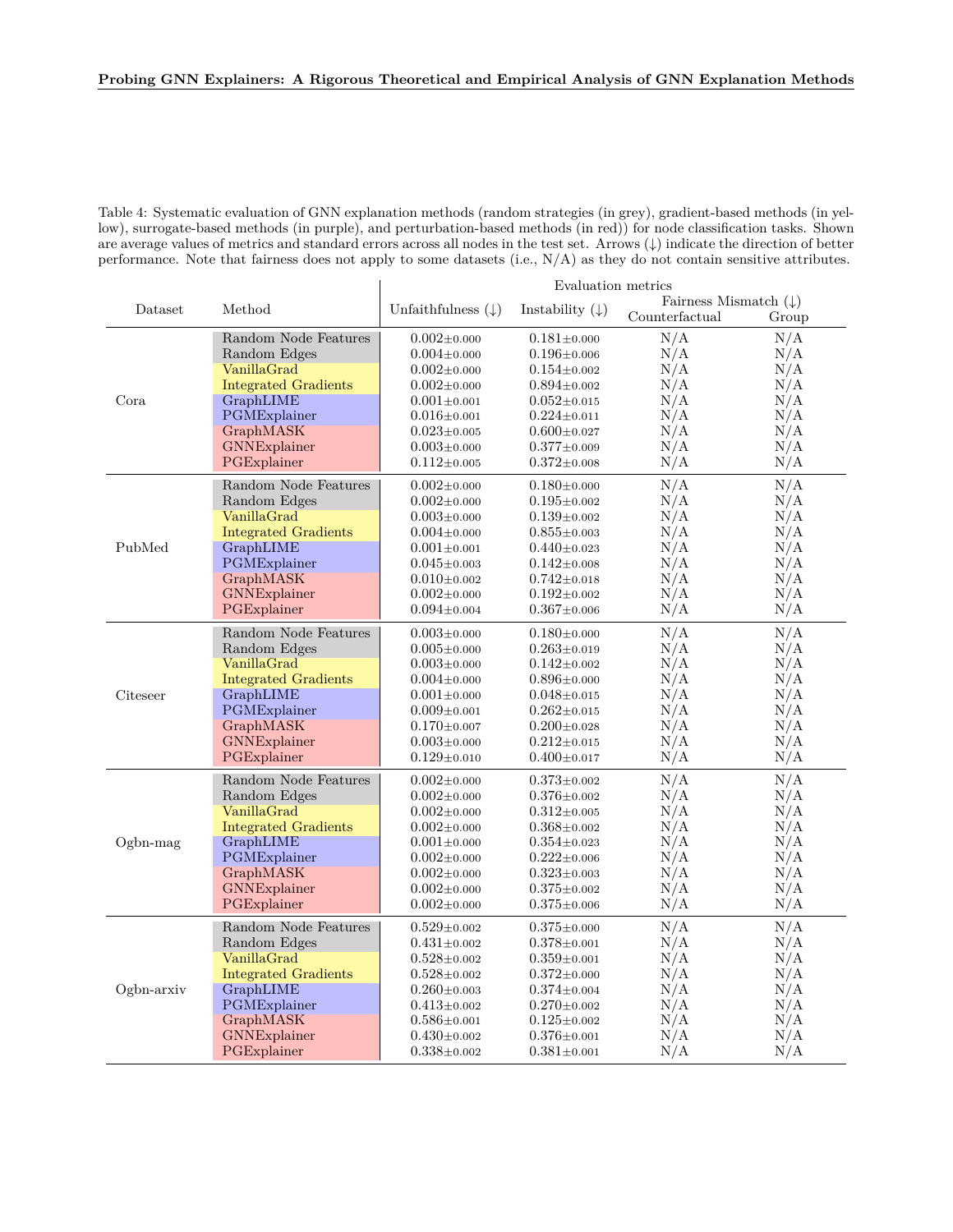Table 4: Systematic evaluation of GNN explanation methods (random strategies (in grey), gradient-based methods (in yellow), surrogate-based methods (in purple), and perturbation-based methods (in red)) for node classification tasks. Shown are average values of metrics and standard errors across all nodes in the test set. Arrows (↓) indicate the direction of better performance. Note that fairness does not apply to some datasets (i.e., N/A) as they do not contain sensitive attributes.

| Dataset | Method | Evaluation metrics | | | |
|---|---|---|---|---|---|
| | | Unfaithfulness (↓) | Instability (↓) | Fairness Mismatch (↓) | |
| | | | | Counterfactual | Group |
| Cora | Random Node Features | $0.002_{\pm 0.000}$ | $0.181_{\pm 0.000}$ | N/A | N/A |
| | Random Edges | $0.004_{\pm 0.000}$ | $0.196_{\pm 0.006}$ | N/A | N/A |
| | VanillaGrad | $0.002_{\pm 0.000}$ | $0.154_{\pm 0.002}$ | N/A | N/A |
| | Integrated Gradients | $0.002_{\pm 0.000}$ | $0.894_{\pm 0.002}$ | N/A | N/A |
| | GraphLIME | $0.001_{\pm 0.001}$ | $0.052_{\pm 0.015}$ | N/A | N/A |
| | PGMExplainer | $0.016_{\pm 0.001}$ | $0.224_{\pm 0.011}$ | N/A | N/A |
| | GraphMASK | $0.023_{\pm 0.005}$ | $0.600_{\pm 0.027}$ | N/A | N/A |
| | GNNExplainer | $0.003_{\pm 0.000}$ | $0.377_{\pm 0.009}$ | N/A | N/A |
| | PGExplainer | $0.112_{\pm 0.005}$ | $0.372_{\pm 0.008}$ | N/A | N/A |
| PubMed | Random Node Features | $0.002_{\pm 0.000}$ | $0.180_{\pm 0.000}$ | N/A | N/A |
| | Random Edges | $0.002_{\pm 0.000}$ | $0.195_{\pm 0.002}$ | N/A | N/A |
| | VanillaGrad | $0.003_{\pm 0.000}$ | $0.139_{\pm 0.002}$ | N/A | N/A |
| | Integrated Gradients | $0.004_{\pm 0.000}$ | $0.855_{\pm 0.003}$ | N/A | N/A |
| | GraphLIME | $0.001_{\pm 0.001}$ | $0.440_{\pm 0.023}$ | N/A | N/A |
| | PGMExplainer | $0.045_{\pm 0.003}$ | $0.142_{\pm 0.008}$ | N/A | N/A |
| | GraphMASK | $0.010_{\pm 0.002}$ | $0.742_{\pm 0.018}$ | N/A | N/A |
| | GNNExplainer | $0.002_{\pm 0.000}$ | $0.192_{\pm 0.002}$ | N/A | N/A |
| | PGExplainer | $0.094_{\pm 0.004}$ | $0.367_{\pm 0.006}$ | N/A | N/A |
| Citeseer | Random Node Features | $0.003_{\pm 0.000}$ | $0.180_{\pm 0.000}$ | N/A | N/A |
| | Random Edges | $0.005_{\pm 0.000}$ | $0.263_{\pm 0.019}$ | N/A | N/A |
| | VanillaGrad | $0.003_{\pm 0.000}$ | $0.142_{\pm 0.002}$ | N/A | N/A |
| | Integrated Gradients | $0.004_{\pm 0.000}$ | $0.896_{\pm 0.000}$ | N/A | N/A |
| | GraphLIME | $0.001_{\pm 0.000}$ | $0.048_{\pm 0.015}$ | N/A | N/A |
| | PGMExplainer | $0.009_{\pm 0.001}$ | $0.262_{\pm 0.015}$ | N/A | N/A |
| | GraphMASK | $0.170_{\pm 0.007}$ | $0.200_{\pm 0.028}$ | N/A | N/A |
| | GNNExplainer | $0.003_{\pm 0.000}$ | $0.212_{\pm 0.015}$ | N/A | N/A |
| | PGExplainer | $0.129_{\pm 0.010}$ | $0.400_{\pm 0.017}$ | N/A | N/A |
| Ogbn-mag | Random Node Features | $0.002_{\pm 0.000}$ | $0.373_{\pm 0.002}$ | N/A | N/A |
| | Random Edges | $0.002_{\pm 0.000}$ | $0.376_{\pm 0.002}$ | N/A | N/A |
| | VanillaGrad | $0.002_{\pm 0.000}$ | $0.312_{\pm 0.005}$ | N/A | N/A |
| | Integrated Gradients | $0.002_{\pm 0.000}$ | $0.368_{\pm 0.002}$ | N/A | N/A |
| | GraphLIME | $0.001_{\pm 0.000}$ | $0.354_{\pm 0.023}$ | N/A | N/A |
| | PGMExplainer | $0.002_{\pm 0.000}$ | $0.222_{\pm 0.006}$ | N/A | N/A |
| | GraphMASK | $0.002_{\pm 0.000}$ | $0.323_{\pm 0.003}$ | N/A | N/A |
| | GNNExplainer | $0.002_{\pm 0.000}$ | $0.375_{\pm 0.002}$ | N/A | N/A |
| | PGExplainer | $0.002_{\pm 0.000}$ | $0.375_{\pm 0.006}$ | N/A | N/A |
| Ogbn-arxiv | Random Node Features | $0.529_{\pm 0.002}$ | $0.375_{\pm 0.000}$ | N/A | N/A |
| | Random Edges | $0.431_{\pm 0.002}$ | $0.378_{\pm 0.001}$ | N/A | N/A |
| | VanillaGrad | $0.528_{\pm 0.002}$ | $0.359_{\pm 0.001}$ | N/A | N/A |
| | Integrated Gradients | $0.528_{\pm 0.002}$ | $0.372_{\pm 0.000}$ | N/A | N/A |
| | GraphLIME | $0.260_{\pm 0.003}$ | $0.374_{\pm 0.004}$ | N/A | N/A |
| | PGMExplainer | $0.413_{\pm 0.002}$ | $0.270_{\pm 0.002}$ | N/A | N/A |
| | GraphMASK | $0.586_{\pm 0.001}$ | $0.125_{\pm 0.002}$ | N/A | N/A |
| | GNNExplainer | $0.430_{\pm 0.002}$ | $0.376_{\pm 0.001}$ | N/A | N/A |
| | PGExplainer | $0.338_{\pm 0.002}$ | $0.381_{\pm 0.001}$ | N/A | N/A |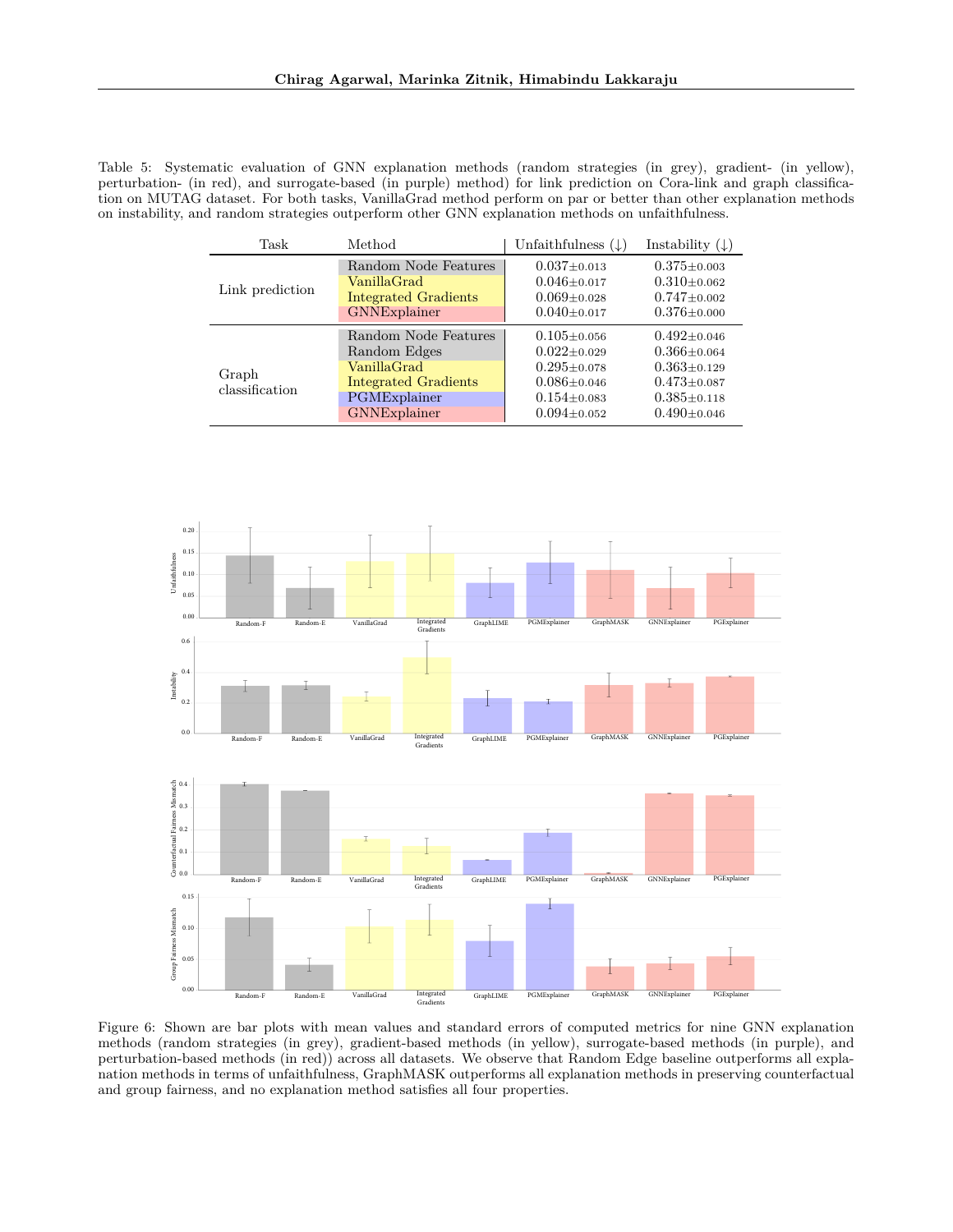Table 5: Systematic evaluation of GNN explanation methods (random strategies (in grey), gradient- (in yellow), perturbation- (in red), and surrogate-based (in purple) method) for link prediction on Cora-link and graph classification on MUTAG dataset. For both tasks, VanillaGrad method perform on par or better than other explanation methods on instability, and random strategies outperform other GNN explanation methods on unfaithfulness.

| Task | Method | Unfaithfulness (↓) | Instability (↓) |
|---|---|---|---|
| Link prediction | Random Node Features | $0.037 \pm 0.013$ | $0.375 \pm 0.003$ |
| | VanillaGrad | $0.046 \pm 0.017$ | $0.310 \pm 0.062$ |
| | Integrated Gradients | $0.069 \pm 0.028$ | $0.747 \pm 0.002$ |
| | GNNExplainer | $0.040 \pm 0.017$ | $0.376 \pm 0.000$ |
| Graph classification | Random Node Features | $0.105 \pm 0.056$ | $0.492 \pm 0.046$ |
| | Random Edges | $0.022 \pm 0.029$ | $0.366 \pm 0.064$ |
| | VanillaGrad | $0.295 \pm 0.078$ | $0.363 \pm 0.129$ |
| | Integrated Gradients | $0.086 \pm 0.046$ | $0.473 \pm 0.087$ |
| | PGMExplainer | $0.154 \pm 0.083$ | $0.385 \pm 0.118$ |
| | GNNExplainer | $0.094 \pm 0.052$ | $0.490 \pm 0.046$ |

Figure 6: Shown are bar plots with mean values and standard errors of computed metrics for nine GNN explanation methods (random strategies (in grey), gradient-based methods (in yellow), surrogate-based methods (in purple), and perturbation-based methods (in red)) across all datasets. We observe that Random Edge baseline outperforms all explanation methods in terms of unfaithfulness, GraphMASK outperforms all explanation methods in preserving counterfactual and group fairness, and no explanation method satisfies all four properties.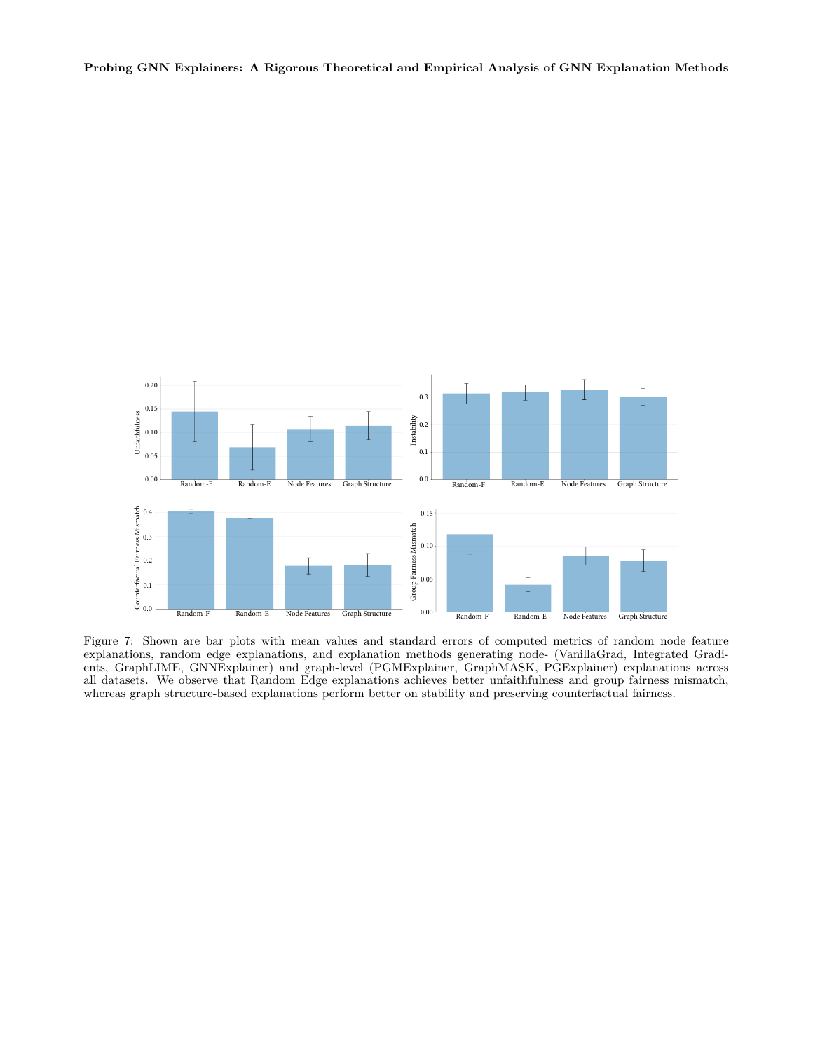Unfaithfulness
0.20
0.15
0.10
0.05
0.00
Random-F
Random-E
Node Features
Graph Structure

Instability
0.3
0.2
0.1
0.0
Random-F
Random-E
Node Features
Graph Structure

Counterfactual Fairness Mismatch
0.4
0.3
0.2
0.1
0.0
Random-F
Random-E
Node Features
Graph Structure

Group Fairness Mismatch
0.15
0.10
0.05
0.00
Random-F
Random-E
Node Features
Graph Structure

Figure 7: Shown are bar plots with mean values and standard errors of computed metrics of random node feature explanations, random edge explanations, and explanation methods generating node- (VanillaGrad, Integrated Gradients, GraphLIME, GNNExplainer) and graph-level (PGMExplainer, GraphMASK, PGExplainer) explanations across all datasets. We observe that Random Edge explanations achieves better unfaithfulness and group fairness mismatch, whereas graph structure-based explanations perform better on stability and preserving counterfactual fairness.